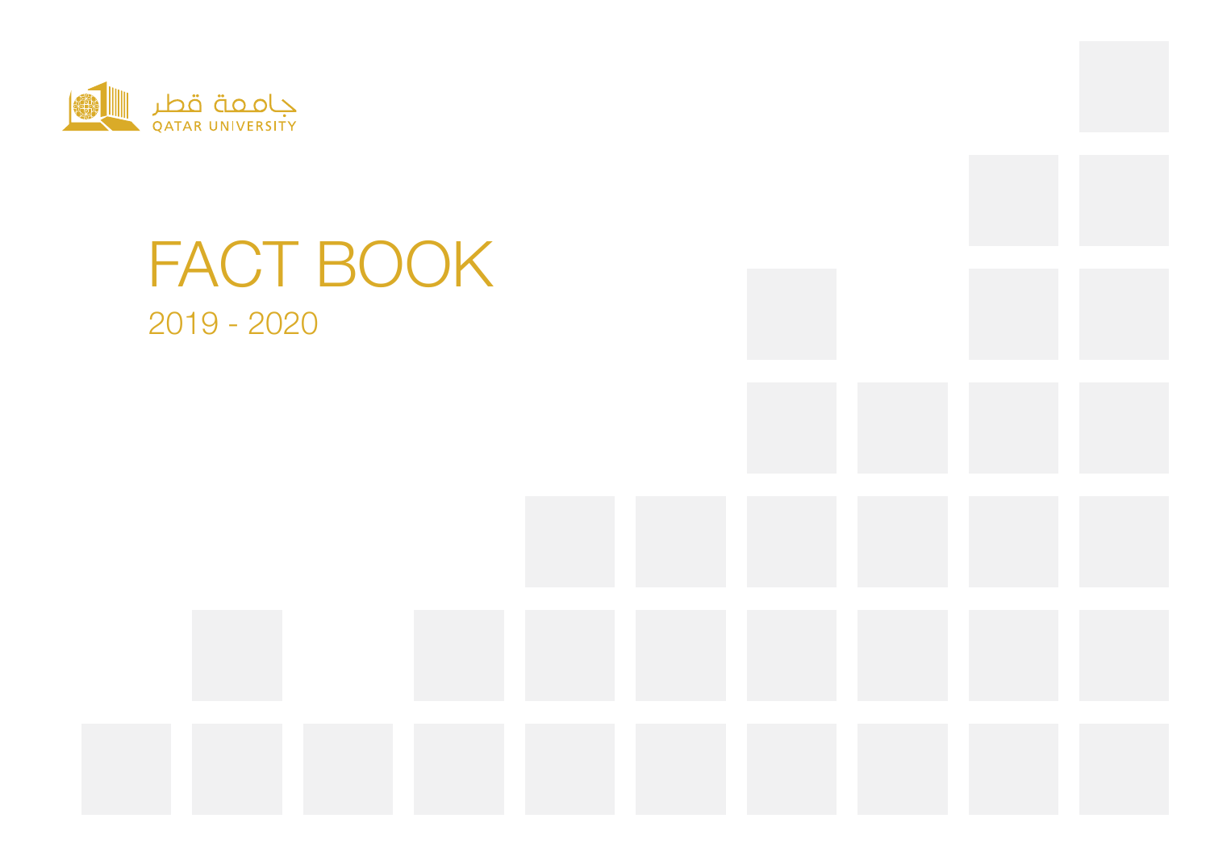جامعة قطر
QATAR UNIVERSITY

# FACT BOOK

2019 - 2020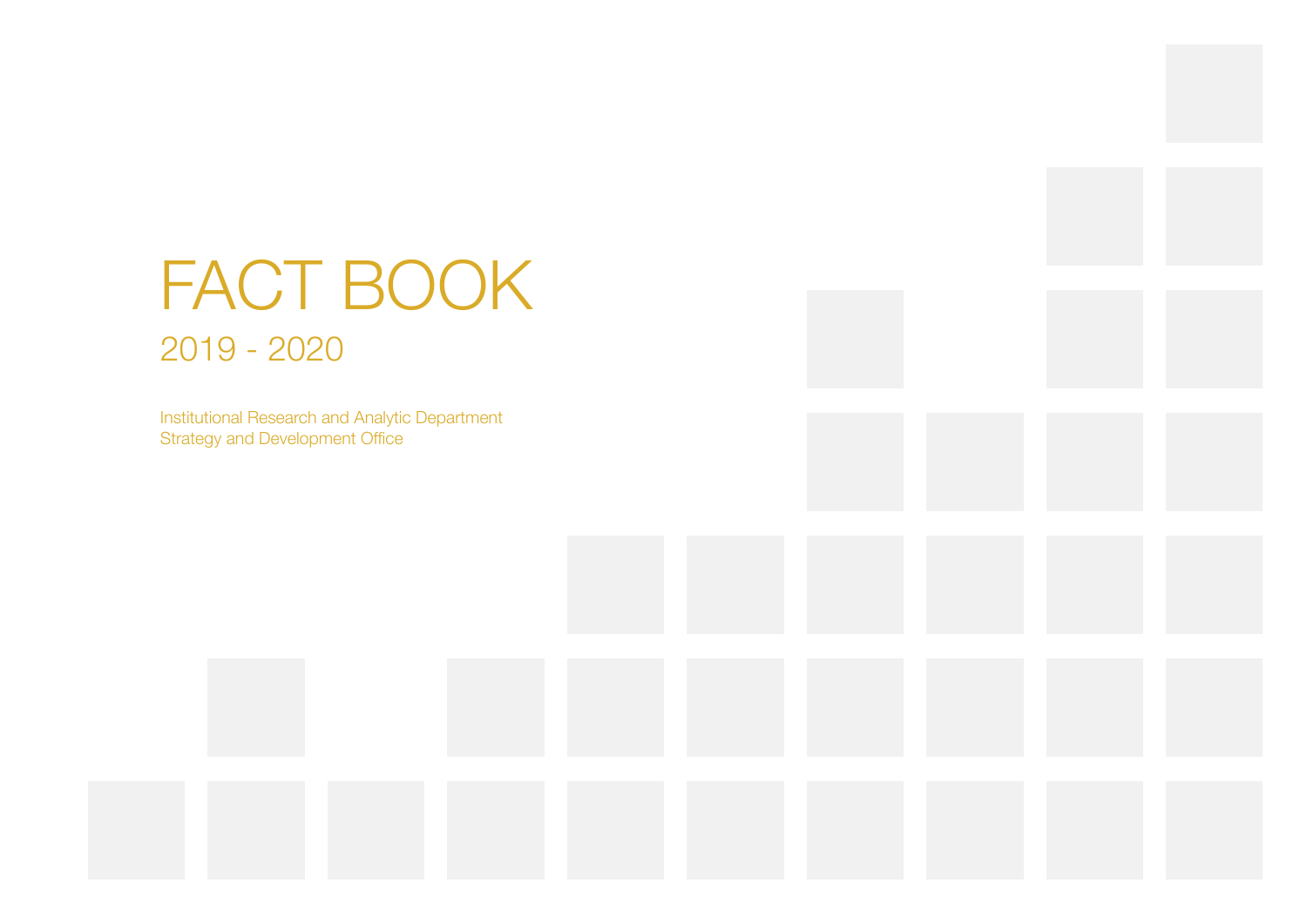# FACT BOOK

## 2019 - 2020

Institutional Research and Analytic Department
Strategy and Development Office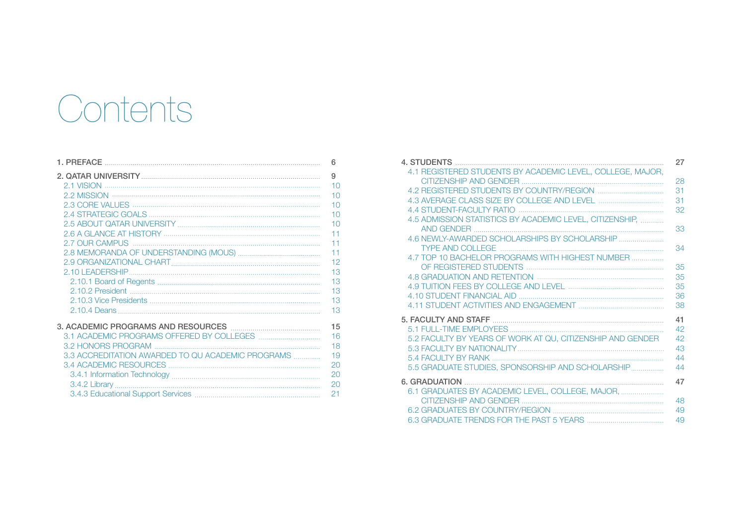# Contents

| | |
|---|---|
| **1. PREFACE** | 6 |
| **2. QATAR UNIVERSITY** | 9 |
| 2.1 VISION | 10 |
| 2.2 MISSION | 10 |
| 2.3 CORE VALUES | 10 |
| 2.4 STRATEGIC GOALS | 10 |
| 2.5 ABOUT QATAR UNIVERSITY | 10 |
| 2.6 A GLANCE AT HISTORY | 11 |
| 2.7 OUR CAMPUS | 11 |
| 2.8 MEMORANDA OF UNDERSTANDING (MOUS) | 11 |
| 2.9 ORGANIZATIONAL CHART | 12 |
| 2.10 LEADERSHIP | 13 |
| 2.10.1 Board of Regents | 13 |
| 2.10.2 President | 13 |
| 2.10.3 Vice Presidents | 13 |
| 2.10.4 Deans | 13 |
| **3. ACADEMIC PROGRAMS AND RESOURCES** | 15 |
| 3.1 ACADEMIC PROGRAMS OFFERED BY COLLEGES | 16 |
| 3.2 HONORS PROGRAM | 18 |
| 3.3 ACCREDITATION AWARDED TO QU ACADEMIC PROGRAMS | 19 |
| 3.4 ACADEMIC RESOURCES | 20 |
| 3.4.1 Information Technology | 20 |
| 3.4.2 Library | 20 |
| 3.4.3 Educational Support Services | 21 |
| **4. STUDENTS** | 27 |
| 4.1 REGISTERED STUDENTS BY ACADEMIC LEVEL, COLLEGE, MAJOR, CITIZENSHIP AND GENDER | 28 |
| 4.2 REGISTERED STUDENTS BY COUNTRY/REGION | 31 |
| 4.3 AVERAGE CLASS SIZE BY COLLEGE AND LEVEL | 31 |
| 4.4 STUDENT-FACULTY RATIO | 32 |
| 4.5 ADMISSION STATISTICS BY ACADEMIC LEVEL, CITIZENSHIP, AND GENDER | 33 |
| 4.6 NEWLY-AWARDED SCHOLARSHIPS BY SCHOLARSHIP TYPE AND COLLEGE | 34 |
| 4.7 TOP 10 BACHELOR PROGRAMS WITH HIGHEST NUMBER OF REGISTERED STUDENTS | 35 |
| 4.8 GRADUATION AND RETENTION | 35 |
| 4.9 TUITION FEES BY COLLEGE AND LEVEL | 35 |
| 4.10 STUDENT FINANCIAL AID | 36 |
| 4.11 STUDENT ACTIVITIES AND ENGAGEMENT | 38 |
| **5. FACULTY AND STAFF** | 41 |
| 5.1 FULL-TIME EMPLOYEES | 42 |
| 5.2 FACULTY BY YEARS OF WORK AT QU, CITIZENSHIP AND GENDER | 42 |
| 5.3 FACULTY BY NATIONALITY | 43 |
| 5.4 FACULTY BY RANK | 44 |
| 5.5 GRADUATE STUDIES, SPONSORSHIP AND SCHOLARSHIP | 44 |
| **6. GRADUATION** | 47 |
| 6.1 GRADUATES BY ACADEMIC LEVEL, COLLEGE, MAJOR, CITIZENSHIP AND GENDER | 48 |
| 6.2 GRADUATES BY COUNTRY/REGION | 49 |
| 6.3 GRADUATE TRENDS FOR THE PAST 5 YEARS | 49 |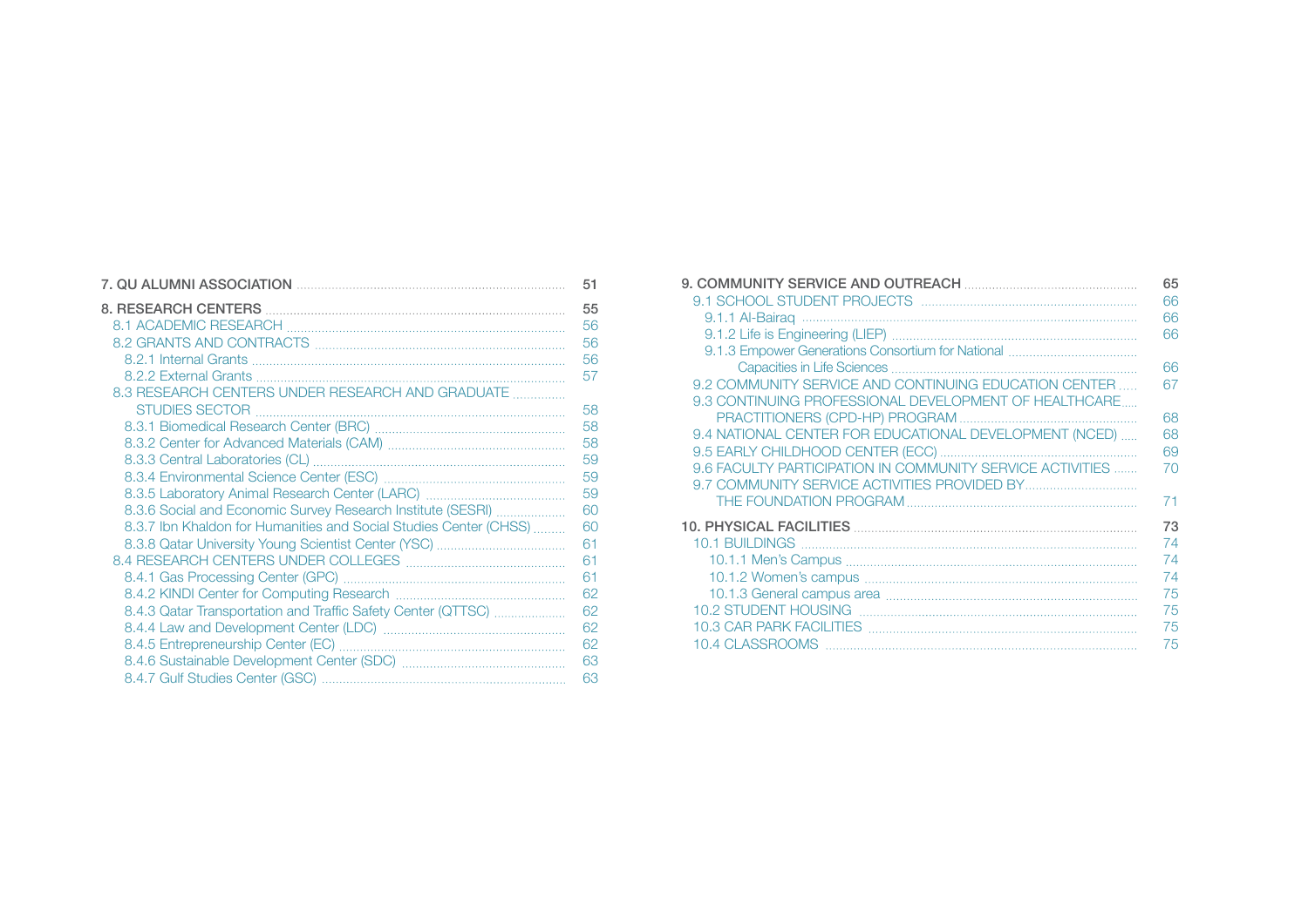| | |
|---|---|
| **7. QU ALUMNI ASSOCIATION** | **51** |
| **8. RESEARCH CENTERS** | **55** |
| 8.1 ACADEMIC RESEARCH | 56 |
| 8.2 GRANTS AND CONTRACTS | 56 |
| 8.2.1 Internal Grants | 56 |
| 8.2.2 External Grants | 57 |
| 8.3 RESEARCH CENTERS UNDER RESEARCH AND GRADUATE STUDIES SECTOR | 58 |
| 8.3.1 Biomedical Research Center (BRC) | 58 |
| 8.3.2 Center for Advanced Materials (CAM) | 58 |
| 8.3.3 Central Laboratories (CL) | 59 |
| 8.3.4 Environmental Science Center (ESC) | 59 |
| 8.3.5 Laboratory Animal Research Center (LARC) | 59 |
| 8.3.6 Social and Economic Survey Research Institute (SESRI) | 60 |
| 8.3.7 Ibn Khaldon for Humanities and Social Studies Center (CHSS) | 60 |
| 8.3.8 Qatar University Young Scientist Center (YSC) | 61 |
| 8.4 RESEARCH CENTERS UNDER COLLEGES | 61 |
| 8.4.1 Gas Processing Center (GPC) | 61 |
| 8.4.2 KINDI Center for Computing Research | 62 |
| 8.4.3 Qatar Transportation and Traffic Safety Center (QTTSC) | 62 |
| 8.4.4 Law and Development Center (LDC) | 62 |
| 8.4.5 Entrepreneurship Center (EC) | 62 |
| 8.4.6 Sustainable Development Center (SDC) | 63 |
| 8.4.7 Gulf Studies Center (GSC) | 63 |
| **9. COMMUNITY SERVICE AND OUTREACH** | **65** |
| 9.1 SCHOOL STUDENT PROJECTS | 66 |
| 9.1.1 Al-Bairaq | 66 |
| 9.1.2 Life is Engineering (LIEP) | 66 |
| 9.1.3 Empower Generations Consortium for National Capacities in Life Sciences | 66 |
| 9.2 COMMUNITY SERVICE AND CONTINUING EDUCATION CENTER | 67 |
| 9.3 CONTINUING PROFESSIONAL DEVELOPMENT OF HEALTHCARE PRACTITIONERS (CPD-HP) PROGRAM | 68 |
| 9.4 NATIONAL CENTER FOR EDUCATIONAL DEVELOPMENT (NCED) | 68 |
| 9.5 EARLY CHILDHOOD CENTER (ECC) | 69 |
| 9.6 FACULTY PARTICIPATION IN COMMUNITY SERVICE ACTIVITIES | 70 |
| 9.7 COMMUNITY SERVICE ACTIVITIES PROVIDED BY THE FOUNDATION PROGRAM | 71 |
| **10. PHYSICAL FACILITIES** | **73** |
| 10.1 BUILDINGS | 74 |
| 10.1.1 Men's Campus | 74 |
| 10.1.2 Women's campus | 74 |
| 10.1.3 General campus area | 75 |
| 10.2 STUDENT HOUSING | 75 |
| 10.3 CAR PARK FACILITIES | 75 |
| 10.4 CLASSROOMS | 75 |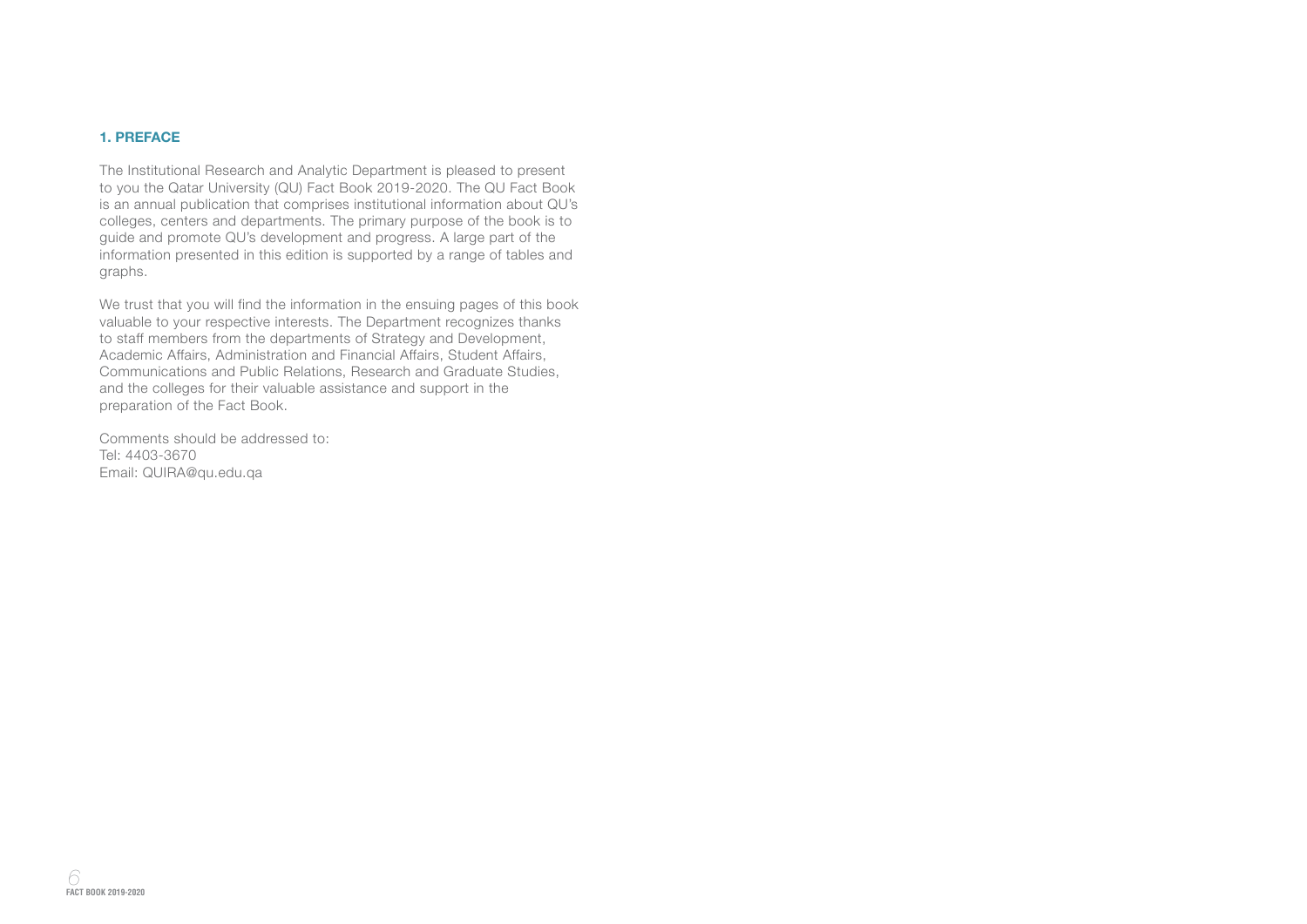## 1. PREFACE

The Institutional Research and Analytic Department is pleased to present to you the Qatar University (QU) Fact Book 2019-2020. The QU Fact Book is an annual publication that comprises institutional information about QU's colleges, centers and departments. The primary purpose of the book is to guide and promote QU's development and progress. A large part of the information presented in this edition is supported by a range of tables and graphs.

We trust that you will find the information in the ensuing pages of this book valuable to your respective interests. The Department recognizes thanks to staff members from the departments of Strategy and Development, Academic Affairs, Administration and Financial Affairs, Student Affairs, Communications and Public Relations, Research and Graduate Studies, and the colleges for their valuable assistance and support in the preparation of the Fact Book.

Comments should be addressed to:
Tel: 4403-3670
Email: QUIRA@qu.edu.qa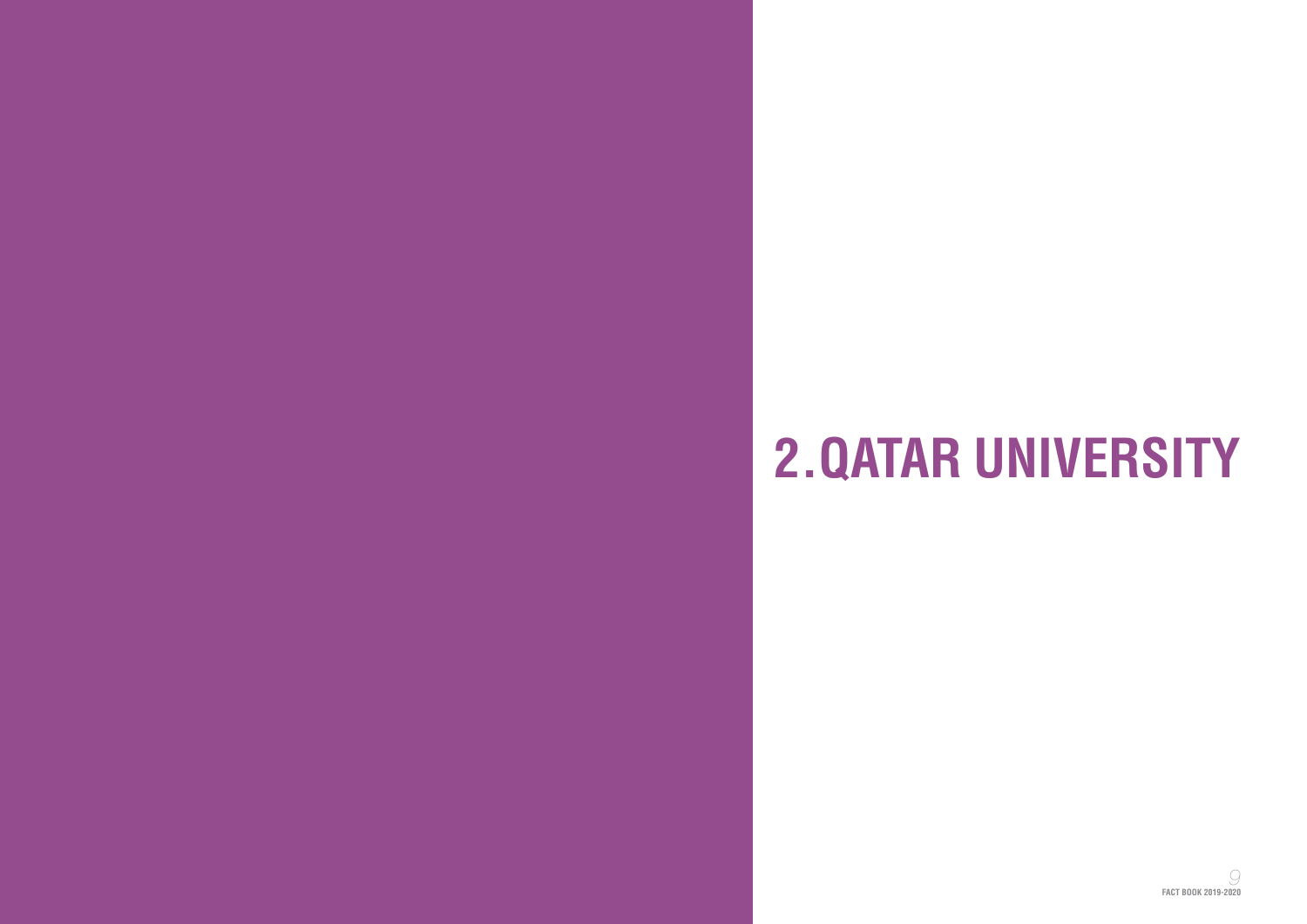# 2. QATAR UNIVERSITY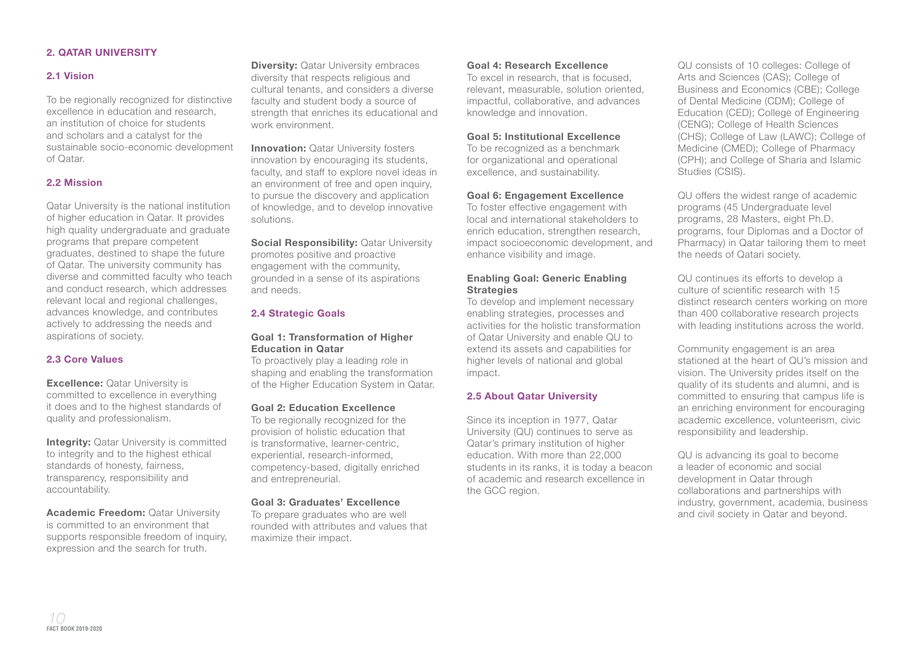## 2. QATAR UNIVERSITY

### 2.1 Vision

To be regionally recognized for distinctive excellence in education and research, an institution of choice for students and scholars and a catalyst for the sustainable socio-economic development of Qatar.

### 2.2 Mission

Qatar University is the national institution of higher education in Qatar. It provides high quality undergraduate and graduate programs that prepare competent graduates, destined to shape the future of Qatar. The university community has diverse and committed faculty who teach and conduct research, which addresses relevant local and regional challenges, advances knowledge, and contributes actively to addressing the needs and aspirations of society.

### 2.3 Core Values

**Excellence:** Qatar University is committed to excellence in everything it does and to the highest standards of quality and professionalism.

**Integrity:** Qatar University is committed to integrity and to the highest ethical standards of honesty, fairness, transparency, responsibility and accountability.

**Academic Freedom:** Qatar University is committed to an environment that supports responsible freedom of inquiry, expression and the search for truth.

**Diversity:** Qatar University embraces diversity that respects religious and cultural tenants, and considers a diverse faculty and student body a source of strength that enriches its educational and work environment.

**Innovation:** Qatar University fosters innovation by encouraging its students, faculty, and staff to explore novel ideas in an environment of free and open inquiry, to pursue the discovery and application of knowledge, and to develop innovative solutions.

**Social Responsibility:** Qatar University promotes positive and proactive engagement with the community, grounded in a sense of its aspirations and needs.

### 2.4 Strategic Goals

**Goal 1: Transformation of Higher Education in Qatar**
To proactively play a leading role in shaping and enabling the transformation of the Higher Education System in Qatar.

**Goal 2: Education Excellence**
To be regionally recognized for the provision of holistic education that is transformative, learner-centric, experiential, research-informed, competency-based, digitally enriched and entrepreneurial.

**Goal 3: Graduates' Excellence**
To prepare graduates who are well rounded with attributes and values that maximize their impact.

**Goal 4: Research Excellence**
To excel in research, that is focused, relevant, measurable, solution oriented, impactful, collaborative, and advances knowledge and innovation.

**Goal 5: Institutional Excellence**
To be recognized as a benchmark for organizational and operational excellence, and sustainability.

**Goal 6: Engagement Excellence**
To foster effective engagement with local and international stakeholders to enrich education, strengthen research, impact socioeconomic development, and enhance visibility and image.

**Enabling Goal: Generic Enabling Strategies**
To develop and implement necessary enabling strategies, processes and activities for the holistic transformation of Qatar University and enable QU to extend its assets and capabilities for higher levels of national and global impact.

### 2.5 About Qatar University

Since its inception in 1977, Qatar University (QU) continues to serve as Qatar's primary institution of higher education. With more than 22,000 students in its ranks, it is today a beacon of academic and research excellence in the GCC region.

QU consists of 10 colleges: College of Arts and Sciences (CAS); College of Business and Economics (CBE); College of Dental Medicine (CDM); College of Education (CED); College of Engineering (CENG); College of Health Sciences (CHS); College of Law (LAWC); College of Medicine (CMED); College of Pharmacy (CPH); and College of Sharia and Islamic Studies (CSIS).

QU offers the widest range of academic programs (45 Undergraduate level programs, 28 Masters, eight Ph.D. programs, four Diplomas and a Doctor of Pharmacy) in Qatar tailoring them to meet the needs of Qatari society.

QU continues its efforts to develop a culture of scientific research with 15 distinct research centers working on more than 400 collaborative research projects with leading institutions across the world.

Community engagement is an area stationed at the heart of QU's mission and vision. The University prides itself on the quality of its students and alumni, and is committed to ensuring that campus life is an enriching environment for encouraging academic excellence, volunteerism, civic responsibility and leadership.

QU is advancing its goal to become a leader of economic and social development in Qatar through collaborations and partnerships with industry, government, academia, business and civil society in Qatar and beyond.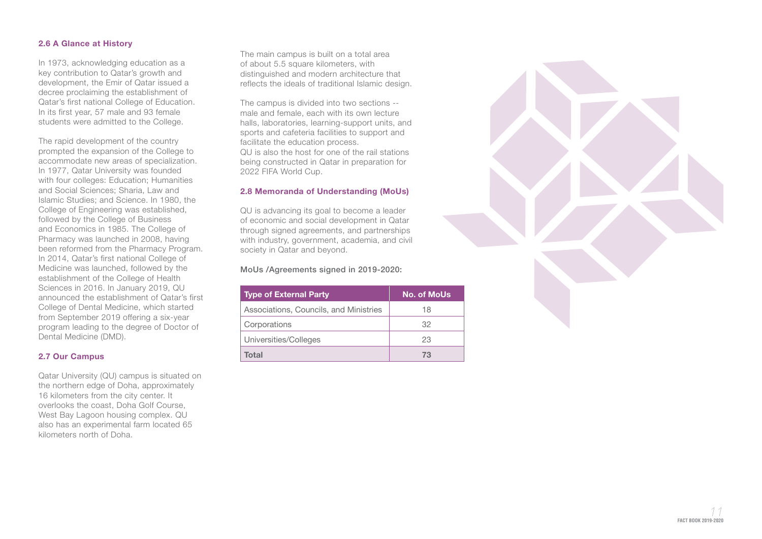## 2.6 A Glance at History

In 1973, acknowledging education as a key contribution to Qatar's growth and development, the Emir of Qatar issued a decree proclaiming the establishment of Qatar's first national College of Education. In its first year, 57 male and 93 female students were admitted to the College.

The rapid development of the country prompted the expansion of the College to accommodate new areas of specialization. In 1977, Qatar University was founded with four colleges: Education; Humanities and Social Sciences; Sharia, Law and Islamic Studies; and Science. In 1980, the College of Engineering was established, followed by the College of Business and Economics in 1985. The College of Pharmacy was launched in 2008, having been reformed from the Pharmacy Program. In 2014, Qatar's first national College of Medicine was launched, followed by the establishment of the College of Health Sciences in 2016. In January 2019, QU announced the establishment of Qatar's first College of Dental Medicine, which started from September 2019 offering a six-year program leading to the degree of Doctor of Dental Medicine (DMD).

## 2.7 Our Campus

Qatar University (QU) campus is situated on the northern edge of Doha, approximately 16 kilometers from the city center. It overlooks the coast, Doha Golf Course, West Bay Lagoon housing complex. QU also has an experimental farm located 65 kilometers north of Doha.

The main campus is built on a total area of about 5.5 square kilometers, with distinguished and modern architecture that reflects the ideals of traditional Islamic design.

The campus is divided into two sections -- male and female, each with its own lecture halls, laboratories, learning-support units, and sports and cafeteria facilities to support and facilitate the education process.
QU is also the host for one of the rail stations being constructed in Qatar in preparation for 2022 FIFA World Cup.

## 2.8 Memoranda of Understanding (MoUs)

QU is advancing its goal to become a leader of economic and social development in Qatar through signed agreements, and partnerships with industry, government, academia, and civil society in Qatar and beyond.

MoUs /Agreements signed in 2019-2020:

| Type of External Party | No. of MoUs |
|---|---|
| Associations, Councils, and Ministries | 18 |
| Corporations | 32 |
| Universities/Colleges | 23 |
| **Total** | **73** |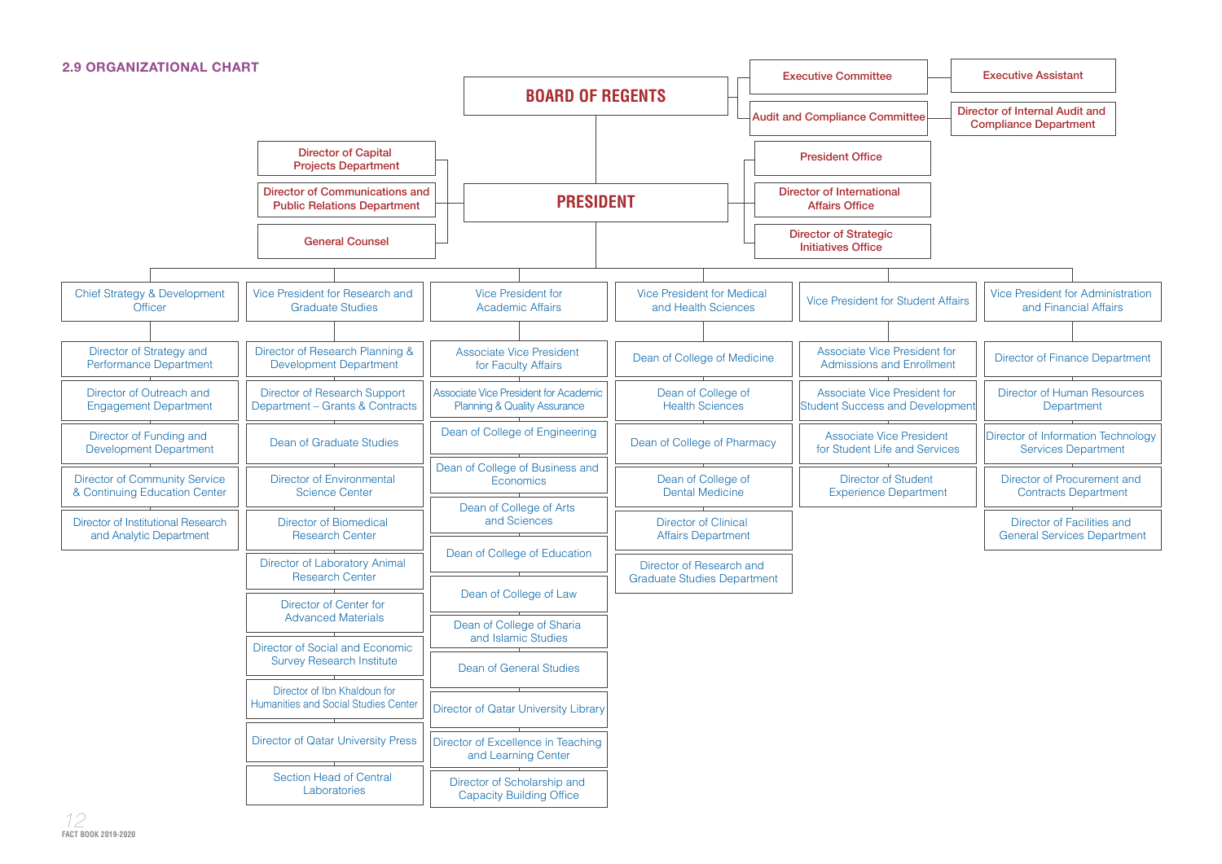## 2.9 ORGANIZATIONAL CHART

**BOARD OF REGENTS**

- Executive Committee
  - Executive Assistant
- Audit and Compliance Committee
  - Director of Internal Audit and Compliance Department

**PRESIDENT**

- Director of Capital Projects Department
- Director of Communications and Public Relations Department
- General Counsel
- President Office
- Director of International Affairs Office
- Director of Strategic Initiatives Office

**Chief Strategy & Development Officer**
- Director of Strategy and Performance Department
- Director of Outreach and Engagement Department
- Director of Funding and Development Department
- Director of Community Service & Continuing Education Center
- Director of Institutional Research and Analytic Department

**Vice President for Research and Graduate Studies**
- Director of Research Planning & Development Department
- Director of Research Support Department – Grants & Contracts
- Dean of Graduate Studies
- Director of Environmental Science Center
- Director of Biomedical Research Center
- Director of Laboratory Animal Research Center
- Director of Center for Advanced Materials
- Director of Social and Economic Survey Research Institute
- Director of Ibn Khaldoun for Humanities and Social Studies Center
- Director of Qatar University Press
- Section Head of Central Laboratories

**Vice President for Academic Affairs**
- Associate Vice President for Faculty Affairs
- Associate Vice President for Academic Planning & Quality Assurance
- Dean of College of Engineering
- Dean of College of Business and Economics
- Dean of College of Arts and Sciences
- Dean of College of Education
- Dean of College of Law
- Dean of College of Sharia and Islamic Studies
- Dean of General Studies
- Director of Qatar University Library
- Director of Excellence in Teaching and Learning Center
- Director of Scholarship and Capacity Building Office

**Vice President for Medical and Health Sciences**
- Dean of College of Medicine
- Dean of College of Health Sciences
- Dean of College of Pharmacy
- Dean of College of Dental Medicine
- Director of Clinical Affairs Department
- Director of Research and Graduate Studies Department

**Vice President for Student Affairs**
- Associate Vice President for Admissions and Enrollment
- Associate Vice President for Student Success and Development
- Associate Vice President for Student Life and Services
- Director of Student Experience Department

**Vice President for Administration and Financial Affairs**
- Director of Finance Department
- Director of Human Resources Department
- Director of Information Technology Services Department
- Director of Procurement and Contracts Department
- Director of Facilities and General Services Department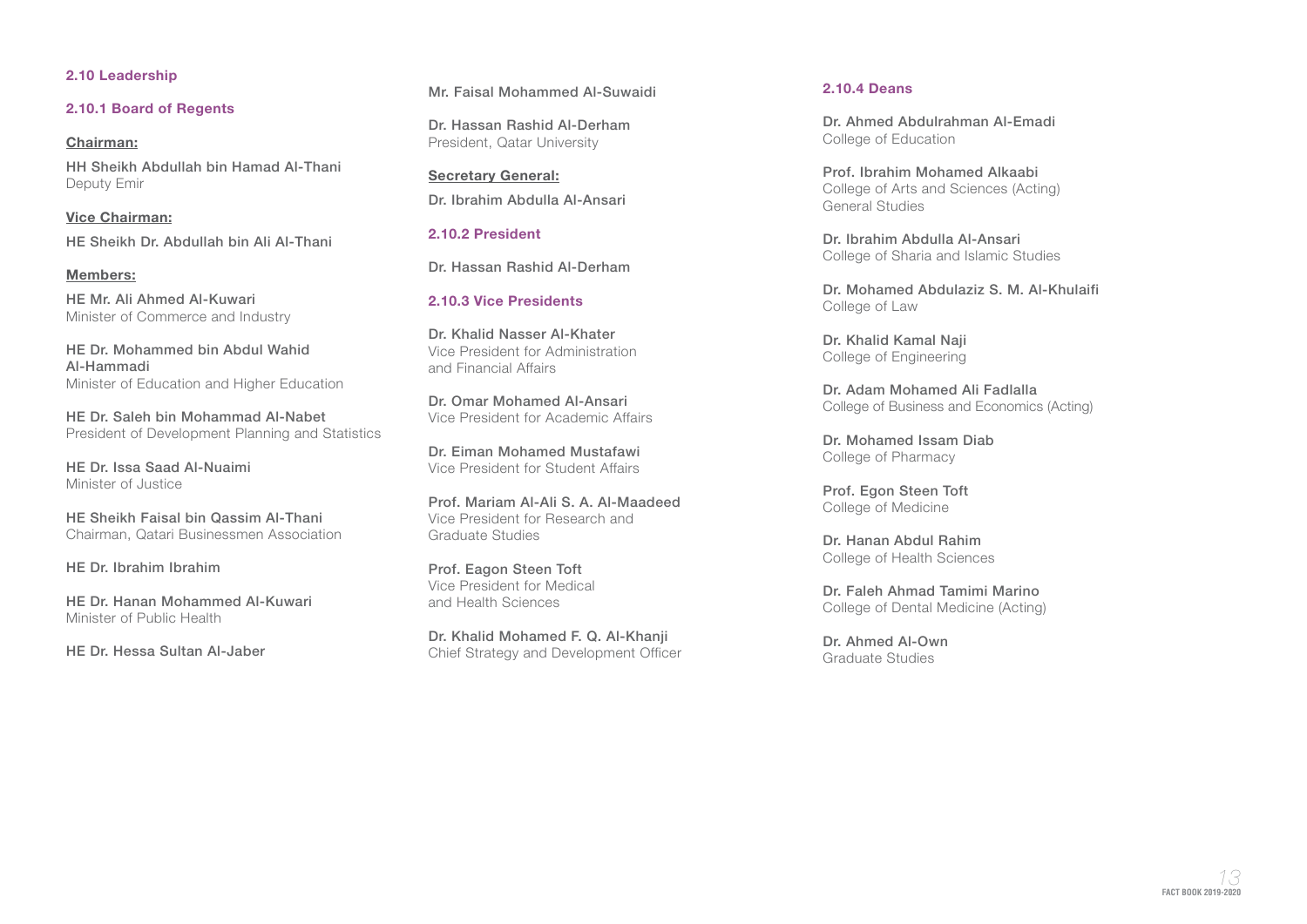## 2.10 Leadership

### 2.10.1 Board of Regents

**Chairman:**

HH Sheikh Abdullah bin Hamad Al-Thani
Deputy Emir

**Vice Chairman:**

HE Sheikh Dr. Abdullah bin Ali Al-Thani

**Members:**

HE Mr. Ali Ahmed Al-Kuwari
Minister of Commerce and Industry

HE Dr. Mohammed bin Abdul Wahid Al-Hammadi
Minister of Education and Higher Education

HE Dr. Saleh bin Mohammad Al-Nabet
President of Development Planning and Statistics

HE Dr. Issa Saad Al-Nuaimi
Minister of Justice

HE Sheikh Faisal bin Qassim Al-Thani
Chairman, Qatari Businessmen Association

HE Dr. Ibrahim Ibrahim

HE Dr. Hanan Mohammed Al-Kuwari
Minister of Public Health

HE Dr. Hessa Sultan Al-Jaber

Mr. Faisal Mohammed Al-Suwaidi

Dr. Hassan Rashid Al-Derham
President, Qatar University

**Secretary General:**

Dr. Ibrahim Abdulla Al-Ansari

### 2.10.2 President

Dr. Hassan Rashid Al-Derham

### 2.10.3 Vice Presidents

Dr. Khalid Nasser Al-Khater
Vice President for Administration and Financial Affairs

Dr. Omar Mohamed Al-Ansari
Vice President for Academic Affairs

Dr. Eiman Mohamed Mustafawi
Vice President for Student Affairs

Prof. Mariam Al-Ali S. A. Al-Maadeed
Vice President for Research and Graduate Studies

Prof. Eagon Steen Toft
Vice President for Medical and Health Sciences

Dr. Khalid Mohamed F. Q. Al-Khanji
Chief Strategy and Development Officer

### 2.10.4 Deans

Dr. Ahmed Abdulrahman Al-Emadi
College of Education

Prof. Ibrahim Mohamed Alkaabi
College of Arts and Sciences (Acting)
General Studies

Dr. Ibrahim Abdulla Al-Ansari
College of Sharia and Islamic Studies

Dr. Mohamed Abdulaziz S. M. Al-Khulaifi
College of Law

Dr. Khalid Kamal Naji
College of Engineering

Dr. Adam Mohamed Ali Fadlalla
College of Business and Economics (Acting)

Dr. Mohamed Issam Diab
College of Pharmacy

Prof. Egon Steen Toft
College of Medicine

Dr. Hanan Abdul Rahim
College of Health Sciences

Dr. Faleh Ahmad Tamimi Marino
College of Dental Medicine (Acting)

Dr. Ahmed Al-Own
Graduate Studies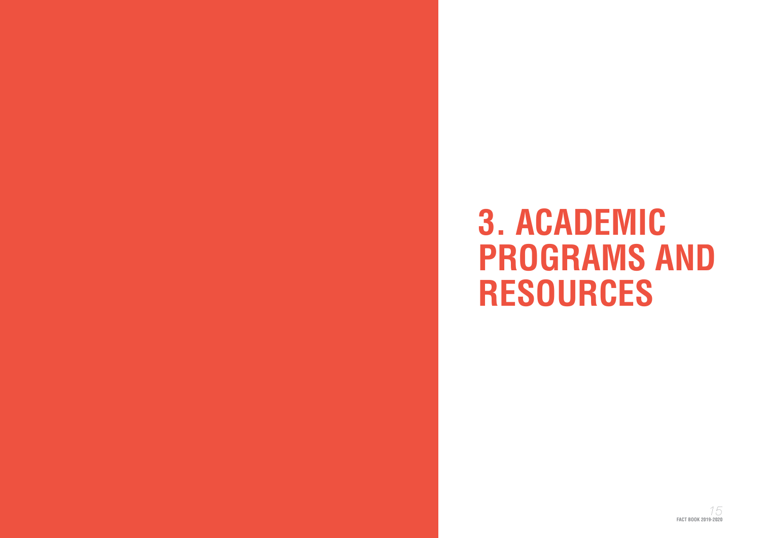# 3. ACADEMIC PROGRAMS AND RESOURCES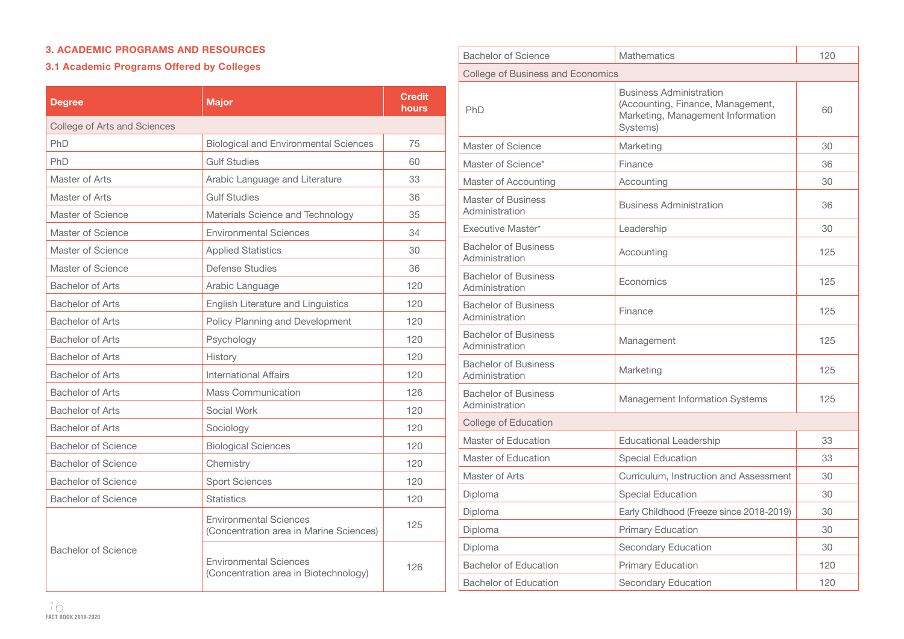## 3. ACADEMIC PROGRAMS AND RESOURCES

### 3.1 Academic Programs Offered by Colleges

| Degree | Major | Credit hours |
|---|---|---|
| College of Arts and Sciences | | |
| PhD | Biological and Environmental Sciences | 75 |
| PhD | Gulf Studies | 60 |
| Master of Arts | Arabic Language and Literature | 33 |
| Master of Arts | Gulf Studies | 36 |
| Master of Science | Materials Science and Technology | 35 |
| Master of Science | Environmental Sciences | 34 |
| Master of Science | Applied Statistics | 30 |
| Master of Science | Defense Studies | 36 |
| Bachelor of Arts | Arabic Language | 120 |
| Bachelor of Arts | English Literature and Linguistics | 120 |
| Bachelor of Arts | Policy Planning and Development | 120 |
| Bachelor of Arts | Psychology | 120 |
| Bachelor of Arts | History | 120 |
| Bachelor of Arts | International Affairs | 120 |
| Bachelor of Arts | Mass Communication | 126 |
| Bachelor of Arts | Social Work | 120 |
| Bachelor of Arts | Sociology | 120 |
| Bachelor of Science | Biological Sciences | 120 |
| Bachelor of Science | Chemistry | 120 |
| Bachelor of Science | Sport Sciences | 120 |
| Bachelor of Science | Statistics | 120 |
| Bachelor of Science | Environmental Sciences (Concentration area in Marine Sciences) | 125 |
| Bachelor of Science | Environmental Sciences (Concentration area in Biotechnology) | 126 |
| Bachelor of Science | Mathematics | 120 |
| College of Business and Economics | | |
| PhD | Business Administration (Accounting, Finance, Management, Marketing, Management Information Systems) | 60 |
| Master of Science | Marketing | 30 |
| Master of Science* | Finance | 36 |
| Master of Accounting | Accounting | 30 |
| Master of Business Administration | Business Administration | 36 |
| Executive Master* | Leadership | 30 |
| Bachelor of Business Administration | Accounting | 125 |
| Bachelor of Business Administration | Economics | 125 |
| Bachelor of Business Administration | Finance | 125 |
| Bachelor of Business Administration | Management | 125 |
| Bachelor of Business Administration | Marketing | 125 |
| Bachelor of Business Administration | Management Information Systems | 125 |
| College of Education | | |
| Master of Education | Educational Leadership | 33 |
| Master of Education | Special Education | 33 |
| Master of Arts | Curriculum, Instruction and Assessment | 30 |
| Diploma | Special Education | 30 |
| Diploma | Early Childhood (Freeze since 2018-2019) | 30 |
| Diploma | Primary Education | 30 |
| Diploma | Secondary Education | 30 |
| Bachelor of Education | Primary Education | 120 |
| Bachelor of Education | Secondary Education | 120 |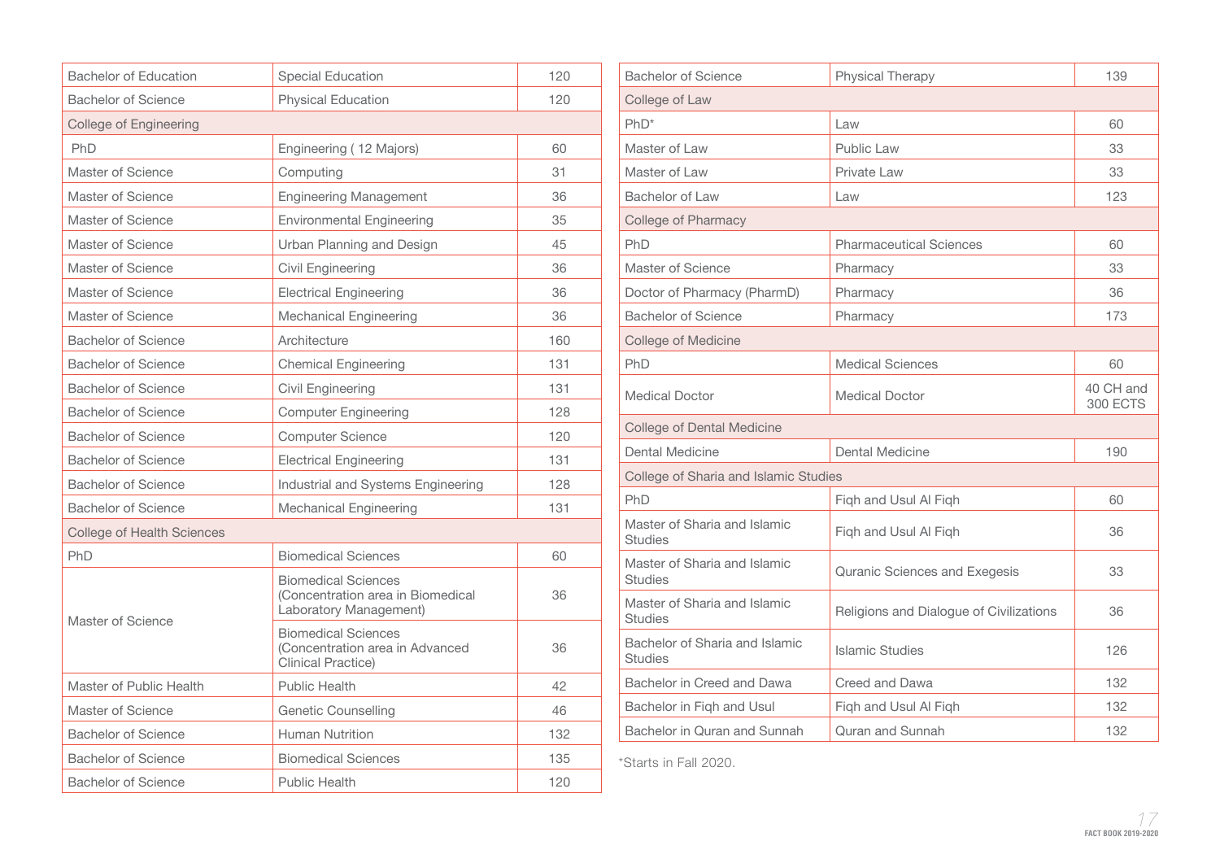| | | |
|---|---|---|
| Bachelor of Education | Special Education | 120 |
| Bachelor of Science | Physical Education | 120 |
| College of Engineering | | |
| PhD | Engineering ( 12 Majors) | 60 |
| Master of Science | Computing | 31 |
| Master of Science | Engineering Management | 36 |
| Master of Science | Environmental Engineering | 35 |
| Master of Science | Urban Planning and Design | 45 |
| Master of Science | Civil Engineering | 36 |
| Master of Science | Electrical Engineering | 36 |
| Master of Science | Mechanical Engineering | 36 |
| Bachelor of Science | Architecture | 160 |
| Bachelor of Science | Chemical Engineering | 131 |
| Bachelor of Science | Civil Engineering | 131 |
| Bachelor of Science | Computer Engineering | 128 |
| Bachelor of Science | Computer Science | 120 |
| Bachelor of Science | Electrical Engineering | 131 |
| Bachelor of Science | Industrial and Systems Engineering | 128 |
| Bachelor of Science | Mechanical Engineering | 131 |
| College of Health Sciences | | |
| PhD | Biomedical Sciences | 60 |
| Master of Science | Biomedical Sciences (Concentration area in Biomedical Laboratory Management) | 36 |
| | Biomedical Sciences (Concentration area in Advanced Clinical Practice) | 36 |
| Master of Public Health | Public Health | 42 |
| Master of Science | Genetic Counselling | 46 |
| Bachelor of Science | Human Nutrition | 132 |
| Bachelor of Science | Biomedical Sciences | 135 |
| Bachelor of Science | Public Health | 120 |

| | | |
|---|---|---|
| Bachelor of Science | Physical Therapy | 139 |
| College of Law | | |
| PhD* | Law | 60 |
| Master of Law | Public Law | 33 |
| Master of Law | Private Law | 33 |
| Bachelor of Law | Law | 123 |
| College of Pharmacy | | |
| PhD | Pharmaceutical Sciences | 60 |
| Master of Science | Pharmacy | 33 |
| Doctor of Pharmacy (PharmD) | Pharmacy | 36 |
| Bachelor of Science | Pharmacy | 173 |
| College of Medicine | | |
| PhD | Medical Sciences | 60 |
| Medical Doctor | Medical Doctor | 40 CH and 300 ECTS |
| College of Dental Medicine | | |
| Dental Medicine | Dental Medicine | 190 |
| College of Sharia and Islamic Studies | | |
| PhD | Fiqh and Usul Al Fiqh | 60 |
| Master of Sharia and Islamic Studies | Fiqh and Usul Al Fiqh | 36 |
| Master of Sharia and Islamic Studies | Quranic Sciences and Exegesis | 33 |
| Master of Sharia and Islamic Studies | Religions and Dialogue of Civilizations | 36 |
| Bachelor of Sharia and Islamic Studies | Islamic Studies | 126 |
| Bachelor in Creed and Dawa | Creed and Dawa | 132 |
| Bachelor in Fiqh and Usul | Fiqh and Usul Al Fiqh | 132 |
| Bachelor in Quran and Sunnah | Quran and Sunnah | 132 |

*Starts in Fall 2020.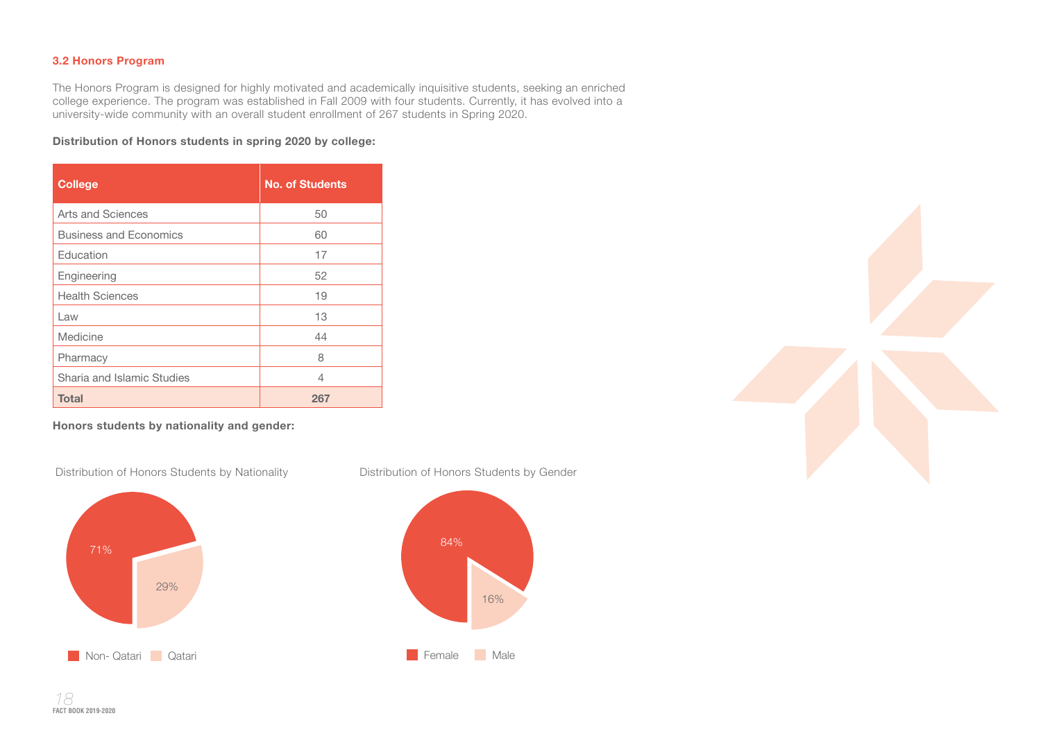### 3.2 Honors Program

The Honors Program is designed for highly motivated and academically inquisitive students, seeking an enriched college experience. The program was established in Fall 2009 with four students. Currently, it has evolved into a university-wide community with an overall student enrollment of 267 students in Spring 2020.

**Distribution of Honors students in spring 2020 by college:**

| College | No. of Students |
|---|---|
| Arts and Sciences | 50 |
| Business and Economics | 60 |
| Education | 17 |
| Engineering | 52 |
| Health Sciences | 19 |
| Law | 13 |
| Medicine | 44 |
| Pharmacy | 8 |
| Sharia and Islamic Studies | 4 |
| **Total** | **267** |

**Honors students by nationality and gender:**

Distribution of Honors Students by Nationality

71%
29%

Non- Qatari   Qatari

Distribution of Honors Students by Gender

84%
16%

Female   Male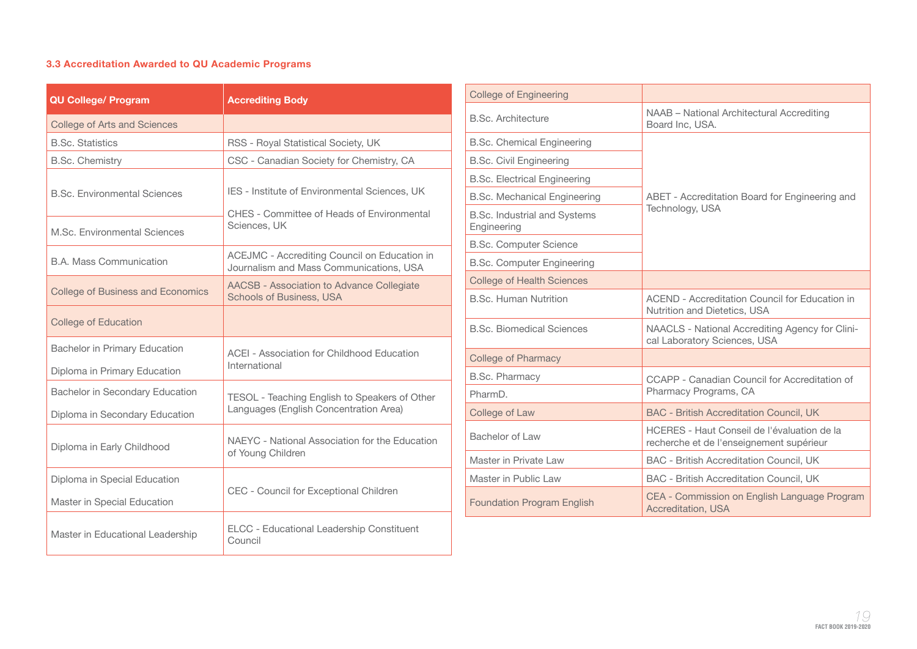### 3.3 Accreditation Awarded to QU Academic Programs

| QU College/ Program | Accrediting Body |
|---|---|
| College of Arts and Sciences | |
| B.Sc. Statistics | RSS - Royal Statistical Society, UK |
| B.Sc. Chemistry | CSC - Canadian Society for Chemistry, CA |
| B.Sc. Environmental Sciences | IES - Institute of Environmental Sciences, UK<br>CHES - Committee of Heads of Environmental Sciences, UK |
| M.Sc. Environmental Sciences | |
| B.A. Mass Communication | ACEJMC - Accrediting Council on Education in Journalism and Mass Communications, USA |
| College of Business and Economics | AACSB - Association to Advance Collegiate Schools of Business, USA |
| College of Education | |
| Bachelor in Primary Education | ACEI - Association for Childhood Education International |
| Diploma in Primary Education | |
| Bachelor in Secondary Education | TESOL - Teaching English to Speakers of Other Languages (English Concentration Area) |
| Diploma in Secondary Education | |
| Diploma in Early Childhood | NAEYC - National Association for the Education of Young Children |
| Diploma in Special Education | CEC - Council for Exceptional Children |
| Master in Special Education | |
| Master in Educational Leadership | ELCC - Educational Leadership Constituent Council |
| College of Engineering | |
| B.Sc. Architecture | NAAB – National Architectural Accrediting Board Inc, USA. |
| B.Sc. Chemical Engineering | ABET - Accreditation Board for Engineering and Technology, USA |
| B.Sc. Civil Engineering | |
| B.Sc. Electrical Engineering | |
| B.Sc. Mechanical Engineering | |
| B.Sc. Industrial and Systems Engineering | |
| B.Sc. Computer Science | |
| B.Sc. Computer Engineering | |
| College of Health Sciences | |
| B.Sc. Human Nutrition | ACEND - Accreditation Council for Education in Nutrition and Dietetics, USA |
| B.Sc. Biomedical Sciences | NAACLS - National Accrediting Agency for Clinical Laboratory Sciences, USA |
| College of Pharmacy | |
| B.Sc. Pharmacy | CCAPP - Canadian Council for Accreditation of Pharmacy Programs, CA |
| PharmD. | |
| College of Law | BAC - British Accreditation Council, UK |
| Bachelor of Law | HCERES - Haut Conseil de l'évaluation de la recherche et de l'enseignement supérieur |
| Master in Private Law | BAC - British Accreditation Council, UK |
| Master in Public Law | BAC - British Accreditation Council, UK |
| Foundation Program English | CEA - Commission on English Language Program Accreditation, USA |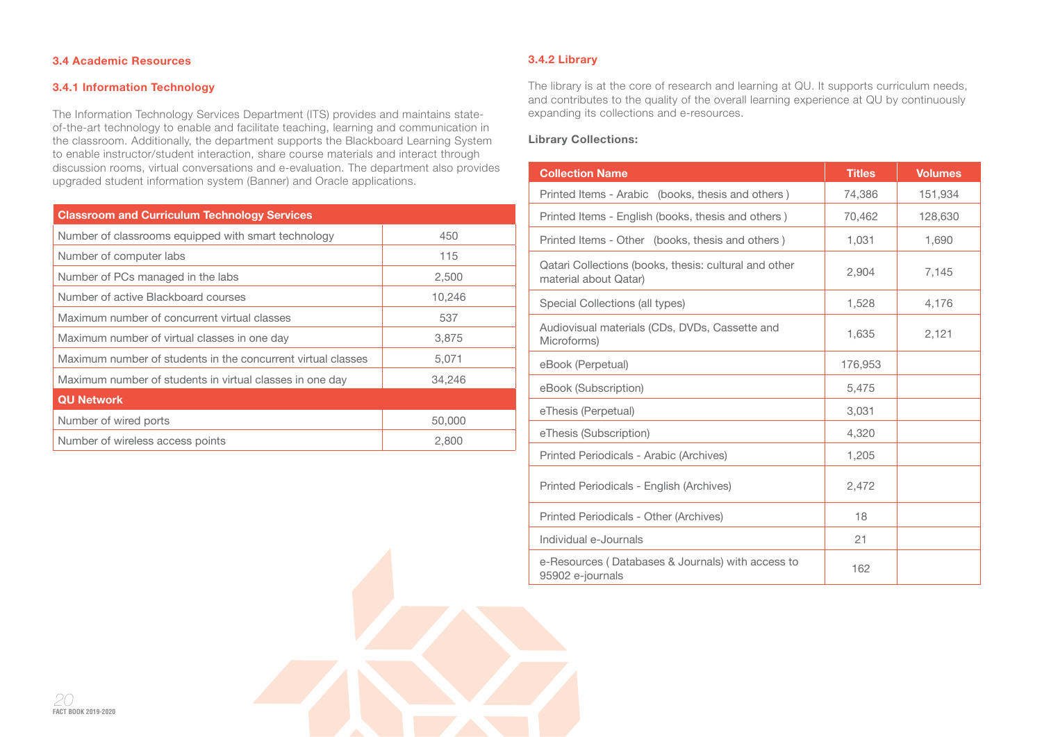### 3.4 Academic Resources

### 3.4.1 Information Technology

The Information Technology Services Department (ITS) provides and maintains state-of-the-art technology to enable and facilitate teaching, learning and communication in the classroom. Additionally, the department supports the Blackboard Learning System to enable instructor/student interaction, share course materials and interact through discussion rooms, virtual conversations and e-evaluation. The department also provides upgraded student information system (Banner) and Oracle applications.

| Classroom and Curriculum Technology Services | |
|---|---|
| Number of classrooms equipped with smart technology | 450 |
| Number of computer labs | 115 |
| Number of PCs managed in the labs | 2,500 |
| Number of active Blackboard courses | 10,246 |
| Maximum number of concurrent virtual classes | 537 |
| Maximum number of virtual classes in one day | 3,875 |
| Maximum number of students in the concurrent virtual classes | 5,071 |
| Maximum number of students in virtual classes in one day | 34,246 |
| **QU Network** | |
| Number of wired ports | 50,000 |
| Number of wireless access points | 2,800 |

### 3.4.2 Library

The library is at the core of research and learning at QU. It supports curriculum needs, and contributes to the quality of the overall learning experience at QU by continuously expanding its collections and e-resources.

**Library Collections:**

| Collection Name | Titles | Volumes |
|---|---|---|
| Printed Items - Arabic (books, thesis and others ) | 74,386 | 151,934 |
| Printed Items - English (books, thesis and others ) | 70,462 | 128,630 |
| Printed Items - Other (books, thesis and others ) | 1,031 | 1,690 |
| Qatari Collections (books, thesis: cultural and other material about Qatar) | 2,904 | 7,145 |
| Special Collections (all types) | 1,528 | 4,176 |
| Audiovisual materials (CDs, DVDs, Cassette and Microforms) | 1,635 | 2,121 |
| eBook (Perpetual) | 176,953 | |
| eBook (Subscription) | 5,475 | |
| eThesis (Perpetual) | 3,031 | |
| eThesis (Subscription) | 4,320 | |
| Printed Periodicals - Arabic (Archives) | 1,205 | |
| Printed Periodicals - English (Archives) | 2,472 | |
| Printed Periodicals - Other (Archives) | 18 | |
| Individual e-Journals | 21 | |
| e-Resources ( Databases & Journals) with access to 95902 e-journals | 162 | |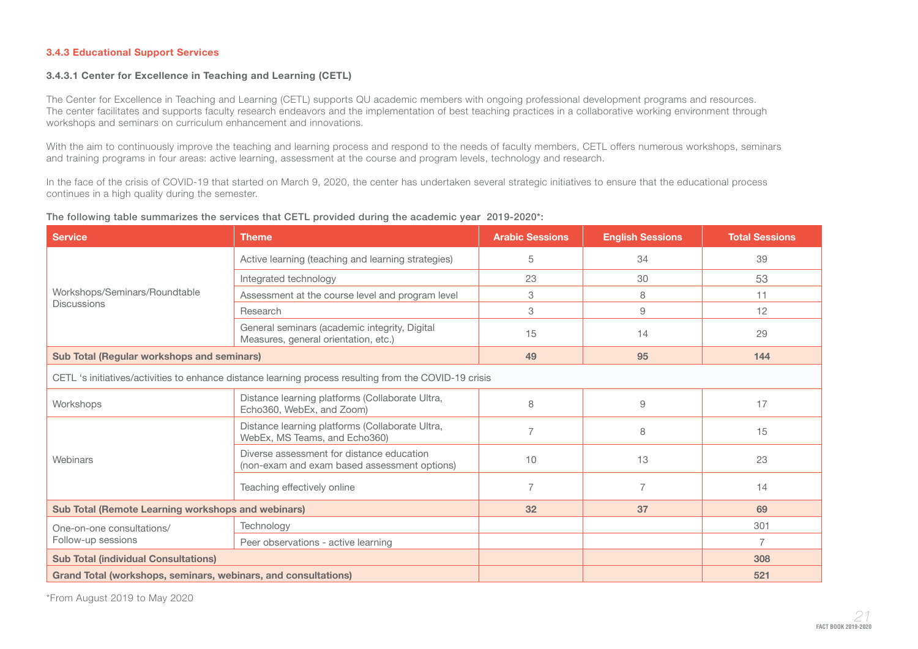### 3.4.3 Educational Support Services

#### 3.4.3.1 Center for Excellence in Teaching and Learning (CETL)

The Center for Excellence in Teaching and Learning (CETL) supports QU academic members with ongoing professional development programs and resources. The center facilitates and supports faculty research endeavors and the implementation of best teaching practices in a collaborative working environment through workshops and seminars on curriculum enhancement and innovations.

With the aim to continuously improve the teaching and learning process and respond to the needs of faculty members, CETL offers numerous workshops, seminars and training programs in four areas: active learning, assessment at the course and program levels, technology and research.

In the face of the crisis of COVID-19 that started on March 9, 2020, the center has undertaken several strategic initiatives to ensure that the educational process continues in a high quality during the semester.

The following table summarizes the services that CETL provided during the academic year 2019-2020*:

| Service | Theme | Arabic Sessions | English Sessions | Total Sessions |
|---|---|---|---|---|
| Workshops/Seminars/Roundtable Discussions | Active learning (teaching and learning strategies) | 5 | 34 | 39 |
| | Integrated technology | 23 | 30 | 53 |
| | Assessment at the course level and program level | 3 | 8 | 11 |
| | Research | 3 | 9 | 12 |
| | General seminars (academic integrity, Digital Measures, general orientation, etc.) | 15 | 14 | 29 |
| **Sub Total (Regular workshops and seminars)** | | **49** | **95** | **144** |
| CETL 's initiatives/activities to enhance distance learning process resulting from the COVID-19 crisis | | | | |
| Workshops | Distance learning platforms (Collaborate Ultra, Echo360, WebEx, and Zoom) | 8 | 9 | 17 |
| Webinars | Distance learning platforms (Collaborate Ultra, WebEx, MS Teams, and Echo360) | 7 | 8 | 15 |
| | Diverse assessment for distance education (non-exam and exam based assessment options) | 10 | 13 | 23 |
| | Teaching effectively online | 7 | 7 | 14 |
| **Sub Total (Remote Learning workshops and webinars)** | | **32** | **37** | **69** |
| One-on-one consultations/ Follow-up sessions | Technology | | | 301 |
| | Peer observations - active learning | | | 7 |
| **Sub Total (individual Consultations)** | | | | **308** |
| **Grand Total (workshops, seminars, webinars, and consultations)** | | | | **521** |

*From August 2019 to May 2020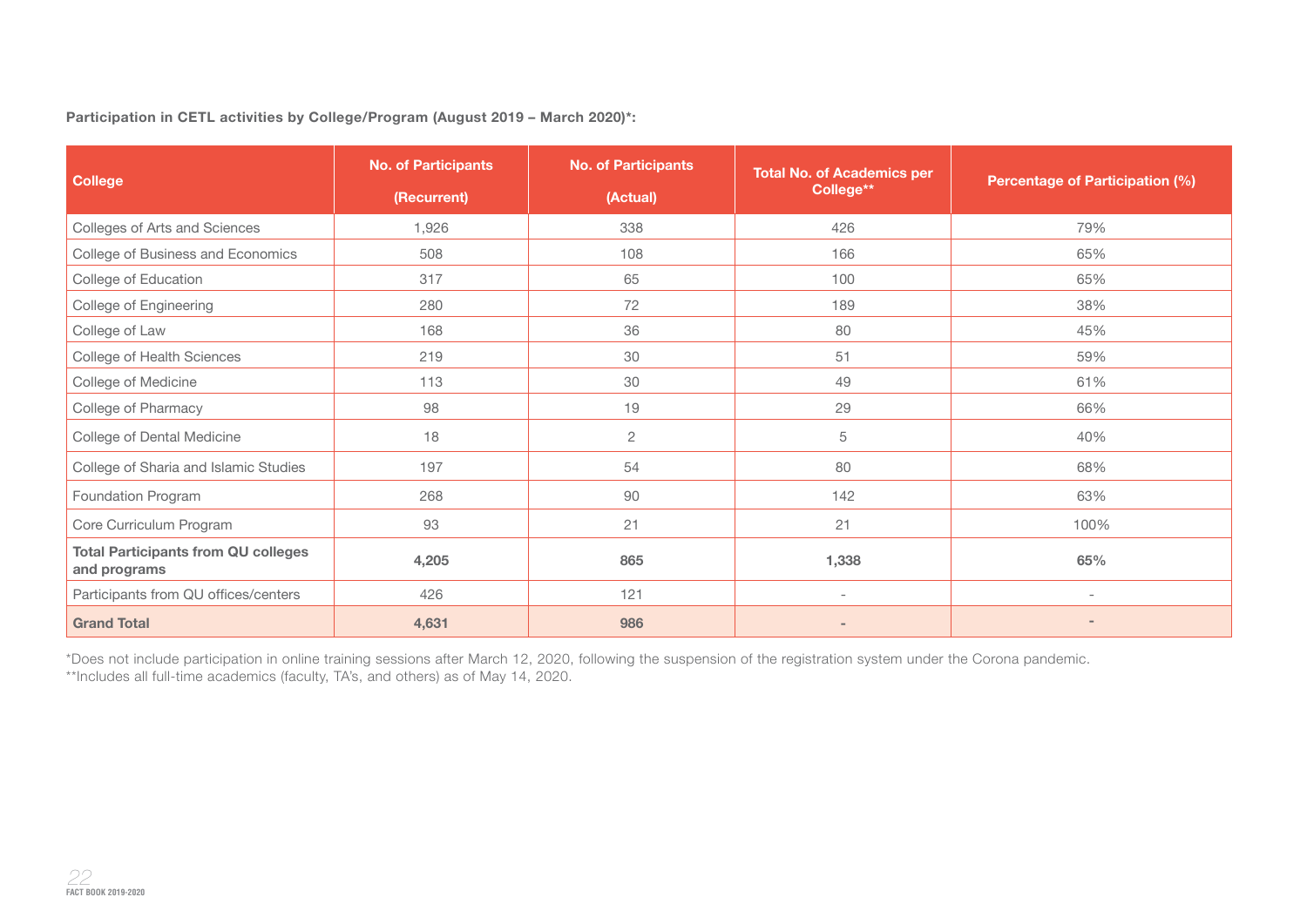**Participation in CETL activities by College/Program (August 2019 – March 2020)*:**

| College | No. of Participants (Recurrent) | No. of Participants (Actual) | Total No. of Academics per College** | Percentage of Participation (%) |
|---|---|---|---|---|
| Colleges of Arts and Sciences | 1,926 | 338 | 426 | 79% |
| College of Business and Economics | 508 | 108 | 166 | 65% |
| College of Education | 317 | 65 | 100 | 65% |
| College of Engineering | 280 | 72 | 189 | 38% |
| College of Law | 168 | 36 | 80 | 45% |
| College of Health Sciences | 219 | 30 | 51 | 59% |
| College of Medicine | 113 | 30 | 49 | 61% |
| College of Pharmacy | 98 | 19 | 29 | 66% |
| College of Dental Medicine | 18 | 2 | 5 | 40% |
| College of Sharia and Islamic Studies | 197 | 54 | 80 | 68% |
| Foundation Program | 268 | 90 | 142 | 63% |
| Core Curriculum Program | 93 | 21 | 21 | 100% |
| **Total Participants from QU colleges and programs** | **4,205** | **865** | **1,338** | **65%** |
| Participants from QU offices/centers | 426 | 121 | - | - |
| **Grand Total** | **4,631** | **986** | **-** | **-** |

*Does not include participation in online training sessions after March 12, 2020, following the suspension of the registration system under the Corona pandemic.
**Includes all full-time academics (faculty, TA's, and others) as of May 14, 2020.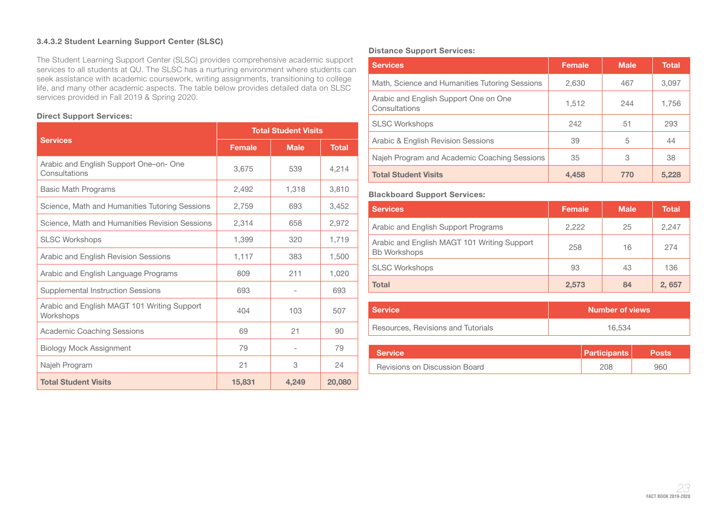#### 3.4.3.2 Student Learning Support Center (SLSC)

The Student Learning Support Center (SLSC) provides comprehensive academic support services to all students at QU. The SLSC has a nurturing environment where students can seek assistance with academic coursework, writing assignments, transitioning to college life, and many other academic aspects. The table below provides detailed data on SLSC services provided in Fall 2019 & Spring 2020.

**Direct Support Services:**

| Services | Total Student Visits | | |
|---|---|---|---|
| | Female | Male | Total |
| Arabic and English Support One–on- One Consultations | 3,675 | 539 | 4,214 |
| Basic Math Programs | 2,492 | 1,318 | 3,810 |
| Science, Math and Humanities Tutoring Sessions | 2,759 | 693 | 3,452 |
| Science, Math and Humanities Revision Sessions | 2,314 | 658 | 2,972 |
| SLSC Workshops | 1,399 | 320 | 1,719 |
| Arabic and English Revision Sessions | 1,117 | 383 | 1,500 |
| Arabic and English Language Programs | 809 | 211 | 1,020 |
| Supplemental Instruction Sessions | 693 | - | 693 |
| Arabic and English MAGT 101 Writing Support Workshops | 404 | 103 | 507 |
| Academic Coaching Sessions | 69 | 21 | 90 |
| Biology Mock Assignment | 79 | - | 79 |
| Najeh Program | 21 | 3 | 24 |
| **Total Student Visits** | **15,831** | **4,249** | **20,080** |

**Distance Support Services:**

| Services | Female | Male | Total |
|---|---|---|---|
| Math, Science and Humanities Tutoring Sessions | 2,630 | 467 | 3,097 |
| Arabic and English Support One on One Consultations | 1,512 | 244 | 1,756 |
| SLSC Workshops | 242 | 51 | 293 |
| Arabic & English Revision Sessions | 39 | 5 | 44 |
| Najeh Program and Academic Coaching Sessions | 35 | 3 | 38 |
| **Total Student Visits** | **4,458** | **770** | **5,228** |

**Blackboard Support Services:**

| Services | Female | Male | Total |
|---|---|---|---|
| Arabic and English Support Programs | 2,222 | 25 | 2,247 |
| Arabic and English MAGT 101 Writing Support Bb Workshops | 258 | 16 | 274 |
| SLSC Workshops | 93 | 43 | 136 |
| **Total** | **2,573** | **84** | **2, 657** |

| Service | Number of views |
|---|---|
| Resources, Revisions and Tutorials | 16,534 |

| Service | Participants | Posts |
|---|---|---|
| Revisions on Discussion Board | 208 | 960 |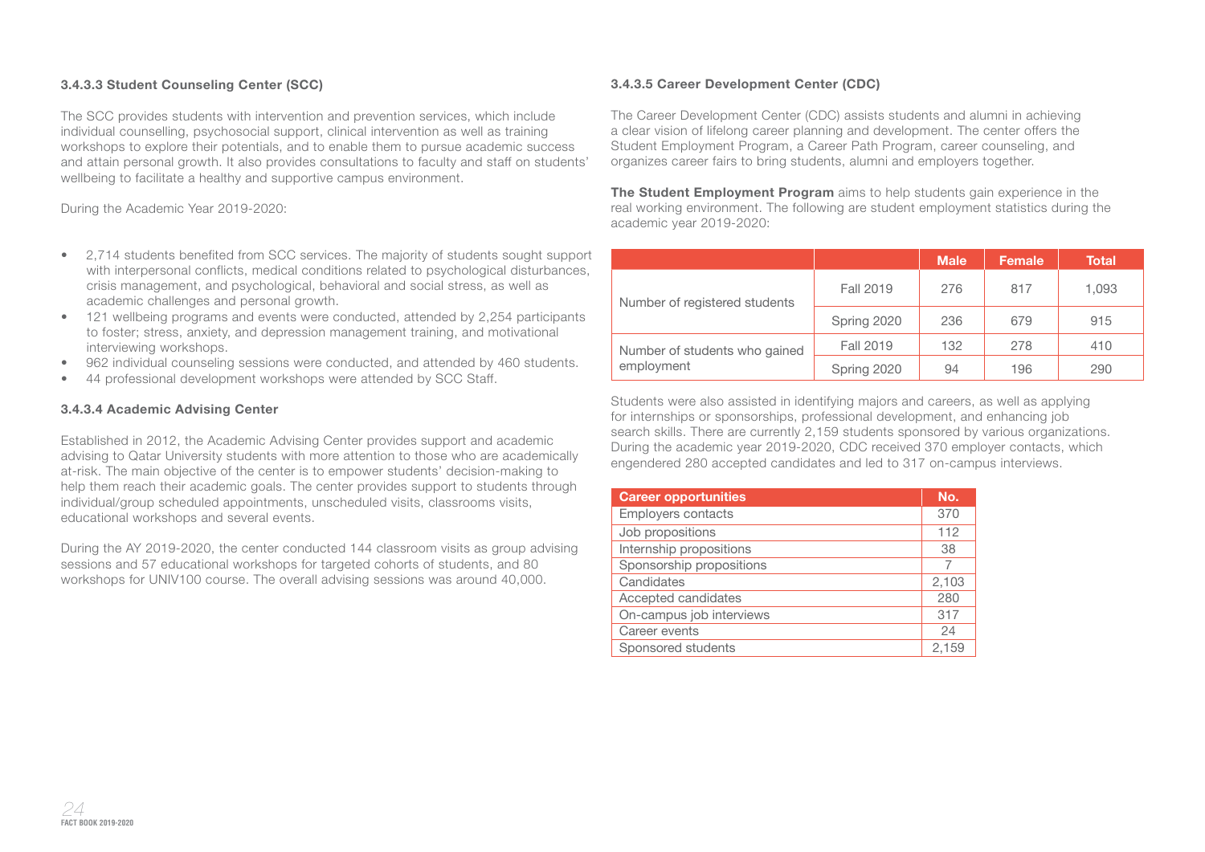### 3.4.3.3 Student Counseling Center (SCC)

The SCC provides students with intervention and prevention services, which include individual counselling, psychosocial support, clinical intervention as well as training workshops to explore their potentials, and to enable them to pursue academic success and attain personal growth. It also provides consultations to faculty and staff on students' wellbeing to facilitate a healthy and supportive campus environment.

During the Academic Year 2019-2020:

- 2,714 students benefited from SCC services. The majority of students sought support with interpersonal conflicts, medical conditions related to psychological disturbances, crisis management, and psychological, behavioral and social stress, as well as academic challenges and personal growth.
- 121 wellbeing programs and events were conducted, attended by 2,254 participants to foster; stress, anxiety, and depression management training, and motivational interviewing workshops.
- 962 individual counseling sessions were conducted, and attended by 460 students.
- 44 professional development workshops were attended by SCC Staff.

### 3.4.3.4 Academic Advising Center

Established in 2012, the Academic Advising Center provides support and academic advising to Qatar University students with more attention to those who are academically at-risk. The main objective of the center is to empower students' decision-making to help them reach their academic goals. The center provides support to students through individual/group scheduled appointments, unscheduled visits, classrooms visits, educational workshops and several events.

During the AY 2019-2020, the center conducted 144 classroom visits as group advising sessions and 57 educational workshops for targeted cohorts of students, and 80 workshops for UNIV100 course. The overall advising sessions was around 40,000.

### 3.4.3.5 Career Development Center (CDC)

The Career Development Center (CDC) assists students and alumni in achieving a clear vision of lifelong career planning and development. The center offers the Student Employment Program, a Career Path Program, career counseling, and organizes career fairs to bring students, alumni and employers together.

**The Student Employment Program** aims to help students gain experience in the real working environment. The following are student employment statistics during the academic year 2019-2020:

| | | Male | Female | Total |
|---|---|---|---|---|
| Number of registered students | Fall 2019 | 276 | 817 | 1,093 |
| | Spring 2020 | 236 | 679 | 915 |
| Number of students who gained employment | Fall 2019 | 132 | 278 | 410 |
| | Spring 2020 | 94 | 196 | 290 |

Students were also assisted in identifying majors and careers, as well as applying for internships or sponsorships, professional development, and enhancing job search skills. There are currently 2,159 students sponsored by various organizations. During the academic year 2019-2020, CDC received 370 employer contacts, which engendered 280 accepted candidates and led to 317 on-campus interviews.

| Career opportunities | No. |
|---|---|
| Employers contacts | 370 |
| Job propositions | 112 |
| Internship propositions | 38 |
| Sponsorship propositions | 7 |
| Candidates | 2,103 |
| Accepted candidates | 280 |
| On-campus job interviews | 317 |
| Career events | 24 |
| Sponsored students | 2,159 |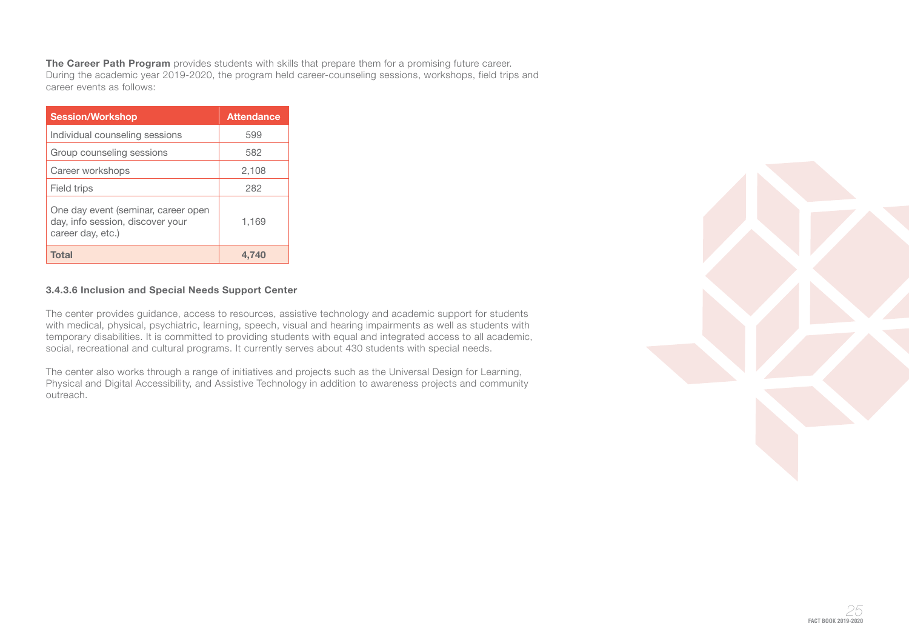**The Career Path Program** provides students with skills that prepare them for a promising future career. During the academic year 2019-2020, the program held career-counseling sessions, workshops, field trips and career events as follows:

| Session/Workshop | Attendance |
|---|---|
| Individual counseling sessions | 599 |
| Group counseling sessions | 582 |
| Career workshops | 2,108 |
| Field trips | 282 |
| One day event (seminar, career open day, info session, discover your career day, etc.) | 1,169 |
| **Total** | **4,740** |

#### 3.4.3.6 Inclusion and Special Needs Support Center

The center provides guidance, access to resources, assistive technology and academic support for students with medical, physical, psychiatric, learning, speech, visual and hearing impairments as well as students with temporary disabilities. It is committed to providing students with equal and integrated access to all academic, social, recreational and cultural programs. It currently serves about 430 students with special needs.

The center also works through a range of initiatives and projects such as the Universal Design for Learning, Physical and Digital Accessibility, and Assistive Technology in addition to awareness projects and community outreach.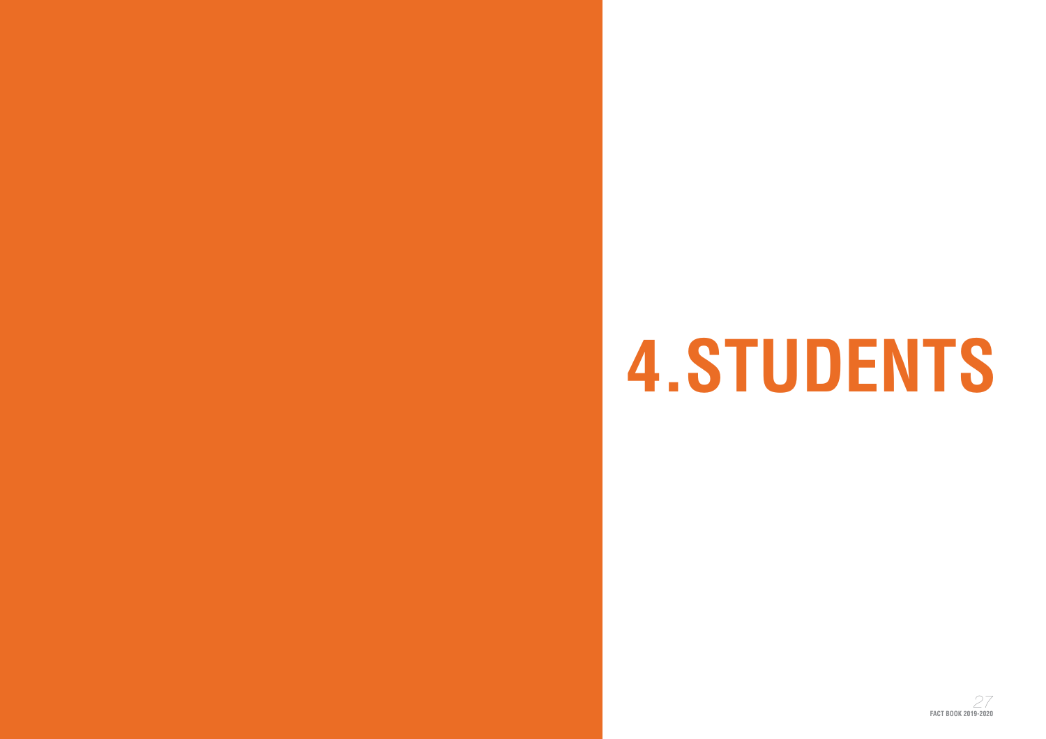# 4. STUDENTS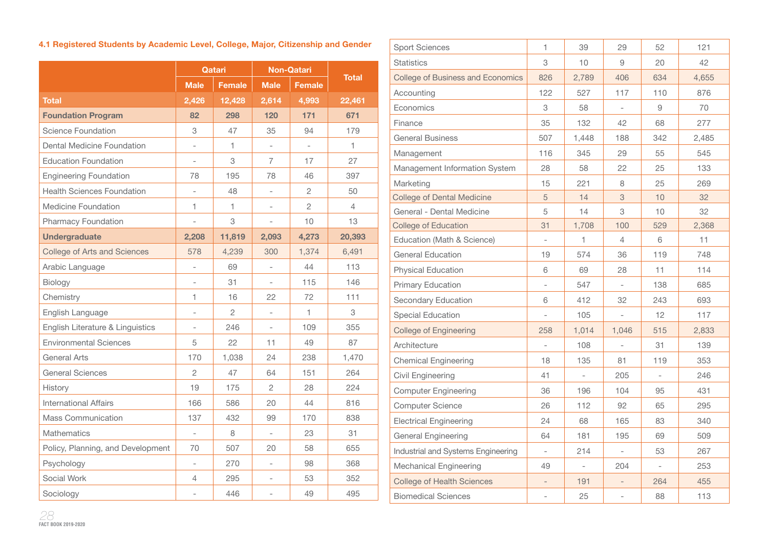### 4.1 Registered Students by Academic Level, College, Major, Citizenship and Gender

| | Qatari | | Non-Qatari | | Total |
|---|---|---|---|---|---|
| | Male | Female | Male | Female | |
| **Total** | **2,426** | **12,428** | **2,614** | **4,993** | **22,461** |
| **Foundation Program** | **82** | **298** | **120** | **171** | **671** |
| Science Foundation | 3 | 47 | 35 | 94 | 179 |
| Dental Medicine Foundation | - | 1 | - | - | 1 |
| Education Foundation | - | 3 | 7 | 17 | 27 |
| Engineering Foundation | 78 | 195 | 78 | 46 | 397 |
| Health Sciences Foundation | - | 48 | - | 2 | 50 |
| Medicine Foundation | 1 | 1 | - | 2 | 4 |
| Pharmacy Foundation | - | 3 | - | 10 | 13 |
| **Undergraduate** | **2,208** | **11,819** | **2,093** | **4,273** | **20,393** |
| College of Arts and Sciences | 578 | 4,239 | 300 | 1,374 | 6,491 |
| Arabic Language | - | 69 | - | 44 | 113 |
| Biology | - | 31 | - | 115 | 146 |
| Chemistry | 1 | 16 | 22 | 72 | 111 |
| English Language | - | 2 | - | 1 | 3 |
| English Literature & Linguistics | - | 246 | - | 109 | 355 |
| Environmental Sciences | 5 | 22 | 11 | 49 | 87 |
| General Arts | 170 | 1,038 | 24 | 238 | 1,470 |
| General Sciences | 2 | 47 | 64 | 151 | 264 |
| History | 19 | 175 | 2 | 28 | 224 |
| International Affairs | 166 | 586 | 20 | 44 | 816 |
| Mass Communication | 137 | 432 | 99 | 170 | 838 |
| Mathematics | - | 8 | - | 23 | 31 |
| Policy, Planning, and Development | 70 | 507 | 20 | 58 | 655 |
| Psychology | - | 270 | - | 98 | 368 |
| Social Work | 4 | 295 | - | 53 | 352 |
| Sociology | - | 446 | - | 49 | 495 |
| Sport Sciences | 1 | 39 | 29 | 52 | 121 |
| Statistics | 3 | 10 | 9 | 20 | 42 |
| College of Business and Economics | 826 | 2,789 | 406 | 634 | 4,655 |
| Accounting | 122 | 527 | 117 | 110 | 876 |
| Economics | 3 | 58 | - | 9 | 70 |
| Finance | 35 | 132 | 42 | 68 | 277 |
| General Business | 507 | 1,448 | 188 | 342 | 2,485 |
| Management | 116 | 345 | 29 | 55 | 545 |
| Management Information System | 28 | 58 | 22 | 25 | 133 |
| Marketing | 15 | 221 | 8 | 25 | 269 |
| College of Dental Medicine | 5 | 14 | 3 | 10 | 32 |
| General - Dental Medicine | 5 | 14 | 3 | 10 | 32 |
| College of Education | 31 | 1,708 | 100 | 529 | 2,368 |
| Education (Math & Science) | - | 1 | 4 | 6 | 11 |
| General Education | 19 | 574 | 36 | 119 | 748 |
| Physical Education | 6 | 69 | 28 | 11 | 114 |
| Primary Education | - | 547 | - | 138 | 685 |
| Secondary Education | 6 | 412 | 32 | 243 | 693 |
| Special Education | - | 105 | - | 12 | 117 |
| College of Engineering | 258 | 1,014 | 1,046 | 515 | 2,833 |
| Architecture | - | 108 | - | 31 | 139 |
| Chemical Engineering | 18 | 135 | 81 | 119 | 353 |
| Civil Engineering | 41 | - | 205 | - | 246 |
| Computer Engineering | 36 | 196 | 104 | 95 | 431 |
| Computer Science | 26 | 112 | 92 | 65 | 295 |
| Electrical Engineering | 24 | 68 | 165 | 83 | 340 |
| General Engineering | 64 | 181 | 195 | 69 | 509 |
| Industrial and Systems Engineering | - | 214 | - | 53 | 267 |
| Mechanical Engineering | 49 | - | 204 | - | 253 |
| College of Health Sciences | - | 191 | - | 264 | 455 |
| Biomedical Sciences | - | 25 | - | 88 | 113 |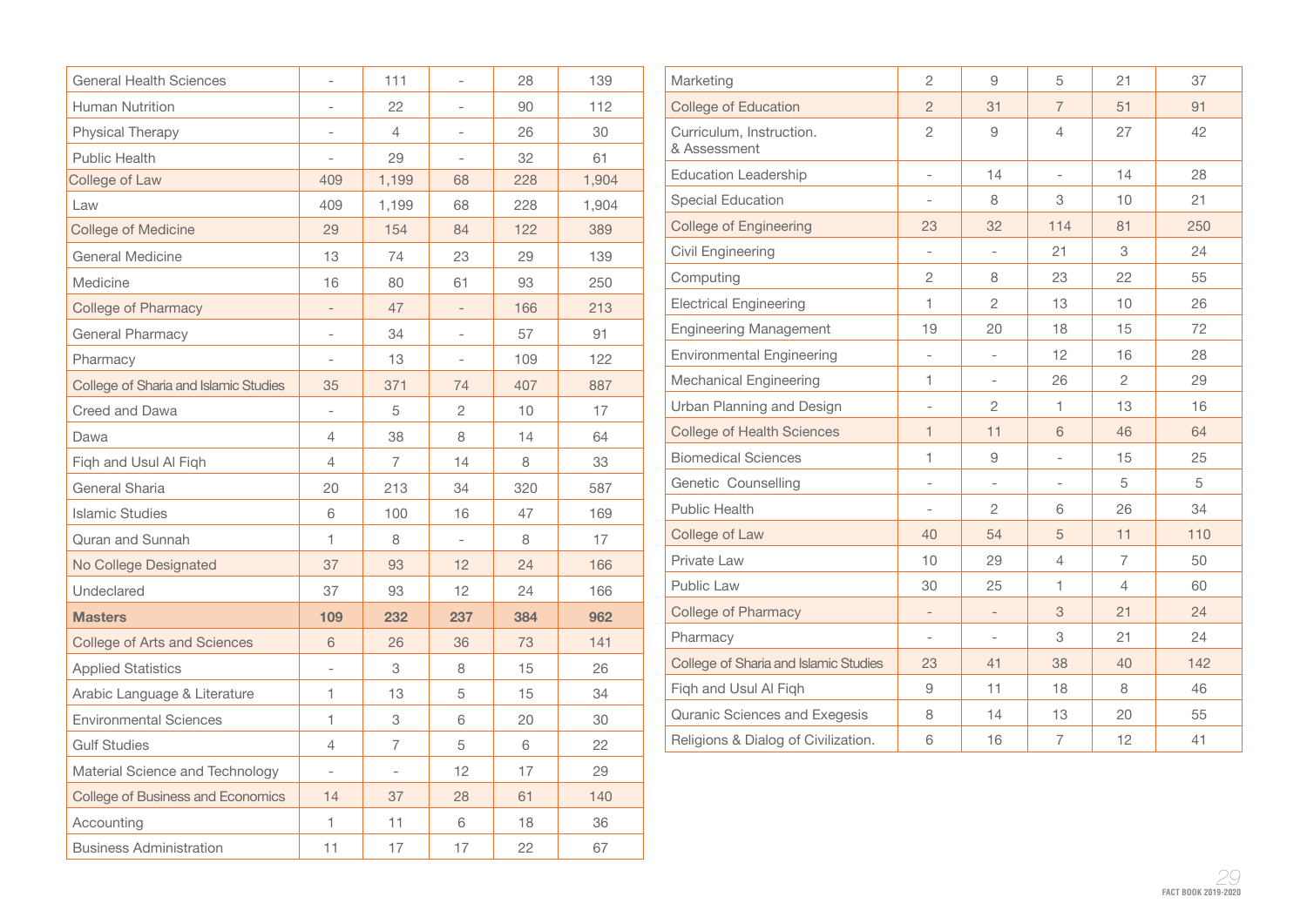| | | | | | |
|---|---|---|---|---|---|
| General Health Sciences | - | 111 | - | 28 | 139 |
| Human Nutrition | - | 22 | - | 90 | 112 |
| Physical Therapy | - | 4 | - | 26 | 30 |
| Public Health | - | 29 | - | 32 | 61 |
| College of Law | 409 | 1,199 | 68 | 228 | 1,904 |
| Law | 409 | 1,199 | 68 | 228 | 1,904 |
| College of Medicine | 29 | 154 | 84 | 122 | 389 |
| General Medicine | 13 | 74 | 23 | 29 | 139 |
| Medicine | 16 | 80 | 61 | 93 | 250 |
| College of Pharmacy | - | 47 | - | 166 | 213 |
| General Pharmacy | - | 34 | - | 57 | 91 |
| Pharmacy | - | 13 | - | 109 | 122 |
| College of Sharia and Islamic Studies | 35 | 371 | 74 | 407 | 887 |
| Creed and Dawa | - | 5 | 2 | 10 | 17 |
| Dawa | 4 | 38 | 8 | 14 | 64 |
| Fiqh and Usul Al Fiqh | 4 | 7 | 14 | 8 | 33 |
| General Sharia | 20 | 213 | 34 | 320 | 587 |
| Islamic Studies | 6 | 100 | 16 | 47 | 169 |
| Quran and Sunnah | 1 | 8 | - | 8 | 17 |
| No College Designated | 37 | 93 | 12 | 24 | 166 |
| Undeclared | 37 | 93 | 12 | 24 | 166 |
| **Masters** | **109** | **232** | **237** | **384** | **962** |
| College of Arts and Sciences | 6 | 26 | 36 | 73 | 141 |
| Applied Statistics | - | 3 | 8 | 15 | 26 |
| Arabic Language & Literature | 1 | 13 | 5 | 15 | 34 |
| Environmental Sciences | 1 | 3 | 6 | 20 | 30 |
| Gulf Studies | 4 | 7 | 5 | 6 | 22 |
| Material Science and Technology | - | - | 12 | 17 | 29 |
| College of Business and Economics | 14 | 37 | 28 | 61 | 140 |
| Accounting | 1 | 11 | 6 | 18 | 36 |
| Business Administration | 11 | 17 | 17 | 22 | 67 |
| Marketing | 2 | 9 | 5 | 21 | 37 |
| College of Education | 2 | 31 | 7 | 51 | 91 |
| Curriculum, Instruction. & Assessment | 2 | 9 | 4 | 27 | 42 |
| Education Leadership | - | 14 | - | 14 | 28 |
| Special Education | - | 8 | 3 | 10 | 21 |
| College of Engineering | 23 | 32 | 114 | 81 | 250 |
| Civil Engineering | - | - | 21 | 3 | 24 |
| Computing | 2 | 8 | 23 | 22 | 55 |
| Electrical Engineering | 1 | 2 | 13 | 10 | 26 |
| Engineering Management | 19 | 20 | 18 | 15 | 72 |
| Environmental Engineering | - | - | 12 | 16 | 28 |
| Mechanical Engineering | 1 | - | 26 | 2 | 29 |
| Urban Planning and Design | - | 2 | 1 | 13 | 16 |
| College of Health Sciences | 1 | 11 | 6 | 46 | 64 |
| Biomedical Sciences | 1 | 9 | - | 15 | 25 |
| Genetic Counselling | - | - | - | 5 | 5 |
| Public Health | - | 2 | 6 | 26 | 34 |
| College of Law | 40 | 54 | 5 | 11 | 110 |
| Private Law | 10 | 29 | 4 | 7 | 50 |
| Public Law | 30 | 25 | 1 | 4 | 60 |
| College of Pharmacy | - | - | 3 | 21 | 24 |
| Pharmacy | - | - | 3 | 21 | 24 |
| College of Sharia and Islamic Studies | 23 | 41 | 38 | 40 | 142 |
| Fiqh and Usul Al Fiqh | 9 | 11 | 18 | 8 | 46 |
| Quranic Sciences and Exegesis | 8 | 14 | 13 | 20 | 55 |
| Religions & Dialog of Civilization. | 6 | 16 | 7 | 12 | 41 |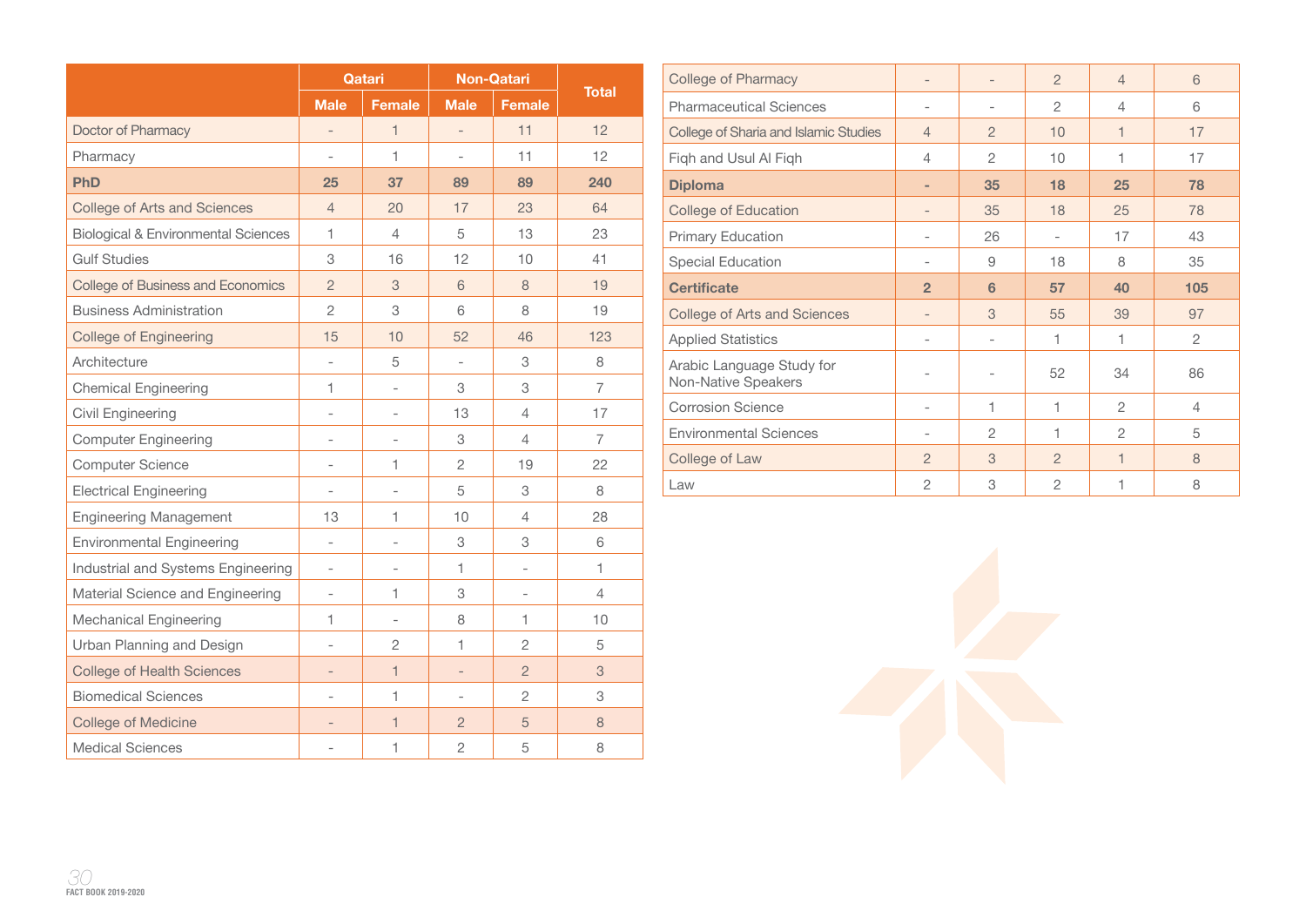| | Qatari | | Non-Qatari | | Total |
|---|---|---|---|---|---|
| | Male | Female | Male | Female | |
| Doctor of Pharmacy | - | 1 | - | 11 | 12 |
| Pharmacy | - | 1 | - | 11 | 12 |
| **PhD** | **25** | **37** | **89** | **89** | **240** |
| College of Arts and Sciences | 4 | 20 | 17 | 23 | 64 |
| Biological & Environmental Sciences | 1 | 4 | 5 | 13 | 23 |
| Gulf Studies | 3 | 16 | 12 | 10 | 41 |
| College of Business and Economics | 2 | 3 | 6 | 8 | 19 |
| Business Administration | 2 | 3 | 6 | 8 | 19 |
| College of Engineering | 15 | 10 | 52 | 46 | 123 |
| Architecture | - | 5 | - | 3 | 8 |
| Chemical Engineering | 1 | - | 3 | 3 | 7 |
| Civil Engineering | - | - | 13 | 4 | 17 |
| Computer Engineering | - | - | 3 | 4 | 7 |
| Computer Science | - | 1 | 2 | 19 | 22 |
| Electrical Engineering | - | - | 5 | 3 | 8 |
| Engineering Management | 13 | 1 | 10 | 4 | 28 |
| Environmental Engineering | - | - | 3 | 3 | 6 |
| Industrial and Systems Engineering | - | - | 1 | - | 1 |
| Material Science and Engineering | - | 1 | 3 | - | 4 |
| Mechanical Engineering | 1 | - | 8 | 1 | 10 |
| Urban Planning and Design | - | 2 | 1 | 2 | 5 |
| College of Health Sciences | - | 1 | - | 2 | 3 |
| Biomedical Sciences | - | 1 | - | 2 | 3 |
| College of Medicine | - | 1 | 2 | 5 | 8 |
| Medical Sciences | - | 1 | 2 | 5 | 8 |
| College of Pharmacy | - | - | 2 | 4 | 6 |
| Pharmaceutical Sciences | - | - | 2 | 4 | 6 |
| College of Sharia and Islamic Studies | 4 | 2 | 10 | 1 | 17 |
| Fiqh and Usul Al Fiqh | 4 | 2 | 10 | 1 | 17 |
| **Diploma** | **-** | **35** | **18** | **25** | **78** |
| College of Education | - | 35 | 18 | 25 | 78 |
| Primary Education | - | 26 | - | 17 | 43 |
| Special Education | - | 9 | 18 | 8 | 35 |
| **Certificate** | **2** | **6** | **57** | **40** | **105** |
| College of Arts and Sciences | - | 3 | 55 | 39 | 97 |
| Applied Statistics | - | - | 1 | 1 | 2 |
| Arabic Language Study for Non-Native Speakers | - | - | 52 | 34 | 86 |
| Corrosion Science | - | 1 | 1 | 2 | 4 |
| Environmental Sciences | - | 2 | 1 | 2 | 5 |
| College of Law | 2 | 3 | 2 | 1 | 8 |
| Law | 2 | 3 | 2 | 1 | 8 |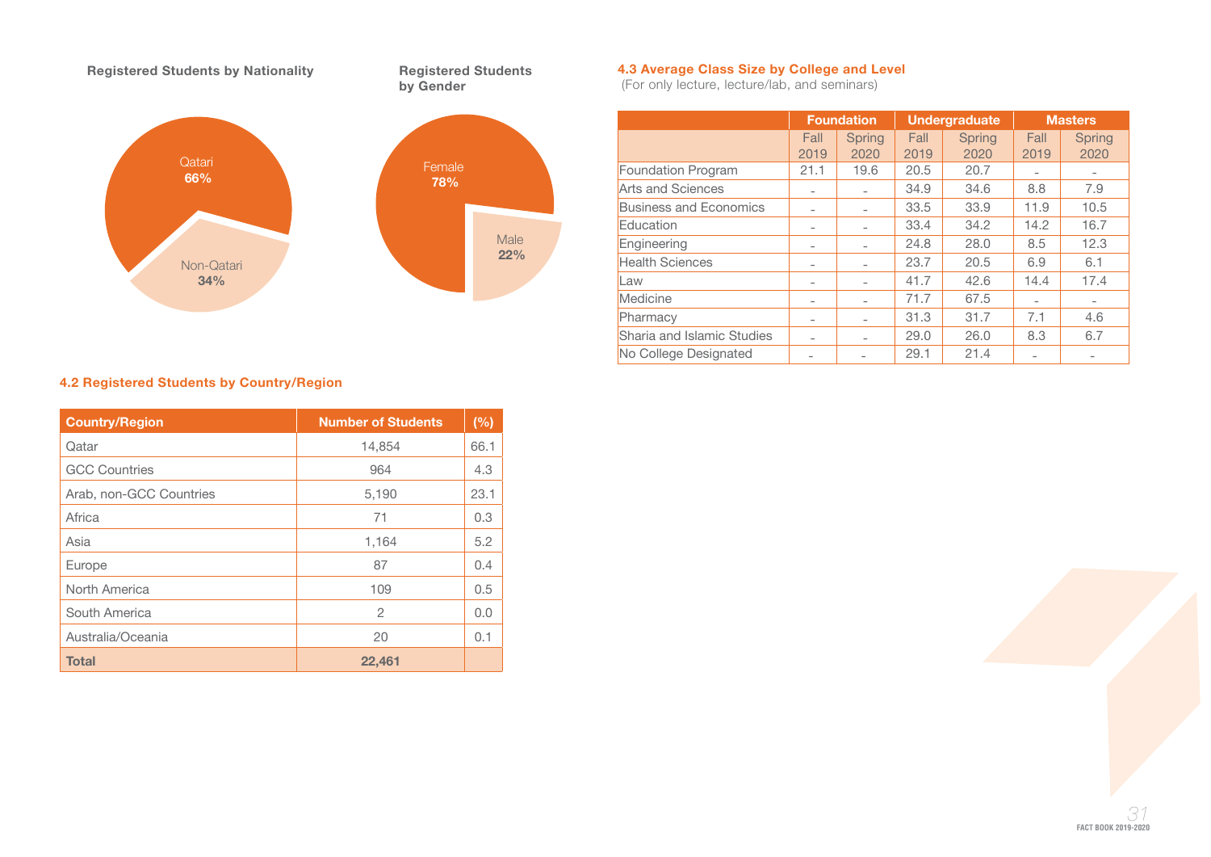**Registered Students by Nationality**

Qatari **66%**

Non-Qatari **34%**

**Registered Students by Gender**

Female **78%**

Male **22%**

### 4.2 Registered Students by Country/Region

| Country/Region | Number of Students | (%) |
|---|---|---|
| Qatar | 14,854 | 66.1 |
| GCC Countries | 964 | 4.3 |
| Arab, non-GCC Countries | 5,190 | 23.1 |
| Africa | 71 | 0.3 |
| Asia | 1,164 | 5.2 |
| Europe | 87 | 0.4 |
| North America | 109 | 0.5 |
| South America | 2 | 0.0 |
| Australia/Oceania | 20 | 0.1 |
| **Total** | **22,461** | |

### 4.3 Average Class Size by College and Level

(For only lecture, lecture/lab, and seminars)

| | Foundation | | Undergraduate | | Masters | |
|---|---|---|---|---|---|---|
| | Fall 2019 | Spring 2020 | Fall 2019 | Spring 2020 | Fall 2019 | Spring 2020 |
| Foundation Program | 21.1 | 19.6 | 20.5 | 20.7 | - | - |
| Arts and Sciences | - | - | 34.9 | 34.6 | 8.8 | 7.9 |
| Business and Economics | - | - | 33.5 | 33.9 | 11.9 | 10.5 |
| Education | - | - | 33.4 | 34.2 | 14.2 | 16.7 |
| Engineering | - | - | 24.8 | 28.0 | 8.5 | 12.3 |
| Health Sciences | - | - | 23.7 | 20.5 | 6.9 | 6.1 |
| Law | - | - | 41.7 | 42.6 | 14.4 | 17.4 |
| Medicine | - | - | 71.7 | 67.5 | - | - |
| Pharmacy | - | - | 31.3 | 31.7 | 7.1 | 4.6 |
| Sharia and Islamic Studies | - | - | 29.0 | 26.0 | 8.3 | 6.7 |
| No College Designated | - | - | 29.1 | 21.4 | - | - |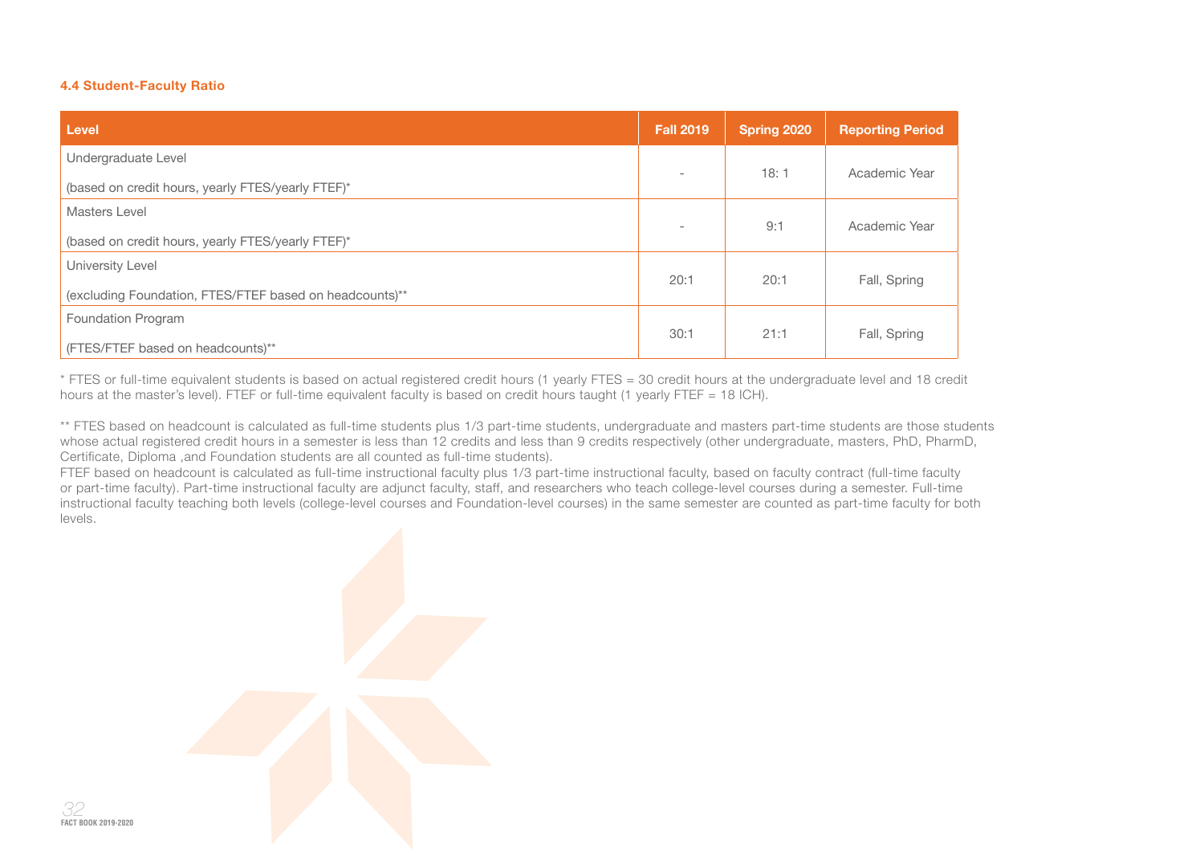### 4.4 Student-Faculty Ratio

| Level | Fall 2019 | Spring 2020 | Reporting Period |
|---|---|---|---|
| Undergraduate Level<br>(based on credit hours, yearly FTES/yearly FTEF)* | - | 18: 1 | Academic Year |
| Masters Level<br>(based on credit hours, yearly FTES/yearly FTEF)* | - | 9:1 | Academic Year |
| University Level<br>(excluding Foundation, FTES/FTEF based on headcounts)** | 20:1 | 20:1 | Fall, Spring |
| Foundation Program<br>(FTES/FTEF based on headcounts)** | 30:1 | 21:1 | Fall, Spring |

* FTES or full-time equivalent students is based on actual registered credit hours (1 yearly FTES = 30 credit hours at the undergraduate level and 18 credit hours at the master's level). FTEF or full-time equivalent faculty is based on credit hours taught (1 yearly FTEF = 18 ICH).

** FTES based on headcount is calculated as full-time students plus 1/3 part-time students, undergraduate and masters part-time students are those students whose actual registered credit hours in a semester is less than 12 credits and less than 9 credits respectively (other undergraduate, masters, PhD, PharmD, Certificate, Diploma ,and Foundation students are all counted as full-time students).
FTEF based on headcount is calculated as full-time instructional faculty plus 1/3 part-time instructional faculty, based on faculty contract (full-time faculty or part-time faculty). Part-time instructional faculty are adjunct faculty, staff, and researchers who teach college-level courses during a semester. Full-time instructional faculty teaching both levels (college-level courses and Foundation-level courses) in the same semester are counted as part-time faculty for both levels.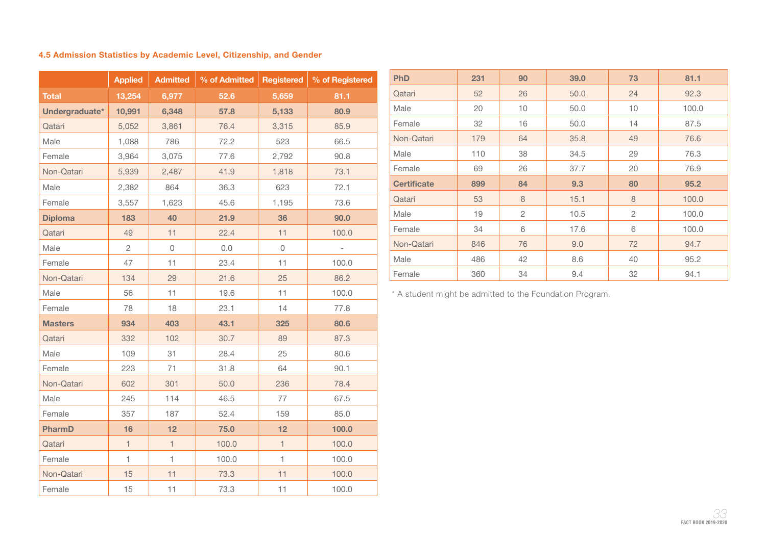#### 4.5 Admission Statistics by Academic Level, Citizenship, and Gender

| | Applied | Admitted | % of Admitted | Registered | % of Registered |
|---|---|---|---|---|---|
| **Total** | **13,254** | **6,977** | **52.6** | **5,659** | **81.1** |
| **Undergraduate*** | **10,991** | **6,348** | **57.8** | **5,133** | **80.9** |
| Qatari | 5,052 | 3,861 | 76.4 | 3,315 | 85.9 |
| Male | 1,088 | 786 | 72.2 | 523 | 66.5 |
| Female | 3,964 | 3,075 | 77.6 | 2,792 | 90.8 |
| Non-Qatari | 5,939 | 2,487 | 41.9 | 1,818 | 73.1 |
| Male | 2,382 | 864 | 36.3 | 623 | 72.1 |
| Female | 3,557 | 1,623 | 45.6 | 1,195 | 73.6 |
| **Diploma** | **183** | **40** | **21.9** | **36** | **90.0** |
| Qatari | 49 | 11 | 22.4 | 11 | 100.0 |
| Male | 2 | 0 | 0.0 | 0 | - |
| Female | 47 | 11 | 23.4 | 11 | 100.0 |
| Non-Qatari | 134 | 29 | 21.6 | 25 | 86.2 |
| Male | 56 | 11 | 19.6 | 11 | 100.0 |
| Female | 78 | 18 | 23.1 | 14 | 77.8 |
| **Masters** | **934** | **403** | **43.1** | **325** | **80.6** |
| Qatari | 332 | 102 | 30.7 | 89 | 87.3 |
| Male | 109 | 31 | 28.4 | 25 | 80.6 |
| Female | 223 | 71 | 31.8 | 64 | 90.1 |
| Non-Qatari | 602 | 301 | 50.0 | 236 | 78.4 |
| Male | 245 | 114 | 46.5 | 77 | 67.5 |
| Female | 357 | 187 | 52.4 | 159 | 85.0 |
| **PharmD** | **16** | **12** | **75.0** | **12** | **100.0** |
| Qatari | 1 | 1 | 100.0 | 1 | 100.0 |
| Female | 1 | 1 | 100.0 | 1 | 100.0 |
| Non-Qatari | 15 | 11 | 73.3 | 11 | 100.0 |
| Female | 15 | 11 | 73.3 | 11 | 100.0 |
| **PhD** | **231** | **90** | **39.0** | **73** | **81.1** |
| Qatari | 52 | 26 | 50.0 | 24 | 92.3 |
| Male | 20 | 10 | 50.0 | 10 | 100.0 |
| Female | 32 | 16 | 50.0 | 14 | 87.5 |
| Non-Qatari | 179 | 64 | 35.8 | 49 | 76.6 |
| Male | 110 | 38 | 34.5 | 29 | 76.3 |
| Female | 69 | 26 | 37.7 | 20 | 76.9 |
| **Certificate** | **899** | **84** | **9.3** | **80** | **95.2** |
| Qatari | 53 | 8 | 15.1 | 8 | 100.0 |
| Male | 19 | 2 | 10.5 | 2 | 100.0 |
| Female | 34 | 6 | 17.6 | 6 | 100.0 |
| Non-Qatari | 846 | 76 | 9.0 | 72 | 94.7 |
| Male | 486 | 42 | 8.6 | 40 | 95.2 |
| Female | 360 | 34 | 9.4 | 32 | 94.1 |

* A student might be admitted to the Foundation Program.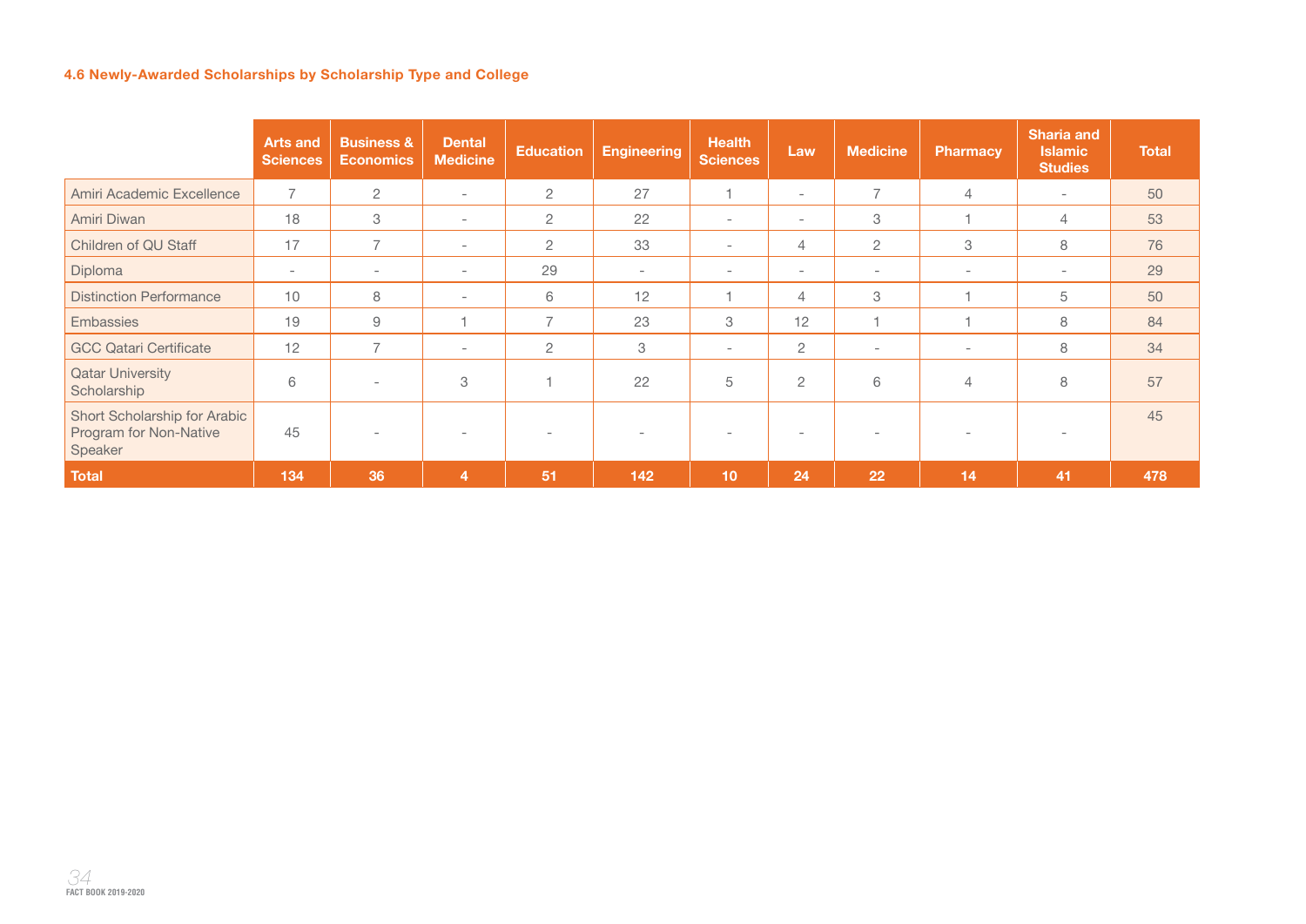#### 4.6 Newly-Awarded Scholarships by Scholarship Type and College

| | Arts and Sciences | Business & Economics | Dental Medicine | Education | Engineering | Health Sciences | Law | Medicine | Pharmacy | Sharia and Islamic Studies | Total |
|---|---|---|---|---|---|---|---|---|---|---|---|
| Amiri Academic Excellence | 7 | 2 | - | 2 | 27 | 1 | - | 7 | 4 | - | 50 |
| Amiri Diwan | 18 | 3 | - | 2 | 22 | - | - | 3 | 1 | 4 | 53 |
| Children of QU Staff | 17 | 7 | - | 2 | 33 | - | 4 | 2 | 3 | 8 | 76 |
| Diploma | - | - | - | 29 | - | - | - | - | - | - | 29 |
| Distinction Performance | 10 | 8 | - | 6 | 12 | 1 | 4 | 3 | 1 | 5 | 50 |
| Embassies | 19 | 9 | 1 | 7 | 23 | 3 | 12 | 1 | 1 | 8 | 84 |
| GCC Qatari Certificate | 12 | 7 | - | 2 | 3 | - | 2 | - | - | 8 | 34 |
| Qatar University Scholarship | 6 | - | 3 | 1 | 22 | 5 | 2 | 6 | 4 | 8 | 57 |
| Short Scholarship for Arabic Program for Non-Native Speaker | 45 | - | - | - | - | - | - | - | - | - | 45 |
| **Total** | **134** | **36** | **4** | **51** | **142** | **10** | **24** | **22** | **14** | **41** | **478** |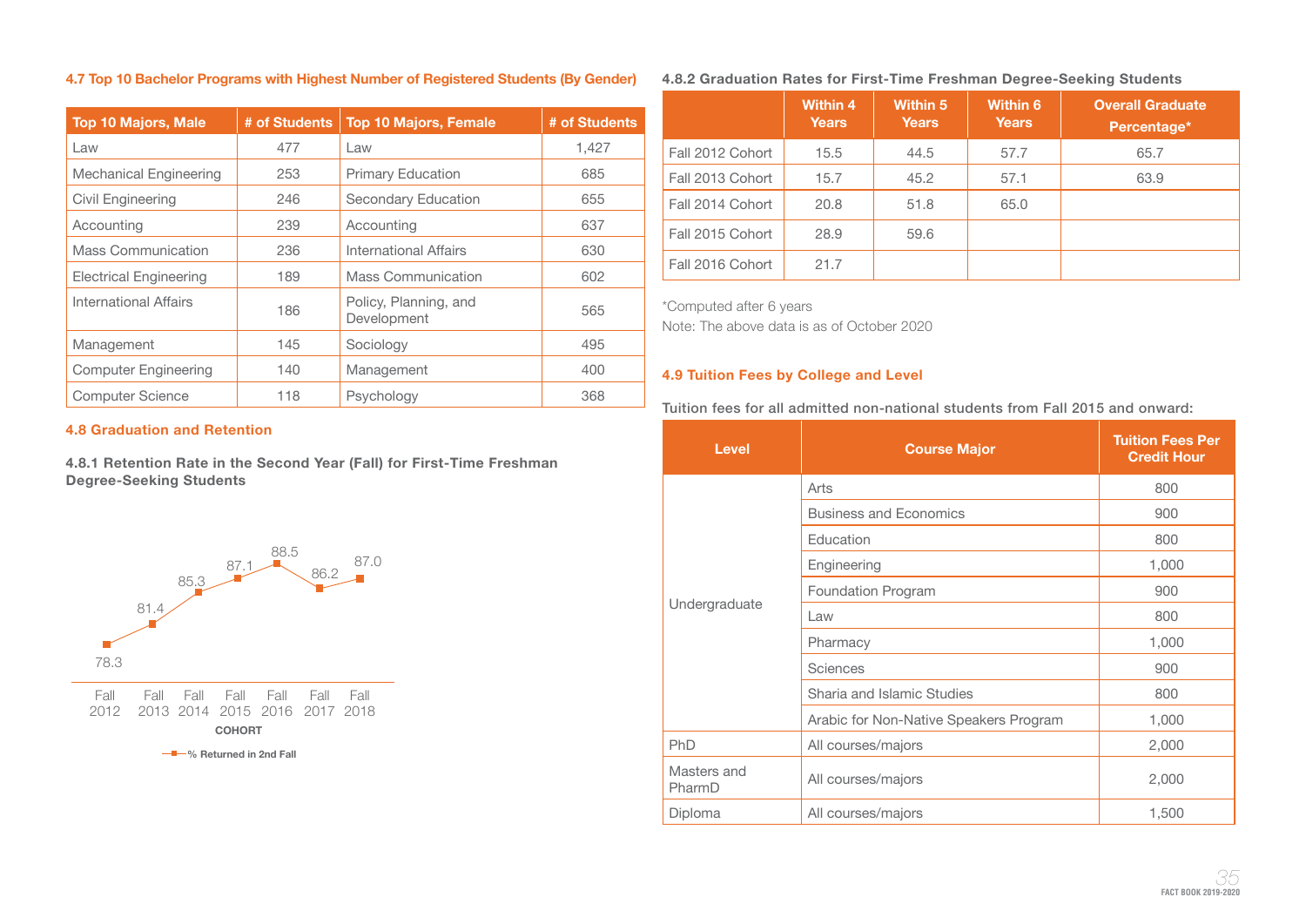### 4.7 Top 10 Bachelor Programs with Highest Number of Registered Students (By Gender)

| Top 10 Majors, Male | # of Students | Top 10 Majors, Female | # of Students |
|---|---|---|---|
| Law | 477 | Law | 1,427 |
| Mechanical Engineering | 253 | Primary Education | 685 |
| Civil Engineering | 246 | Secondary Education | 655 |
| Accounting | 239 | Accounting | 637 |
| Mass Communication | 236 | International Affairs | 630 |
| Electrical Engineering | 189 | Mass Communication | 602 |
| International Affairs | 186 | Policy, Planning, and Development | 565 |
| Management | 145 | Sociology | 495 |
| Computer Engineering | 140 | Management | 400 |
| Computer Science | 118 | Psychology | 368 |

### 4.8 Graduation and Retention

#### 4.8.1 Retention Rate in the Second Year (Fall) for First-Time Freshman Degree-Seeking Students

| COHORT | % Returned in 2nd Fall |
|---|---|
| Fall 2012 | 78.3 |
| Fall 2013 | 81.4 |
| Fall 2014 | 85.3 |
| Fall 2015 | 87.1 |
| Fall 2016 | 88.5 |
| Fall 2017 | 86.2 |
| Fall 2018 | 87.0 |

#### 4.8.2 Graduation Rates for First-Time Freshman Degree-Seeking Students

| | Within 4 Years | Within 5 Years | Within 6 Years | Overall Graduate Percentage* |
|---|---|---|---|---|
| Fall 2012 Cohort | 15.5 | 44.5 | 57.7 | 65.7 |
| Fall 2013 Cohort | 15.7 | 45.2 | 57.1 | 63.9 |
| Fall 2014 Cohort | 20.8 | 51.8 | 65.0 | |
| Fall 2015 Cohort | 28.9 | 59.6 | | |
| Fall 2016 Cohort | 21.7 | | | |

*Computed after 6 years

Note: The above data is as of October 2020

### 4.9 Tuition Fees by College and Level

Tuition fees for all admitted non-national students from Fall 2015 and onward:

| Level | Course Major | Tuition Fees Per Credit Hour |
|---|---|---|
| Undergraduate | Arts | 800 |
| | Business and Economics | 900 |
| | Education | 800 |
| | Engineering | 1,000 |
| | Foundation Program | 900 |
| | Law | 800 |
| | Pharmacy | 1,000 |
| | Sciences | 900 |
| | Sharia and Islamic Studies | 800 |
| | Arabic for Non-Native Speakers Program | 1,000 |
| PhD | All courses/majors | 2,000 |
| Masters and PharmD | All courses/majors | 2,000 |
| Diploma | All courses/majors | 1,500 |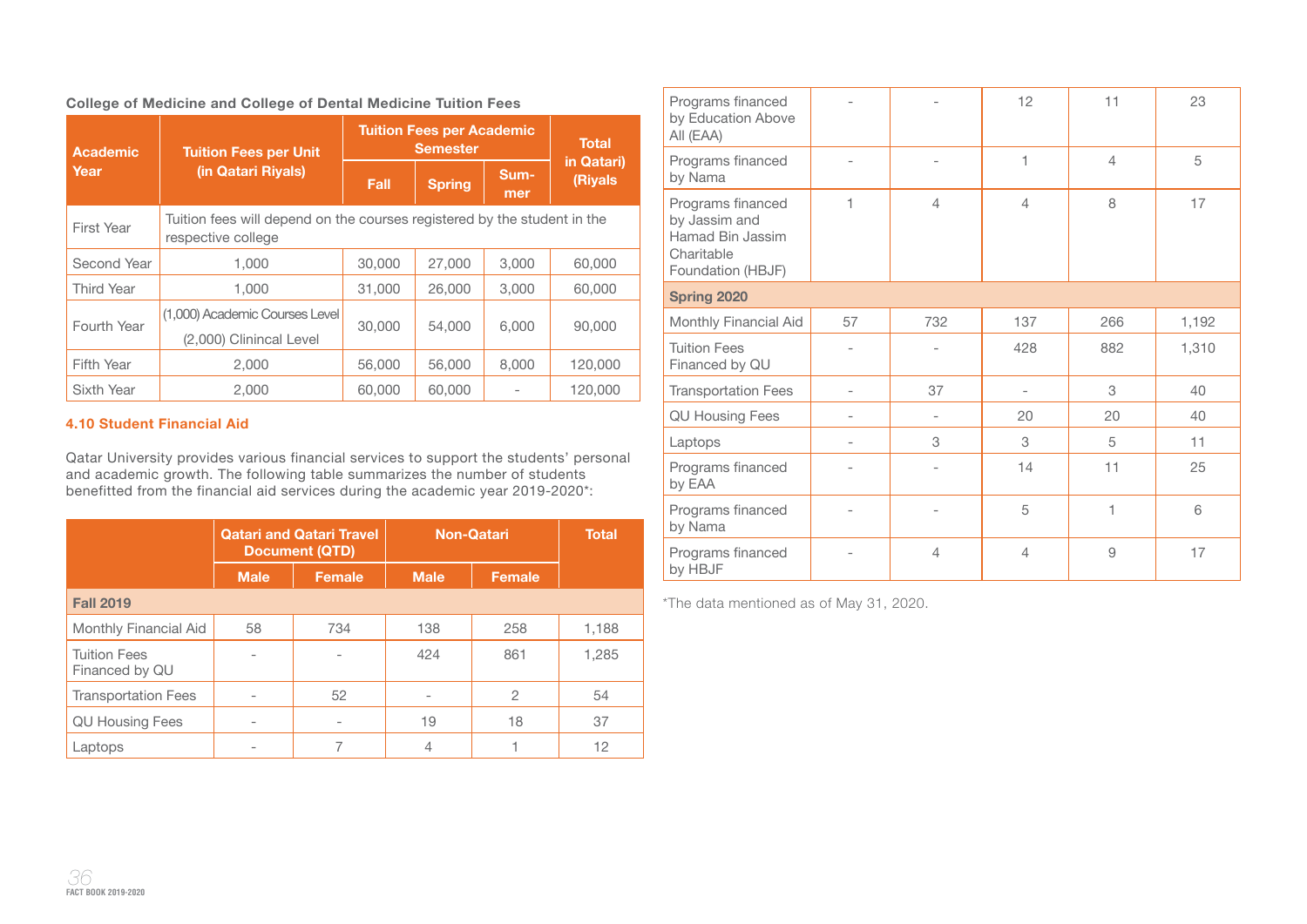**College of Medicine and College of Dental Medicine Tuition Fees**

| Academic Year | Tuition Fees per Unit (in Qatari Riyals) | Tuition Fees per Academic Semester | | | Total in Qatari) (Riyals |
|---|---|---|---|---|---|
| | | Fall | Spring | Sum-mer | |
| First Year | Tuition fees will depend on the courses registered by the student in the respective college | | | | |
| Second Year | 1,000 | 30,000 | 27,000 | 3,000 | 60,000 |
| Third Year | 1,000 | 31,000 | 26,000 | 3,000 | 60,000 |
| Fourth Year | (1,000) Academic Courses Level (2,000) Clinincal Level | 30,000 | 54,000 | 6,000 | 90,000 |
| Fifth Year | 2,000 | 56,000 | 56,000 | 8,000 | 120,000 |
| Sixth Year | 2,000 | 60,000 | 60,000 | - | 120,000 |

### 4.10 Student Financial Aid

Qatar University provides various financial services to support the students' personal and academic growth. The following table summarizes the number of students benefitted from the financial aid services during the academic year 2019-2020*:

| | Qatari and Qatari Travel Document (QTD) | | Non-Qatari | | Total |
|---|---|---|---|---|---|
| | Male | Female | Male | Female | |
| **Fall 2019** | | | | | |
| Monthly Financial Aid | 58 | 734 | 138 | 258 | 1,188 |
| Tuition Fees Financed by QU | - | - | 424 | 861 | 1,285 |
| Transportation Fees | - | 52 | - | 2 | 54 |
| QU Housing Fees | - | - | 19 | 18 | 37 |
| Laptops | - | 7 | 4 | 1 | 12 |
| Programs financed by Education Above All (EAA) | - | - | 12 | 11 | 23 |
| Programs financed by Nama | - | - | 1 | 4 | 5 |
| Programs financed by Jassim and Hamad Bin Jassim Charitable Foundation (HBJF) | 1 | 4 | 4 | 8 | 17 |
| **Spring 2020** | | | | | |
| Monthly Financial Aid | 57 | 732 | 137 | 266 | 1,192 |
| Tuition Fees Financed by QU | - | - | 428 | 882 | 1,310 |
| Transportation Fees | - | 37 | - | 3 | 40 |
| QU Housing Fees | - | - | 20 | 20 | 40 |
| Laptops | - | 3 | 3 | 5 | 11 |
| Programs financed by EAA | - | - | 14 | 11 | 25 |
| Programs financed by Nama | - | - | 5 | 1 | 6 |
| Programs financed by HBJF | - | 4 | 4 | 9 | 17 |

*The data mentioned as of May 31, 2020.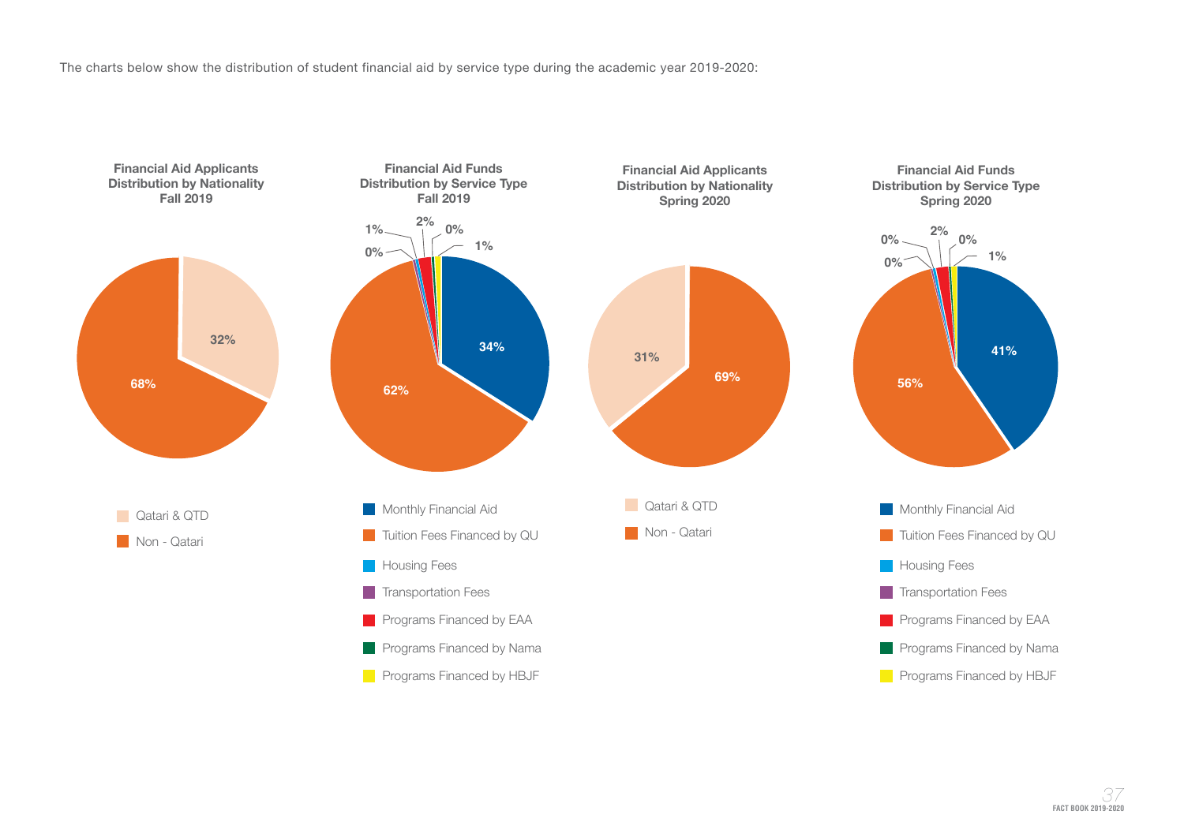The charts below show the distribution of student financial aid by service type during the academic year 2019-2020:

**Financial Aid Applicants Distribution by Nationality Fall 2019**

| Nationality | Percentage |
|---|---|
| Qatari & QTD | 32% |
| Non - Qatari | 68% |

**Financial Aid Funds Distribution by Service Type Fall 2019**

| Service Type | Percentage |
|---|---|
| Monthly Financial Aid | 34% |
| Tuition Fees Financed by QU | 62% |
| Housing Fees | 0% |
| Transportation Fees | 1% |
| Programs Financed by EAA | 2% |
| Programs Financed by Nama | 0% |
| Programs Financed by HBJF | 1% |

**Financial Aid Applicants Distribution by Nationality Spring 2020**

| Nationality | Percentage |
|---|---|
| Qatari & QTD | 31% |
| Non - Qatari | 69% |

**Financial Aid Funds Distribution by Service Type Spring 2020**

| Service Type | Percentage |
|---|---|
| Monthly Financial Aid | 41% |
| Tuition Fees Financed by QU | 56% |
| Housing Fees | 0% |
| Transportation Fees | 0% |
| Programs Financed by EAA | 2% |
| Programs Financed by Nama | 0% |
| Programs Financed by HBJF | 1% |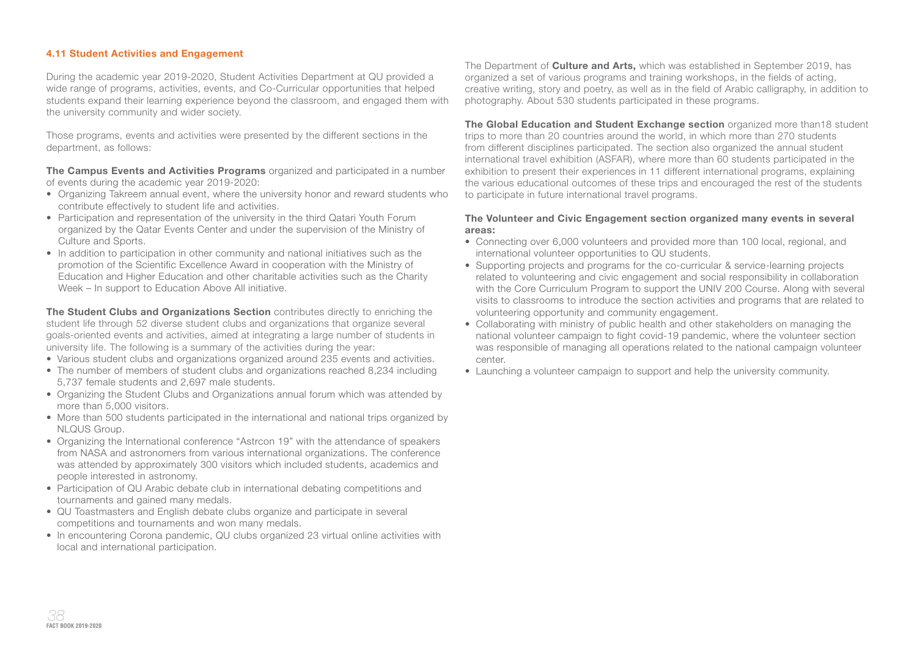### 4.11 Student Activities and Engagement

During the academic year 2019-2020, Student Activities Department at QU provided a wide range of programs, activities, events, and Co-Curricular opportunities that helped students expand their learning experience beyond the classroom, and engaged them with the university community and wider society.

Those programs, events and activities were presented by the different sections in the department, as follows:

**The Campus Events and Activities Programs** organized and participated in a number of events during the academic year 2019-2020:

- Organizing Takreem annual event, where the university honor and reward students who contribute effectively to student life and activities.
- Participation and representation of the university in the third Qatari Youth Forum organized by the Qatar Events Center and under the supervision of the Ministry of Culture and Sports.
- In addition to participation in other community and national initiatives such as the promotion of the Scientific Excellence Award in cooperation with the Ministry of Education and Higher Education and other charitable activities such as the Charity Week – In support to Education Above All initiative.

**The Student Clubs and Organizations Section** contributes directly to enriching the student life through 52 diverse student clubs and organizations that organize several goals-oriented events and activities, aimed at integrating a large number of students in university life. The following is a summary of the activities during the year:

- Various student clubs and organizations organized around 235 events and activities.
- The number of members of student clubs and organizations reached 8,234 including 5,737 female students and 2,697 male students.
- Organizing the Student Clubs and Organizations annual forum which was attended by more than 5,000 visitors.
- More than 500 students participated in the international and national trips organized by NLQUS Group.
- Organizing the International conference "Astrcon 19" with the attendance of speakers from NASA and astronomers from various international organizations. The conference was attended by approximately 300 visitors which included students, academics and people interested in astronomy.
- Participation of QU Arabic debate club in international debating competitions and tournaments and gained many medals.
- QU Toastmasters and English debate clubs organize and participate in several competitions and tournaments and won many medals.
- In encountering Corona pandemic, QU clubs organized 23 virtual online activities with local and international participation.

The Department of **Culture and Arts,** which was established in September 2019, has organized a set of various programs and training workshops, in the fields of acting, creative writing, story and poetry, as well as in the field of Arabic calligraphy, in addition to photography. About 530 students participated in these programs.

**The Global Education and Student Exchange section** organized more than18 student trips to more than 20 countries around the world, in which more than 270 students from different disciplines participated. The section also organized the annual student international travel exhibition (ASFAR), where more than 60 students participated in the exhibition to present their experiences in 11 different international programs, explaining the various educational outcomes of these trips and encouraged the rest of the students to participate in future international travel programs.

**The Volunteer and Civic Engagement section organized many events in several areas:**

- Connecting over 6,000 volunteers and provided more than 100 local, regional, and international volunteer opportunities to QU students.
- Supporting projects and programs for the co-curricular & service-learning projects related to volunteering and civic engagement and social responsibility in collaboration with the Core Curriculum Program to support the UNIV 200 Course. Along with several visits to classrooms to introduce the section activities and programs that are related to volunteering opportunity and community engagement.
- Collaborating with ministry of public health and other stakeholders on managing the national volunteer campaign to fight covid-19 pandemic, where the volunteer section was responsible of managing all operations related to the national campaign volunteer center.
- Launching a volunteer campaign to support and help the university community.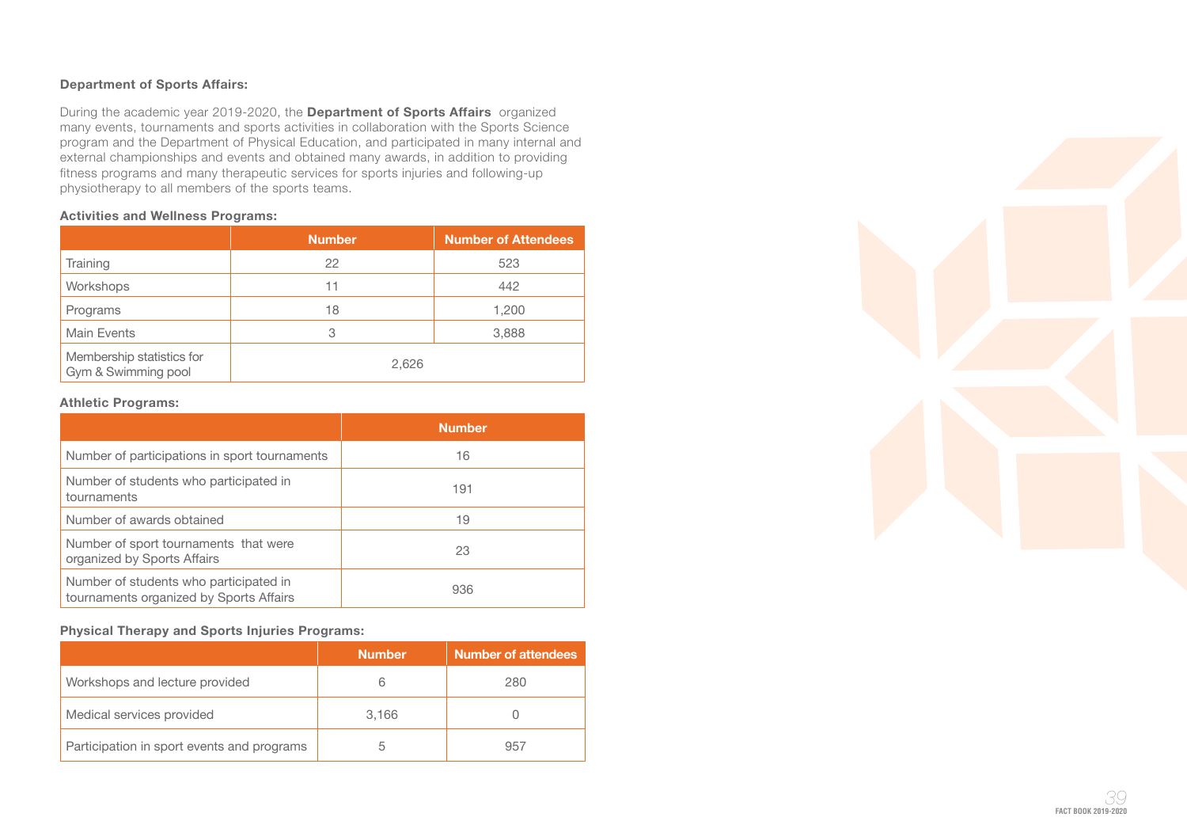### Department of Sports Affairs:

During the academic year 2019-2020, the **Department of Sports Affairs** organized many events, tournaments and sports activities in collaboration with the Sports Science program and the Department of Physical Education, and participated in many internal and external championships and events and obtained many awards, in addition to providing fitness programs and many therapeutic services for sports injuries and following-up physiotherapy to all members of the sports teams.

### Activities and Wellness Programs:

| | Number | Number of Attendees |
|---|---|---|
| Training | 22 | 523 |
| Workshops | 11 | 442 |
| Programs | 18 | 1,200 |
| Main Events | 3 | 3,888 |
| Membership statistics for Gym & Swimming pool | 2,626 | |

### Athletic Programs:

| | Number |
|---|---|
| Number of participations in sport tournaments | 16 |
| Number of students who participated in tournaments | 191 |
| Number of awards obtained | 19 |
| Number of sport tournaments that were organized by Sports Affairs | 23 |
| Number of students who participated in tournaments organized by Sports Affairs | 936 |

### Physical Therapy and Sports Injuries Programs:

| | Number | Number of attendees |
|---|---|---|
| Workshops and lecture provided | 6 | 280 |
| Medical services provided | 3,166 | 0 |
| Participation in sport events and programs | 5 | 957 |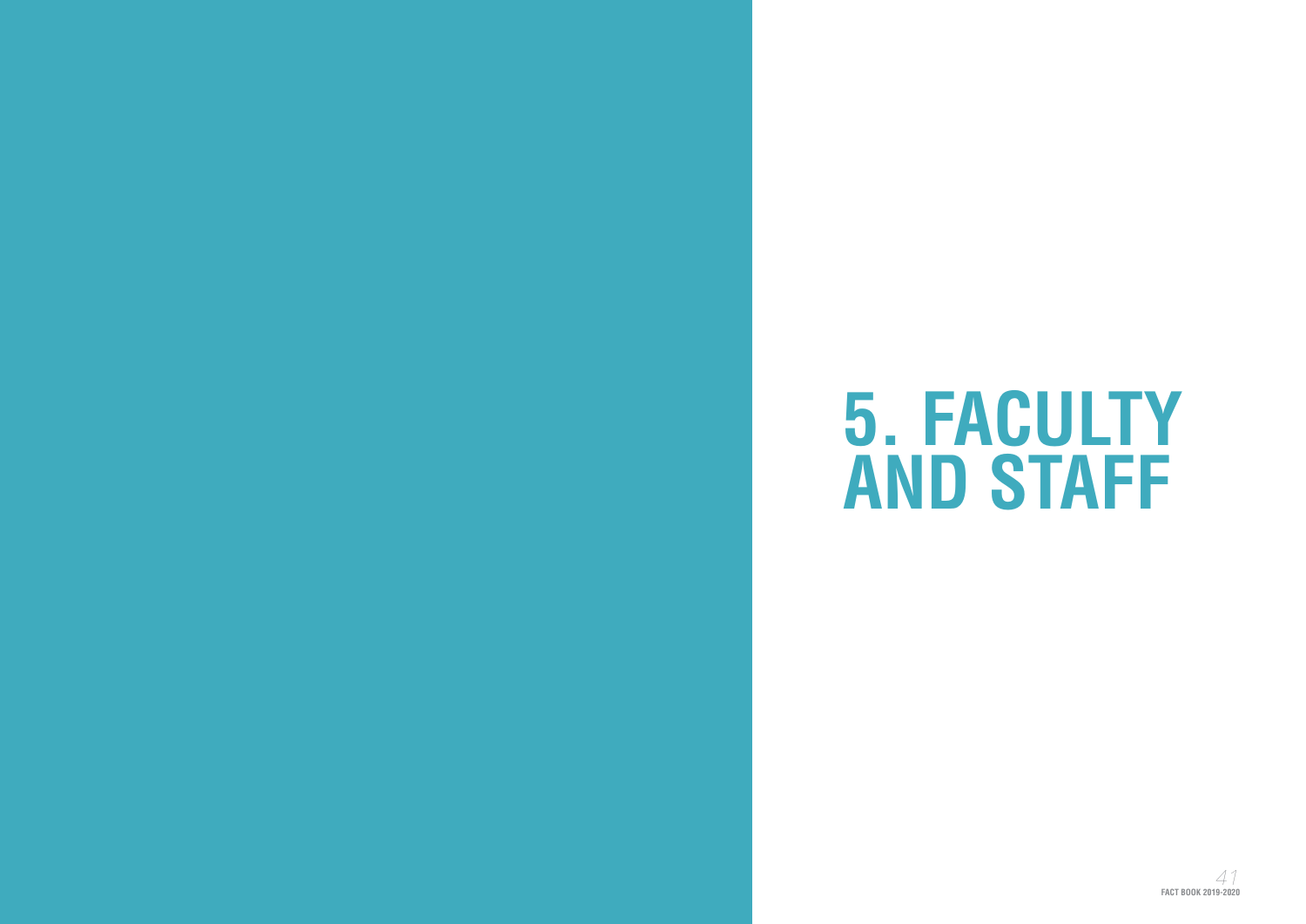# 5. FACULTY AND STAFF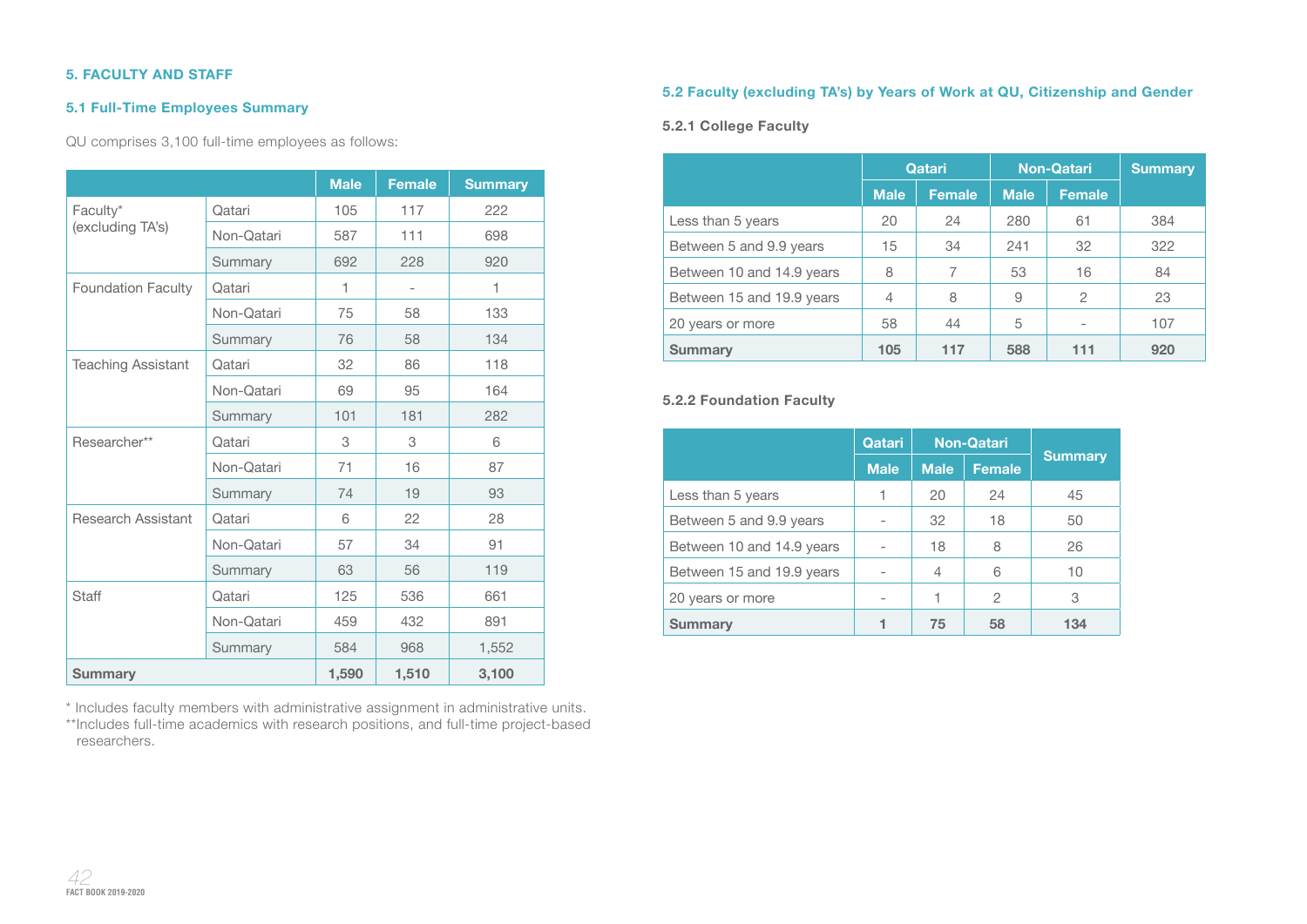## 5. FACULTY AND STAFF

### 5.1 Full-Time Employees Summary

QU comprises 3,100 full-time employees as follows:

| | | Male | Female | Summary |
|---|---|---|---|---|
| Faculty* (excluding TA's) | Qatari | 105 | 117 | 222 |
| | Non-Qatari | 587 | 111 | 698 |
| | Summary | 692 | 228 | 920 |
| Foundation Faculty | Qatari | 1 | - | 1 |
| | Non-Qatari | 75 | 58 | 133 |
| | Summary | 76 | 58 | 134 |
| Teaching Assistant | Qatari | 32 | 86 | 118 |
| | Non-Qatari | 69 | 95 | 164 |
| | Summary | 101 | 181 | 282 |
| Researcher** | Qatari | 3 | 3 | 6 |
| | Non-Qatari | 71 | 16 | 87 |
| | Summary | 74 | 19 | 93 |
| Research Assistant | Qatari | 6 | 22 | 28 |
| | Non-Qatari | 57 | 34 | 91 |
| | Summary | 63 | 56 | 119 |
| Staff | Qatari | 125 | 536 | 661 |
| | Non-Qatari | 459 | 432 | 891 |
| | Summary | 584 | 968 | 1,552 |
| **Summary** | | **1,590** | **1,510** | **3,100** |

\* Includes faculty members with administrative assignment in administrative units.
** Includes full-time academics with research positions, and full-time project-based researchers.

### 5.2 Faculty (excluding TA's) by Years of Work at QU, Citizenship and Gender

#### 5.2.1 College Faculty

| | Qatari | | Non-Qatari | | Summary |
|---|---|---|---|---|---|
| | Male | Female | Male | Female | |
| Less than 5 years | 20 | 24 | 280 | 61 | 384 |
| Between 5 and 9.9 years | 15 | 34 | 241 | 32 | 322 |
| Between 10 and 14.9 years | 8 | 7 | 53 | 16 | 84 |
| Between 15 and 19.9 years | 4 | 8 | 9 | 2 | 23 |
| 20 years or more | 58 | 44 | 5 | - | 107 |
| **Summary** | **105** | **117** | **588** | **111** | **920** |

#### 5.2.2 Foundation Faculty

| | Qatari | Non-Qatari | | Summary |
|---|---|---|---|---|
| | Male | Male | Female | |
| Less than 5 years | 1 | 20 | 24 | 45 |
| Between 5 and 9.9 years | - | 32 | 18 | 50 |
| Between 10 and 14.9 years | - | 18 | 8 | 26 |
| Between 15 and 19.9 years | - | 4 | 6 | 10 |
| 20 years or more | - | 1 | 2 | 3 |
| **Summary** | **1** | **75** | **58** | **134** |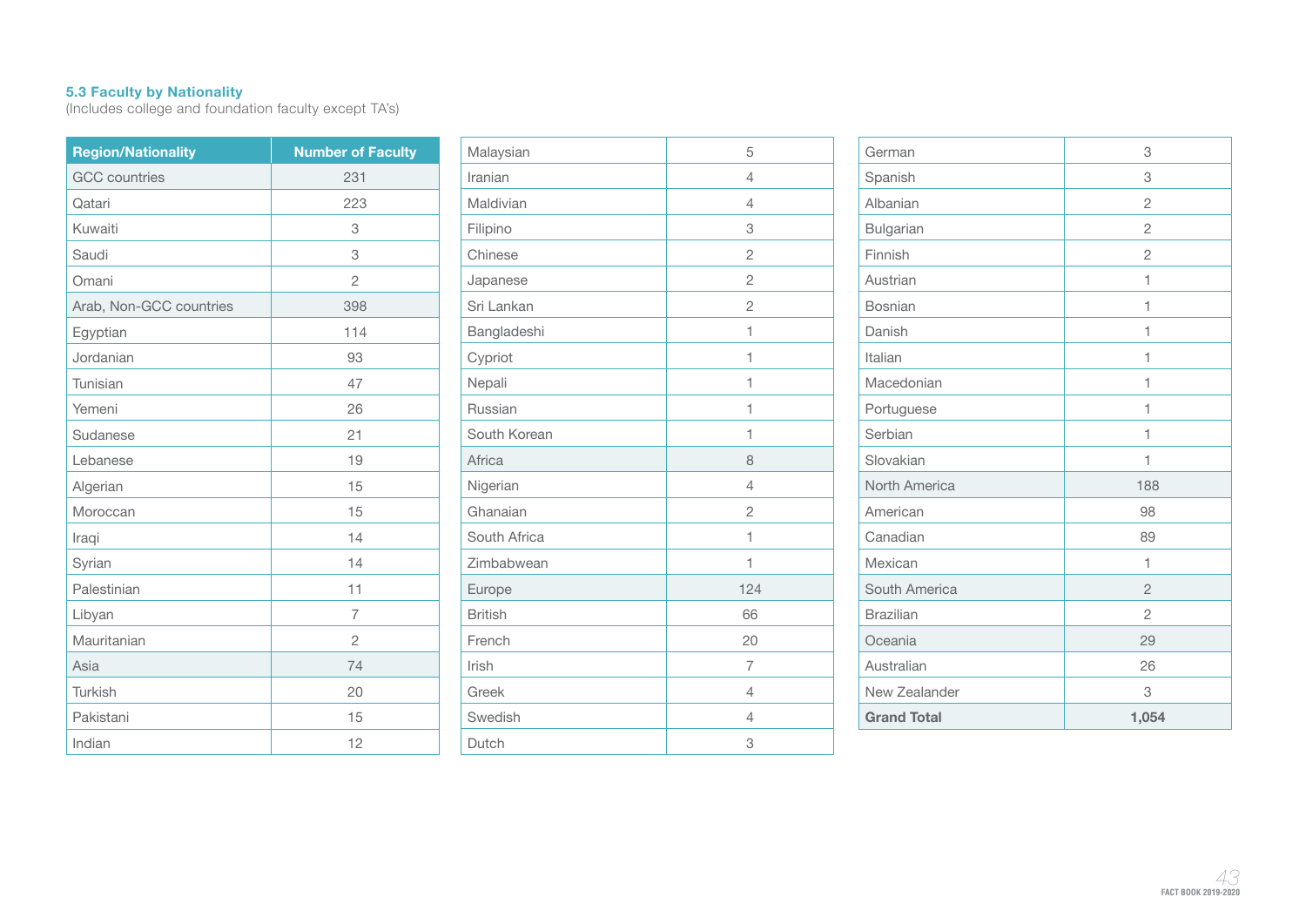### 5.3 Faculty by Nationality

(Includes college and foundation faculty except TA's)

| Region/Nationality | Number of Faculty |
|---|---|
| GCC countries | 231 |
| Qatari | 223 |
| Kuwaiti | 3 |
| Saudi | 3 |
| Omani | 2 |
| Arab, Non-GCC countries | 398 |
| Egyptian | 114 |
| Jordanian | 93 |
| Tunisian | 47 |
| Yemeni | 26 |
| Sudanese | 21 |
| Lebanese | 19 |
| Algerian | 15 |
| Moroccan | 15 |
| Iraqi | 14 |
| Syrian | 14 |
| Palestinian | 11 |
| Libyan | 7 |
| Mauritanian | 2 |
| Asia | 74 |
| Turkish | 20 |
| Pakistani | 15 |
| Indian | 12 |
| Malaysian | 5 |
| Iranian | 4 |
| Maldivian | 4 |
| Filipino | 3 |
| Chinese | 2 |
| Japanese | 2 |
| Sri Lankan | 2 |
| Bangladeshi | 1 |
| Cypriot | 1 |
| Nepali | 1 |
| Russian | 1 |
| South Korean | 1 |
| Africa | 8 |
| Nigerian | 4 |
| Ghanaian | 2 |
| South Africa | 1 |
| Zimbabwean | 1 |
| Europe | 124 |
| British | 66 |
| French | 20 |
| Irish | 7 |
| Greek | 4 |
| Swedish | 4 |
| Dutch | 3 |
| German | 3 |
| Spanish | 3 |
| Albanian | 2 |
| Bulgarian | 2 |
| Finnish | 2 |
| Austrian | 1 |
| Bosnian | 1 |
| Danish | 1 |
| Italian | 1 |
| Macedonian | 1 |
| Portuguese | 1 |
| Serbian | 1 |
| Slovakian | 1 |
| North America | 188 |
| American | 98 |
| Canadian | 89 |
| Mexican | 1 |
| South America | 2 |
| Brazilian | 2 |
| Oceania | 29 |
| Australian | 26 |
| New Zealander | 3 |
| **Grand Total** | **1,054** |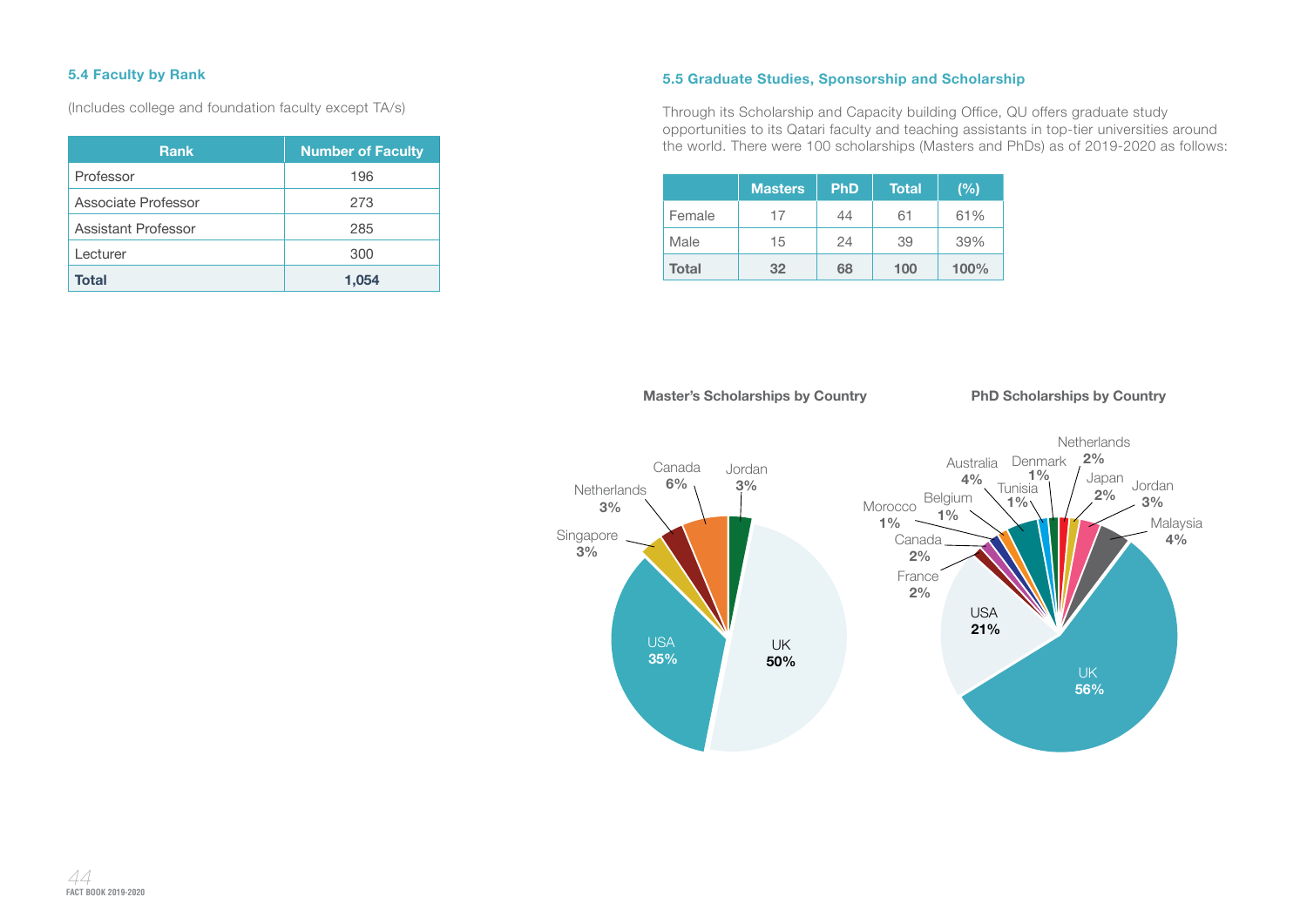### 5.4 Faculty by Rank

(Includes college and foundation faculty except TA/s)

| Rank | Number of Faculty |
|---|---|
| Professor | 196 |
| Associate Professor | 273 |
| Assistant Professor | 285 |
| Lecturer | 300 |
| **Total** | **1,054** |

### 5.5 Graduate Studies, Sponsorship and Scholarship

Through its Scholarship and Capacity building Office, QU offers graduate study opportunities to its Qatari faculty and teaching assistants in top-tier universities around the world. There were 100 scholarships (Masters and PhDs) as of 2019-2020 as follows:

| | Masters | PhD | Total | (%) |
|---|---|---|---|---|
| Female | 17 | 44 | 61 | 61% |
| Male | 15 | 24 | 39 | 39% |
| **Total** | **32** | **68** | **100** | **100%** |

**Master's Scholarships by Country**

UK **50%**, USA **35%**, Singapore **3%**, Netherlands **3%**, Canada **6%**, Jordan **3%**

**PhD Scholarships by Country**

UK **56%**, USA **21%**, France **2%**, Canada **2%**, Morocco **1%**, Belgium **1%**, Australia **4%**, Tunisia **1%**, Denmark **1%**, Netherlands **2%**, Japan **2%**, Jordan **3%**, Malaysia **4%**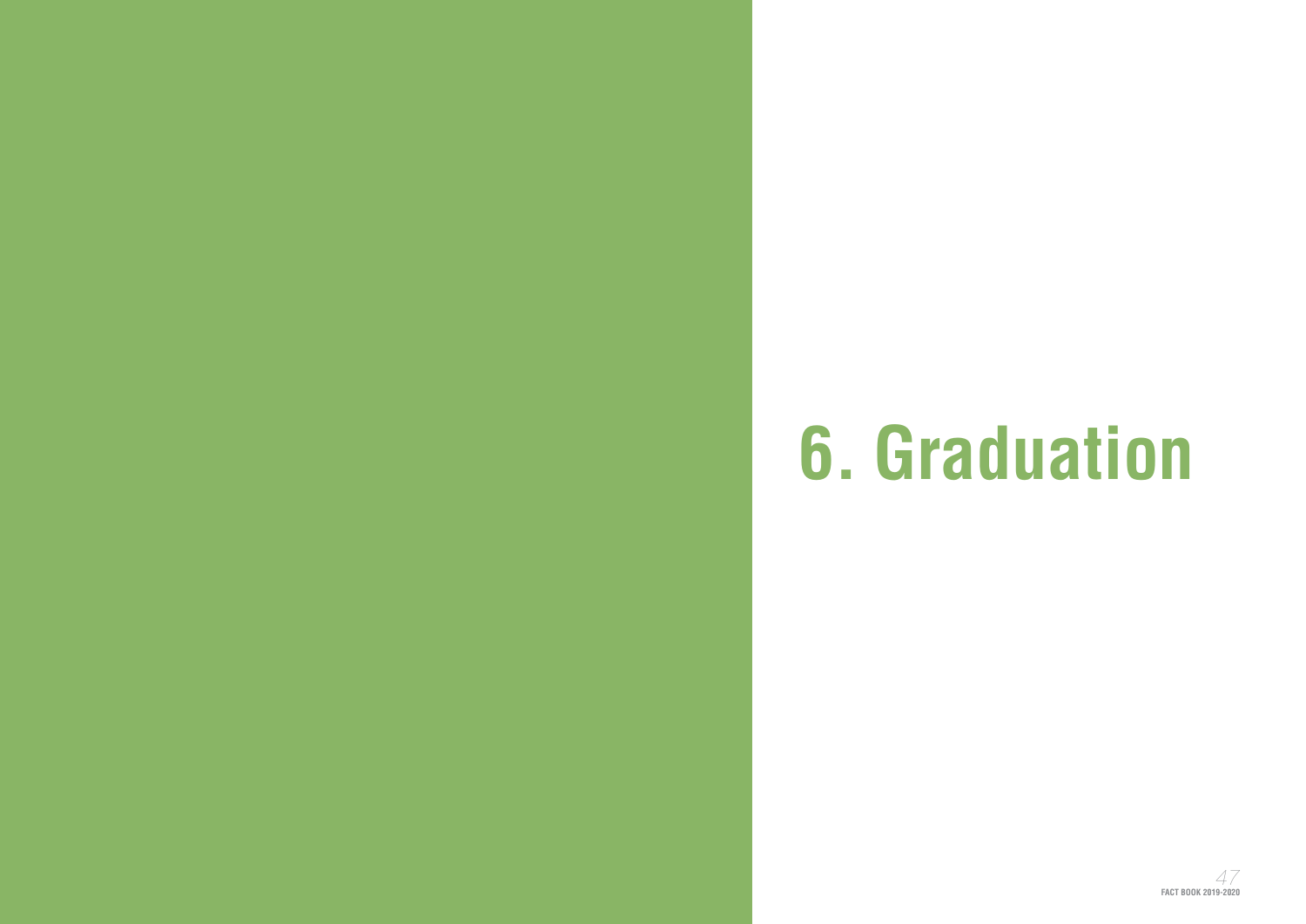# 6. Graduation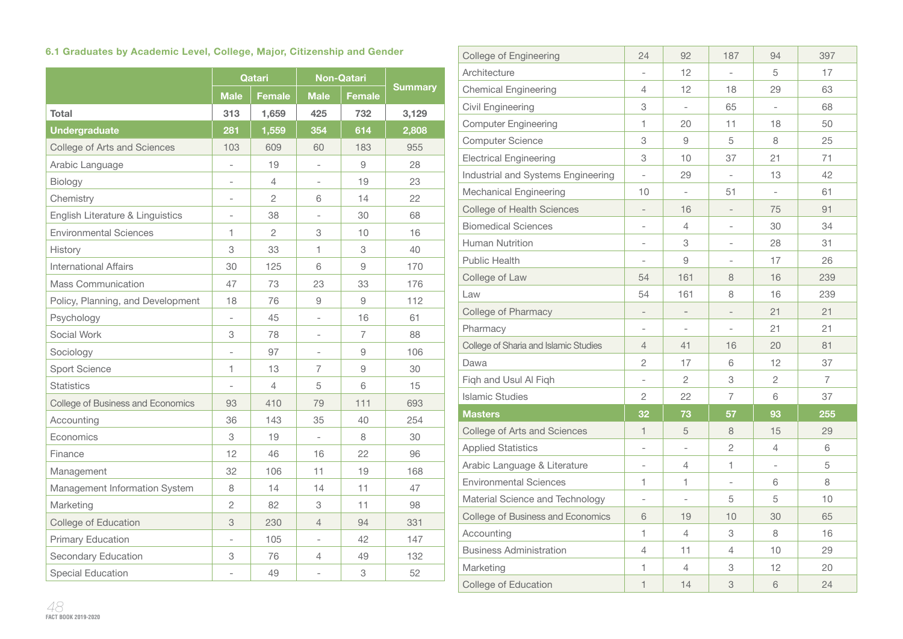#### 6.1 Graduates by Academic Level, College, Major, Citizenship and Gender

| | Qatari | | Non-Qatari | | Summary |
|---|---|---|---|---|---|
| | Male | Female | Male | Female | |
| **Total** | **313** | **1,659** | **425** | **732** | **3,129** |
| **Undergraduate** | **281** | **1,559** | **354** | **614** | **2,808** |
| College of Arts and Sciences | 103 | 609 | 60 | 183 | 955 |
| Arabic Language | - | 19 | - | 9 | 28 |
| Biology | - | 4 | - | 19 | 23 |
| Chemistry | - | 2 | 6 | 14 | 22 |
| English Literature & Linguistics | - | 38 | - | 30 | 68 |
| Environmental Sciences | 1 | 2 | 3 | 10 | 16 |
| History | 3 | 33 | 1 | 3 | 40 |
| International Affairs | 30 | 125 | 6 | 9 | 170 |
| Mass Communication | 47 | 73 | 23 | 33 | 176 |
| Policy, Planning, and Development | 18 | 76 | 9 | 9 | 112 |
| Psychology | - | 45 | - | 16 | 61 |
| Social Work | 3 | 78 | - | 7 | 88 |
| Sociology | - | 97 | - | 9 | 106 |
| Sport Science | 1 | 13 | 7 | 9 | 30 |
| Statistics | - | 4 | 5 | 6 | 15 |
| College of Business and Economics | 93 | 410 | 79 | 111 | 693 |
| Accounting | 36 | 143 | 35 | 40 | 254 |
| Economics | 3 | 19 | - | 8 | 30 |
| Finance | 12 | 46 | 16 | 22 | 96 |
| Management | 32 | 106 | 11 | 19 | 168 |
| Management Information System | 8 | 14 | 14 | 11 | 47 |
| Marketing | 2 | 82 | 3 | 11 | 98 |
| College of Education | 3 | 230 | 4 | 94 | 331 |
| Primary Education | - | 105 | - | 42 | 147 |
| Secondary Education | 3 | 76 | 4 | 49 | 132 |
| Special Education | - | 49 | - | 3 | 52 |
| College of Engineering | 24 | 92 | 187 | 94 | 397 |
| Architecture | - | 12 | - | 5 | 17 |
| Chemical Engineering | 4 | 12 | 18 | 29 | 63 |
| Civil Engineering | 3 | - | 65 | - | 68 |
| Computer Engineering | 1 | 20 | 11 | 18 | 50 |
| Computer Science | 3 | 9 | 5 | 8 | 25 |
| Electrical Engineering | 3 | 10 | 37 | 21 | 71 |
| Industrial and Systems Engineering | - | 29 | - | 13 | 42 |
| Mechanical Engineering | 10 | - | 51 | - | 61 |
| College of Health Sciences | - | 16 | - | 75 | 91 |
| Biomedical Sciences | - | 4 | - | 30 | 34 |
| Human Nutrition | - | 3 | - | 28 | 31 |
| Public Health | - | 9 | - | 17 | 26 |
| College of Law | 54 | 161 | 8 | 16 | 239 |
| Law | 54 | 161 | 8 | 16 | 239 |
| College of Pharmacy | - | - | - | 21 | 21 |
| Pharmacy | - | - | - | 21 | 21 |
| College of Sharia and Islamic Studies | 4 | 41 | 16 | 20 | 81 |
| Dawa | 2 | 17 | 6 | 12 | 37 |
| Fiqh and Usul Al Fiqh | - | 2 | 3 | 2 | 7 |
| Islamic Studies | 2 | 22 | 7 | 6 | 37 |
| **Masters** | **32** | **73** | **57** | **93** | **255** |
| College of Arts and Sciences | 1 | 5 | 8 | 15 | 29 |
| Applied Statistics | - | - | 2 | 4 | 6 |
| Arabic Language & Literature | - | 4 | 1 | - | 5 |
| Environmental Sciences | 1 | 1 | - | 6 | 8 |
| Material Science and Technology | - | - | 5 | 5 | 10 |
| College of Business and Economics | 6 | 19 | 10 | 30 | 65 |
| Accounting | 1 | 4 | 3 | 8 | 16 |
| Business Administration | 4 | 11 | 4 | 10 | 29 |
| Marketing | 1 | 4 | 3 | 12 | 20 |
| College of Education | 1 | 14 | 3 | 6 | 24 |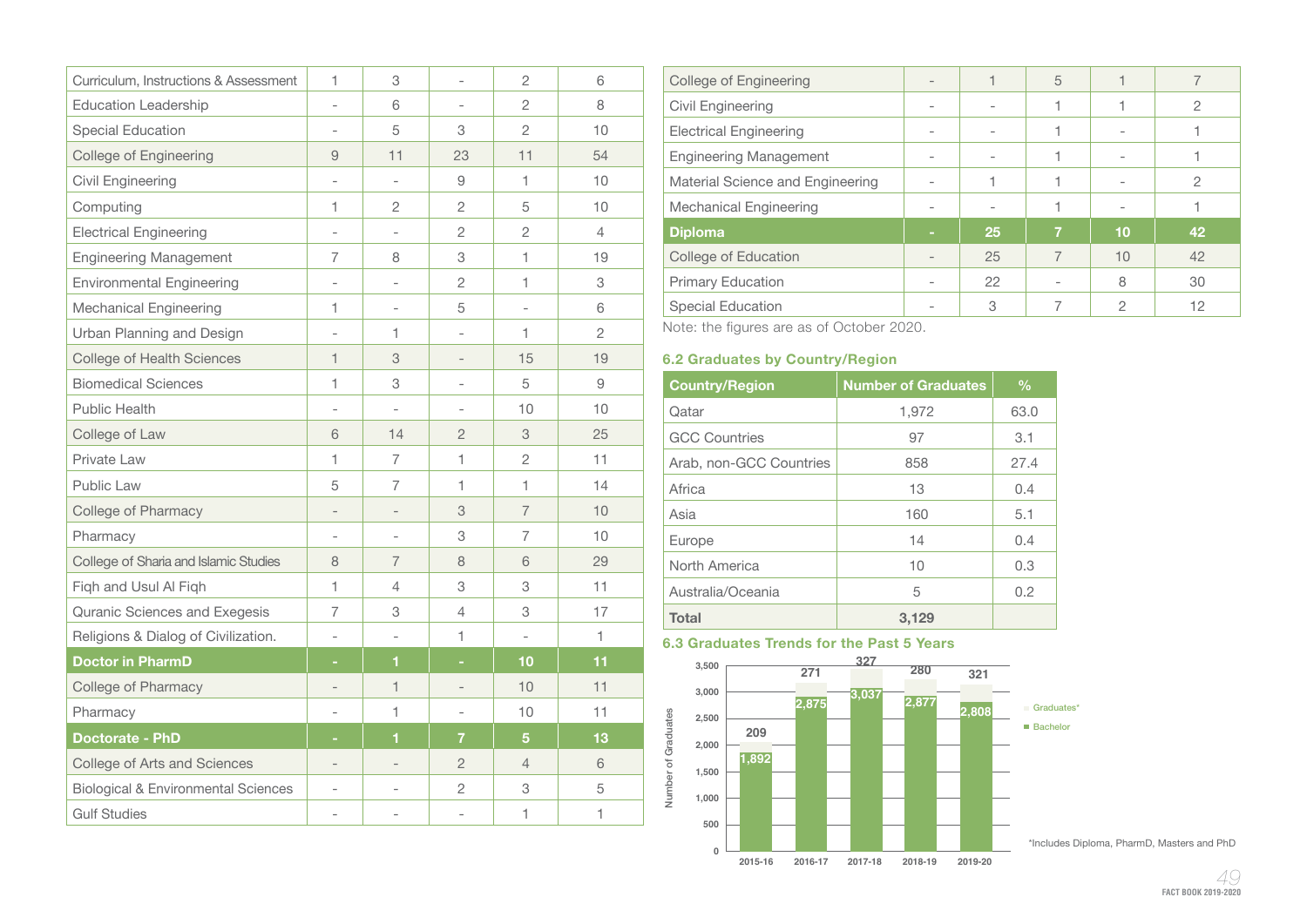| | | | | | |
|---|---|---|---|---|---|
| Curriculum, Instructions & Assessment | 1 | 3 | - | 2 | 6 |
| Education Leadership | - | 6 | - | 2 | 8 |
| Special Education | - | 5 | 3 | 2 | 10 |
| College of Engineering | 9 | 11 | 23 | 11 | 54 |
| Civil Engineering | - | - | 9 | 1 | 10 |
| Computing | 1 | 2 | 2 | 5 | 10 |
| Electrical Engineering | - | - | 2 | 2 | 4 |
| Engineering Management | 7 | 8 | 3 | 1 | 19 |
| Environmental Engineering | - | - | 2 | 1 | 3 |
| Mechanical Engineering | 1 | - | 5 | - | 6 |
| Urban Planning and Design | - | 1 | - | 1 | 2 |
| College of Health Sciences | 1 | 3 | - | 15 | 19 |
| Biomedical Sciences | 1 | 3 | - | 5 | 9 |
| Public Health | - | - | - | 10 | 10 |
| College of Law | 6 | 14 | 2 | 3 | 25 |
| Private Law | 1 | 7 | 1 | 2 | 11 |
| Public Law | 5 | 7 | 1 | 1 | 14 |
| College of Pharmacy | - | - | 3 | 7 | 10 |
| Pharmacy | - | - | 3 | 7 | 10 |
| College of Sharia and Islamic Studies | 8 | 7 | 8 | 6 | 29 |
| Fiqh and Usul Al Fiqh | 1 | 4 | 3 | 3 | 11 |
| Quranic Sciences and Exegesis | 7 | 3 | 4 | 3 | 17 |
| Religions & Dialog of Civilization. | - | - | 1 | - | 1 |
| **Doctor in PharmD** | **-** | **1** | **-** | **10** | **11** |
| College of Pharmacy | - | 1 | - | 10 | 11 |
| Pharmacy | - | 1 | - | 10 | 11 |
| **Doctorate - PhD** | **-** | **1** | **7** | **5** | **13** |
| College of Arts and Sciences | - | - | 2 | 4 | 6 |
| Biological & Environmental Sciences | - | - | 2 | 3 | 5 |
| Gulf Studies | - | - | - | 1 | 1 |
| College of Engineering | - | 1 | 5 | 1 | 7 |
| Civil Engineering | - | - | 1 | 1 | 2 |
| Electrical Engineering | - | - | 1 | - | 1 |
| Engineering Management | - | - | 1 | - | 1 |
| Material Science and Engineering | - | 1 | 1 | - | 2 |
| Mechanical Engineering | - | - | 1 | - | 1 |
| **Diploma** | **-** | **25** | **7** | **10** | **42** |
| College of Education | - | 25 | 7 | 10 | 42 |
| Primary Education | - | 22 | - | 8 | 30 |
| Special Education | - | 3 | 7 | 2 | 12 |

Note: the figures are as of October 2020.

### 6.2 Graduates by Country/Region

| Country/Region | Number of Graduates | % |
|---|---|---|
| Qatar | 1,972 | 63.0 |
| GCC Countries | 97 | 3.1 |
| Arab, non-GCC Countries | 858 | 27.4 |
| Africa | 13 | 0.4 |
| Asia | 160 | 5.1 |
| Europe | 14 | 0.4 |
| North America | 10 | 0.3 |
| Australia/Oceania | 5 | 0.2 |
| **Total** | **3,129** | |

### 6.3 Graduates Trends for the Past 5 Years

| Year | Bachelor | Graduates* |
|---|---|---|
| 2015-16 | 1,892 | 209 |
| 2016-17 | 2,875 | 271 |
| 2017-18 | 3,037 | 327 |
| 2018-19 | 2,877 | 280 |
| 2019-20 | 2,808 | 321 |

*Includes Diploma, PharmD, Masters and PhD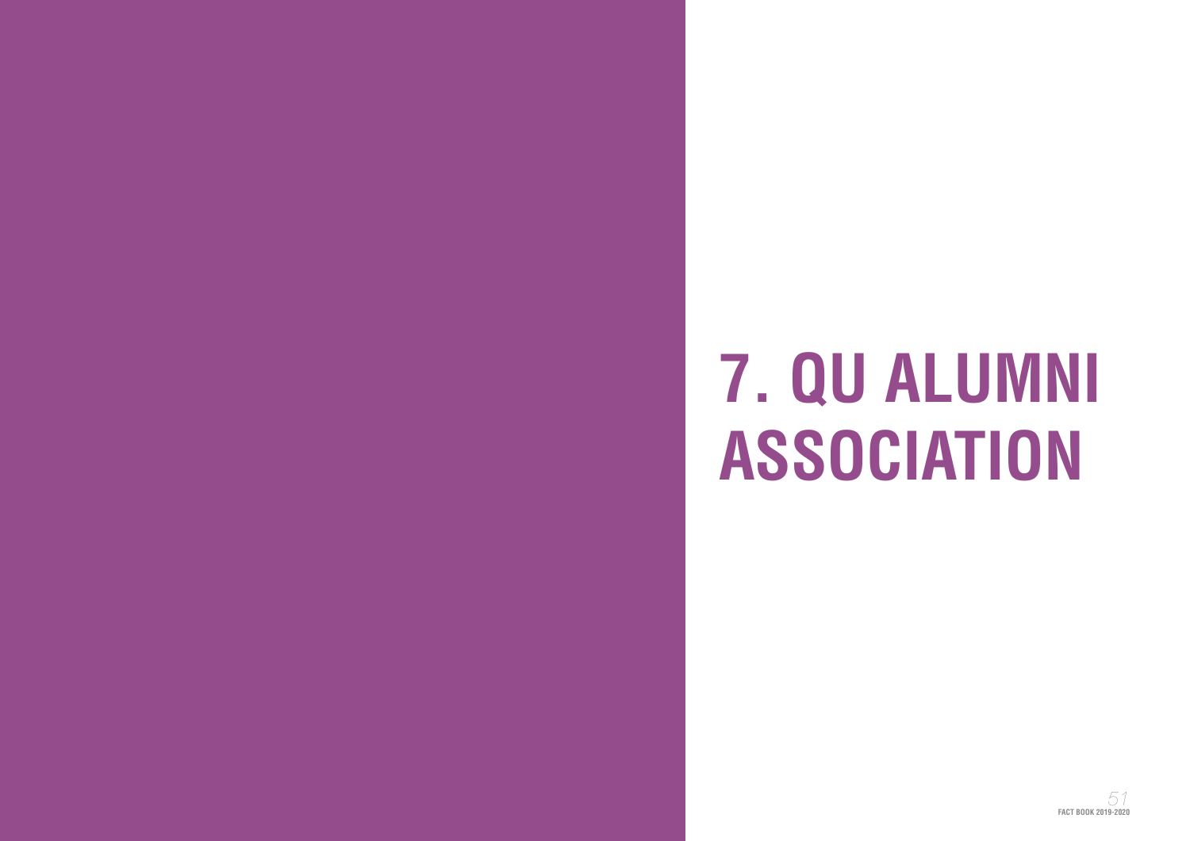# 7. QU ALUMNI ASSOCIATION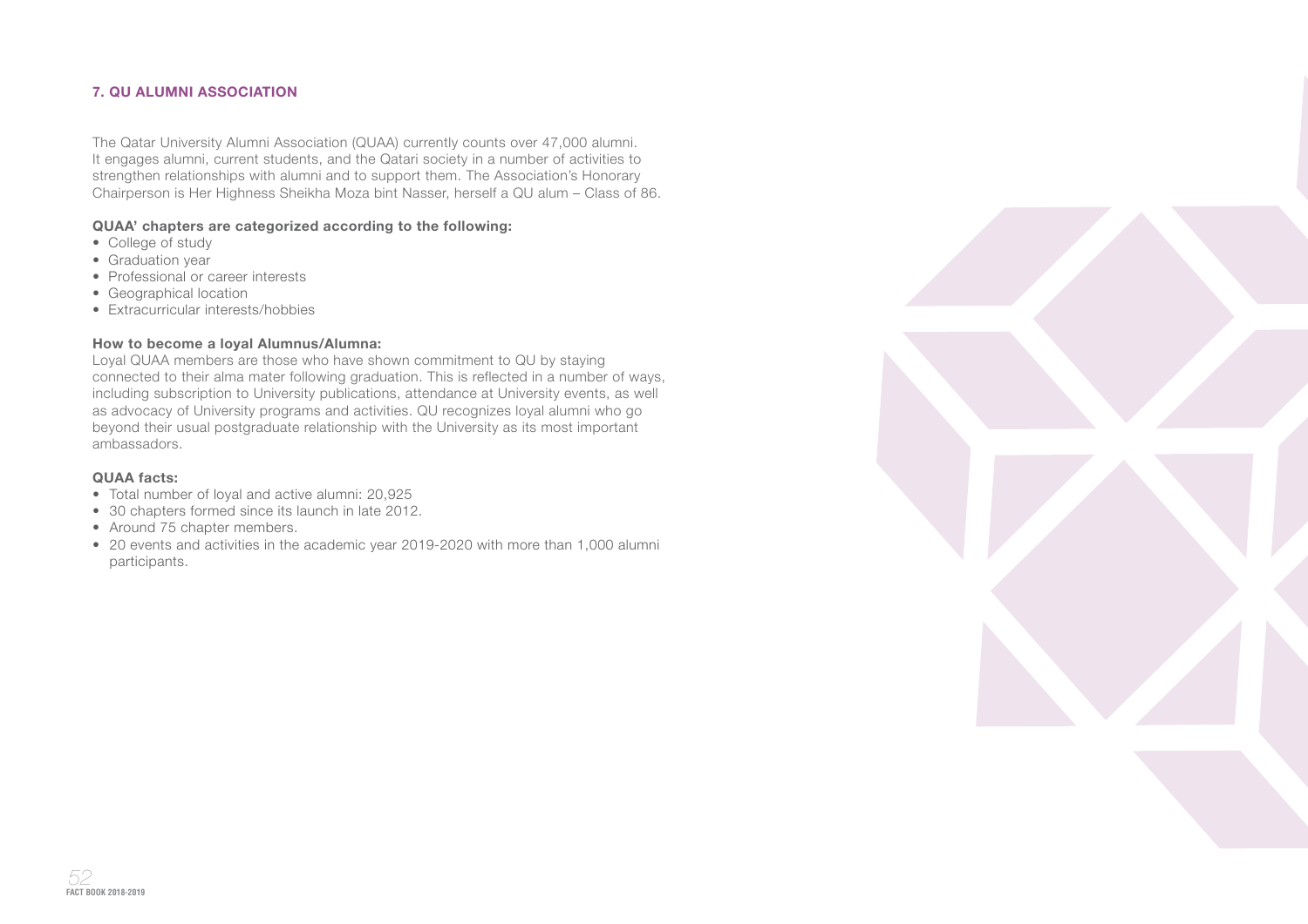## 7. QU ALUMNI ASSOCIATION

The Qatar University Alumni Association (QUAA) currently counts over 47,000 alumni. It engages alumni, current students, and the Qatari society in a number of activities to strengthen relationships with alumni and to support them. The Association's Honorary Chairperson is Her Highness Sheikha Moza bint Nasser, herself a QU alum – Class of 86.

**QUAA' chapters are categorized according to the following:**

- College of study
- Graduation year
- Professional or career interests
- Geographical location
- Extracurricular interests/hobbies

**How to become a loyal Alumnus/Alumna:**

Loyal QUAA members are those who have shown commitment to QU by staying connected to their alma mater following graduation. This is reflected in a number of ways, including subscription to University publications, attendance at University events, as well as advocacy of University programs and activities. QU recognizes loyal alumni who go beyond their usual postgraduate relationship with the University as its most important ambassadors.

**QUAA facts:**

- Total number of loyal and active alumni: 20,925
- 30 chapters formed since its launch in late 2012.
- Around 75 chapter members.
- 20 events and activities in the academic year 2019-2020 with more than 1,000 alumni participants.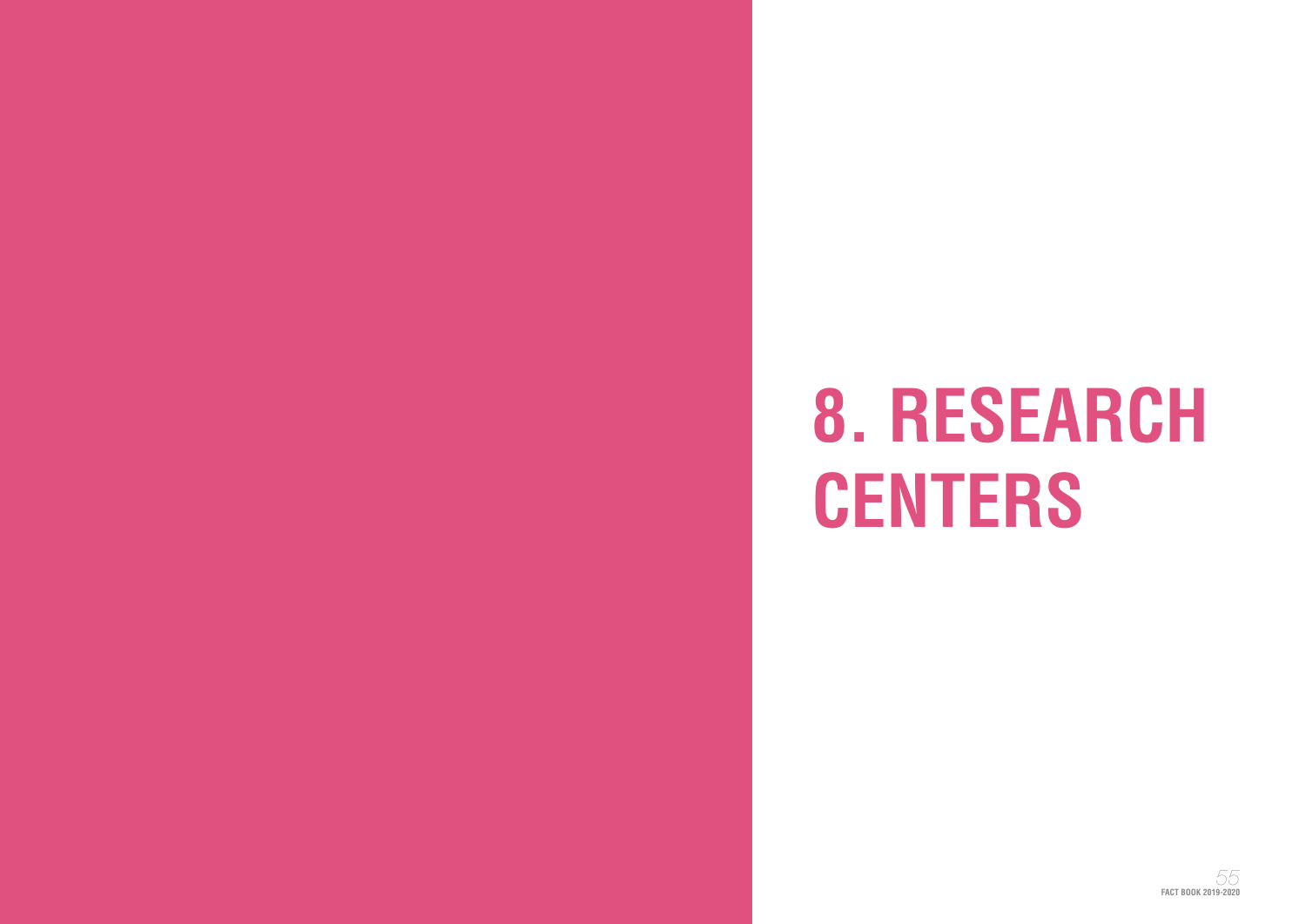# 8. RESEARCH CENTERS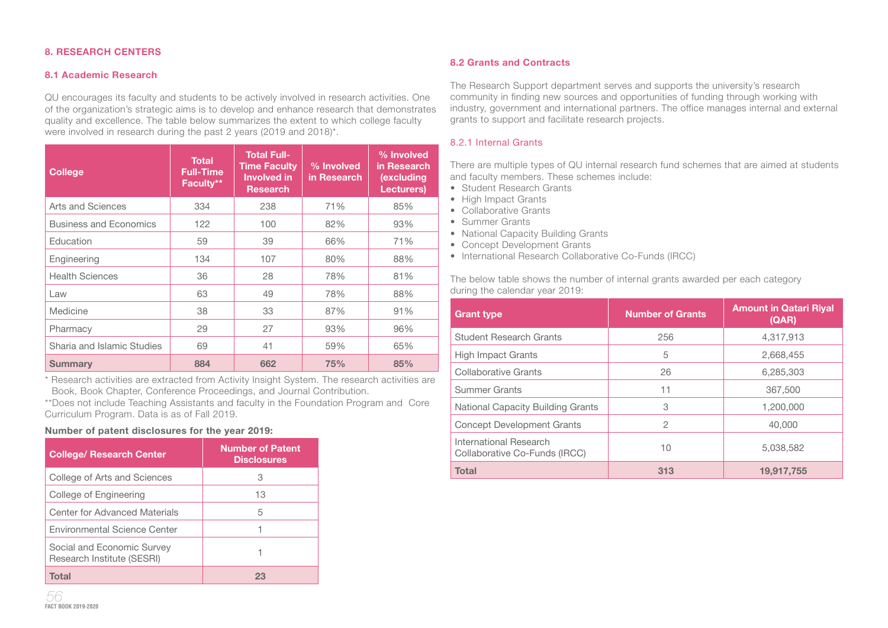## 8. RESEARCH CENTERS

### 8.1 Academic Research

QU encourages its faculty and students to be actively involved in research activities. One of the organization's strategic aims is to develop and enhance research that demonstrates quality and excellence. The table below summarizes the extent to which college faculty were involved in research during the past 2 years (2019 and 2018)*.

| College | Total Full-Time Faculty** | Total Full-Time Faculty Involved in Research | % Involved in Research | % Involved in Research (excluding Lecturers) |
|---|---|---|---|---|
| Arts and Sciences | 334 | 238 | 71% | 85% |
| Business and Economics | 122 | 100 | 82% | 93% |
| Education | 59 | 39 | 66% | 71% |
| Engineering | 134 | 107 | 80% | 88% |
| Health Sciences | 36 | 28 | 78% | 81% |
| Law | 63 | 49 | 78% | 88% |
| Medicine | 38 | 33 | 87% | 91% |
| Pharmacy | 29 | 27 | 93% | 96% |
| Sharia and Islamic Studies | 69 | 41 | 59% | 65% |
| **Summary** | **884** | **662** | **75%** | **85%** |

* Research activities are extracted from Activity Insight System. The research activities are Book, Book Chapter, Conference Proceedings, and Journal Contribution.

**Does not include Teaching Assistants and faculty in the Foundation Program and Core Curriculum Program. Data is as of Fall 2019.

**Number of patent disclosures for the year 2019:**

| College/ Research Center | Number of Patent Disclosures |
|---|---|
| College of Arts and Sciences | 3 |
| College of Engineering | 13 |
| Center for Advanced Materials | 5 |
| Environmental Science Center | 1 |
| Social and Economic Survey Research Institute (SESRI) | 1 |
| **Total** | **23** |

### 8.2 Grants and Contracts

The Research Support department serves and supports the university's research community in finding new sources and opportunities of funding through working with industry, government and international partners. The office manages internal and external grants to support and facilitate research projects.

#### 8.2.1 Internal Grants

There are multiple types of QU internal research fund schemes that are aimed at students and faculty members. These schemes include:

- Student Research Grants
- High Impact Grants
- Collaborative Grants
- Summer Grants
- National Capacity Building Grants
- Concept Development Grants
- International Research Collaborative Co-Funds (IRCC)

The below table shows the number of internal grants awarded per each category during the calendar year 2019:

| Grant type | Number of Grants | Amount in Qatari Riyal (QAR) |
|---|---|---|
| Student Research Grants | 256 | 4,317,913 |
| High Impact Grants | 5 | 2,668,455 |
| Collaborative Grants | 26 | 6,285,303 |
| Summer Grants | 11 | 367,500 |
| National Capacity Building Grants | 3 | 1,200,000 |
| Concept Development Grants | 2 | 40,000 |
| International Research Collaborative Co-Funds (IRCC) | 10 | 5,038,582 |
| **Total** | **313** | **19,917,755** |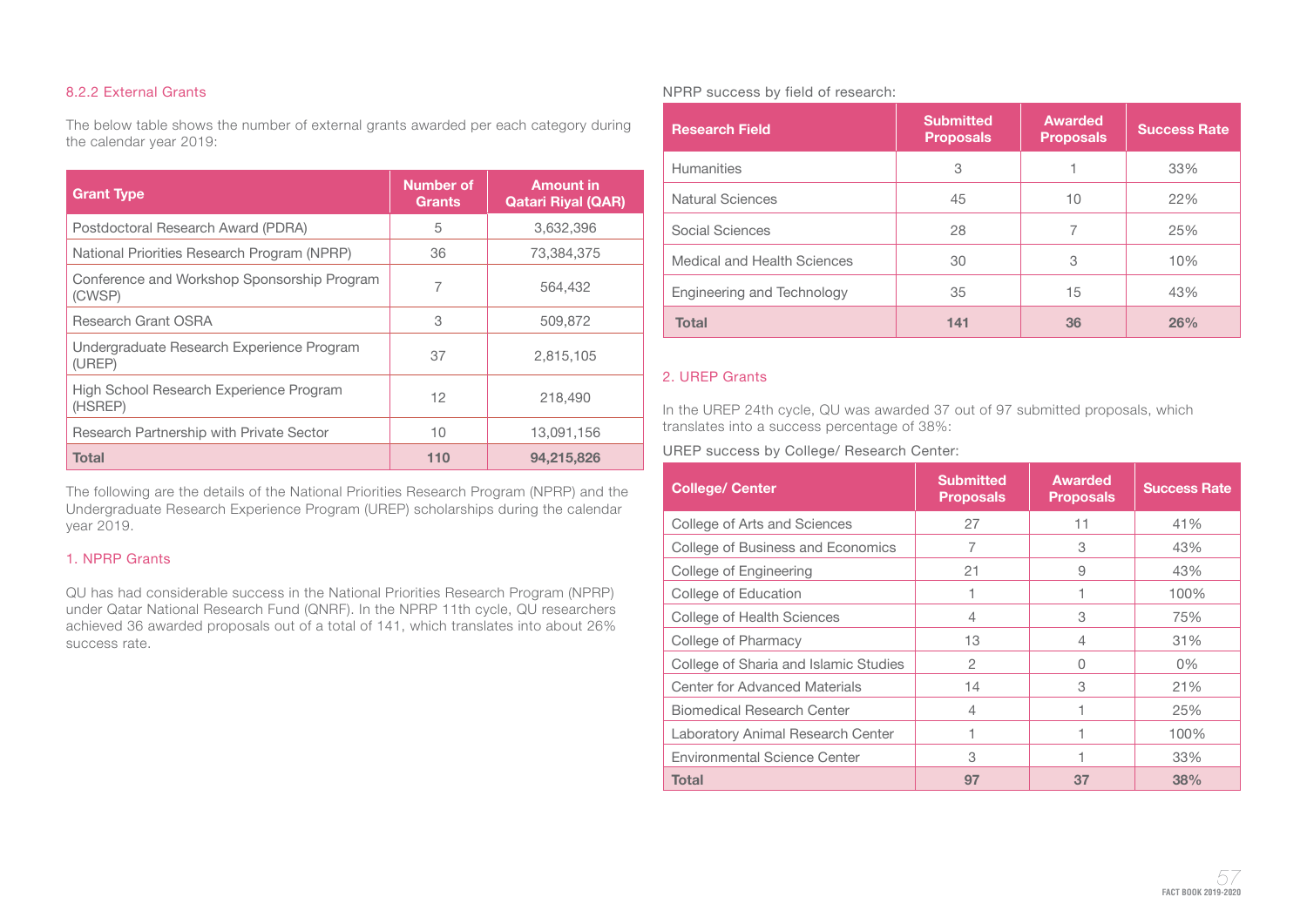### 8.2.2 External Grants

The below table shows the number of external grants awarded per each category during the calendar year 2019:

| Grant Type | Number of Grants | Amount in Qatari Riyal (QAR) |
|---|---|---|
| Postdoctoral Research Award (PDRA) | 5 | 3,632,396 |
| National Priorities Research Program (NPRP) | 36 | 73,384,375 |
| Conference and Workshop Sponsorship Program (CWSP) | 7 | 564,432 |
| Research Grant OSRA | 3 | 509,872 |
| Undergraduate Research Experience Program (UREP) | 37 | 2,815,105 |
| High School Research Experience Program (HSREP) | 12 | 218,490 |
| Research Partnership with Private Sector | 10 | 13,091,156 |
| **Total** | **110** | **94,215,826** |

The following are the details of the National Priorities Research Program (NPRP) and the Undergraduate Research Experience Program (UREP) scholarships during the calendar year 2019.

#### 1. NPRP Grants

QU has had considerable success in the National Priorities Research Program (NPRP) under Qatar National Research Fund (QNRF). In the NPRP 11th cycle, QU researchers achieved 36 awarded proposals out of a total of 141, which translates into about 26% success rate.

NPRP success by field of research:

| Research Field | Submitted Proposals | Awarded Proposals | Success Rate |
|---|---|---|---|
| Humanities | 3 | 1 | 33% |
| Natural Sciences | 45 | 10 | 22% |
| Social Sciences | 28 | 7 | 25% |
| Medical and Health Sciences | 30 | 3 | 10% |
| Engineering and Technology | 35 | 15 | 43% |
| **Total** | **141** | **36** | **26%** |

#### 2. UREP Grants

In the UREP 24th cycle, QU was awarded 37 out of 97 submitted proposals, which translates into a success percentage of 38%:

UREP success by College/ Research Center:

| College/ Center | Submitted Proposals | Awarded Proposals | Success Rate |
|---|---|---|---|
| College of Arts and Sciences | 27 | 11 | 41% |
| College of Business and Economics | 7 | 3 | 43% |
| College of Engineering | 21 | 9 | 43% |
| College of Education | 1 | 1 | 100% |
| College of Health Sciences | 4 | 3 | 75% |
| College of Pharmacy | 13 | 4 | 31% |
| College of Sharia and Islamic Studies | 2 | 0 | 0% |
| Center for Advanced Materials | 14 | 3 | 21% |
| Biomedical Research Center | 4 | 1 | 25% |
| Laboratory Animal Research Center | 1 | 1 | 100% |
| Environmental Science Center | 3 | 1 | 33% |
| **Total** | **97** | **37** | **38%** |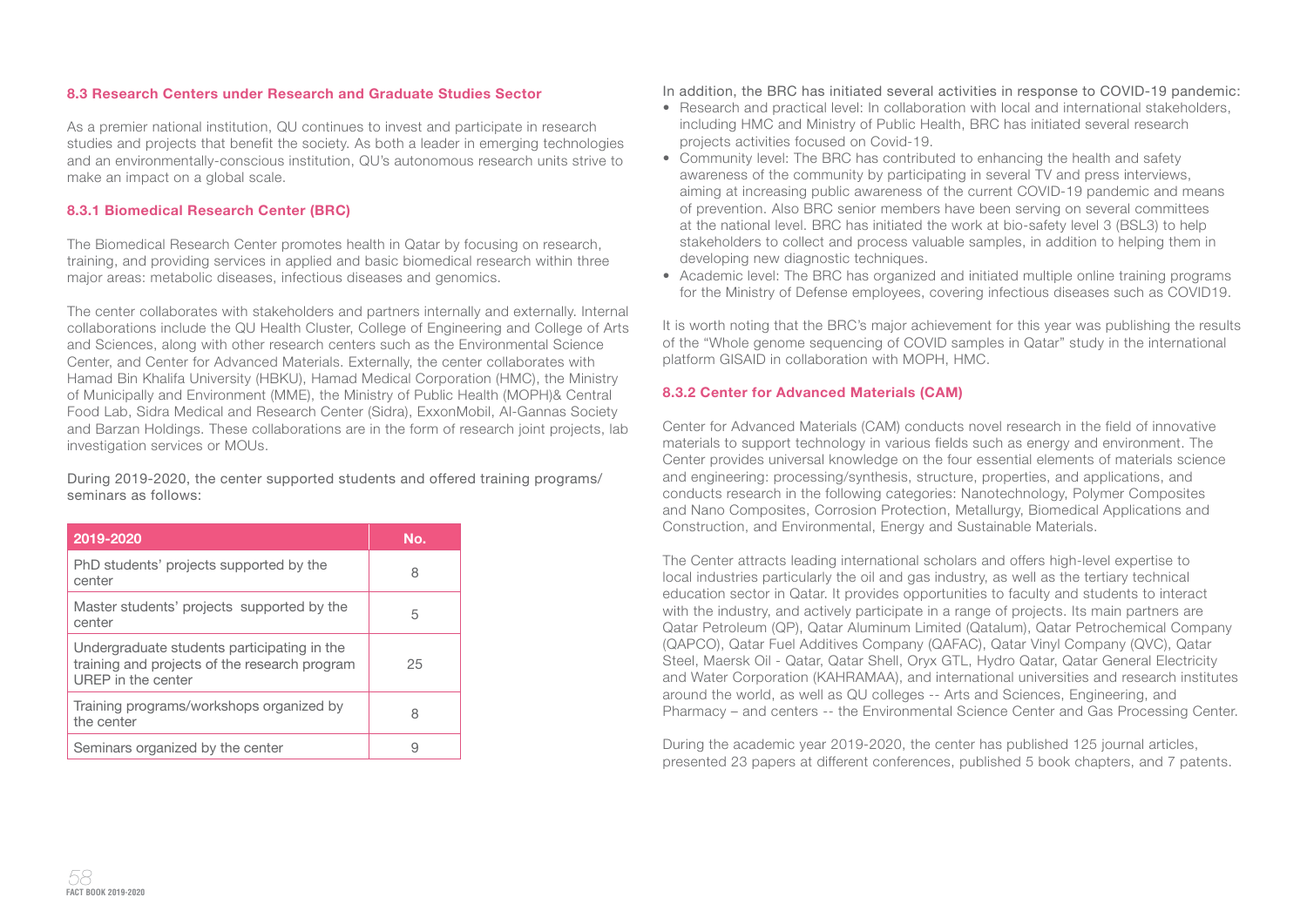### 8.3 Research Centers under Research and Graduate Studies Sector

As a premier national institution, QU continues to invest and participate in research studies and projects that benefit the society. As both a leader in emerging technologies and an environmentally-conscious institution, QU's autonomous research units strive to make an impact on a global scale.

#### 8.3.1 Biomedical Research Center (BRC)

The Biomedical Research Center promotes health in Qatar by focusing on research, training, and providing services in applied and basic biomedical research within three major areas: metabolic diseases, infectious diseases and genomics.

The center collaborates with stakeholders and partners internally and externally. Internal collaborations include the QU Health Cluster, College of Engineering and College of Arts and Sciences, along with other research centers such as the Environmental Science Center, and Center for Advanced Materials. Externally, the center collaborates with Hamad Bin Khalifa University (HBKU), Hamad Medical Corporation (HMC), the Ministry of Municipally and Environment (MME), the Ministry of Public Health (MOPH)& Central Food Lab, Sidra Medical and Research Center (Sidra), ExxonMobil, Al-Gannas Society and Barzan Holdings. These collaborations are in the form of research joint projects, lab investigation services or MOUs.

During 2019-2020, the center supported students and offered training programs/ seminars as follows:

| 2019-2020 | No. |
|---|---|
| PhD students' projects supported by the center | 8 |
| Master students' projects supported by the center | 5 |
| Undergraduate students participating in the training and projects of the research program UREP in the center | 25 |
| Training programs/workshops organized by the center | 8 |
| Seminars organized by the center | 9 |

In addition, the BRC has initiated several activities in response to COVID-19 pandemic:

- Research and practical level: In collaboration with local and international stakeholders, including HMC and Ministry of Public Health, BRC has initiated several research projects activities focused on Covid-19.
- Community level: The BRC has contributed to enhancing the health and safety awareness of the community by participating in several TV and press interviews, aiming at increasing public awareness of the current COVID-19 pandemic and means of prevention. Also BRC senior members have been serving on several committees at the national level. BRC has initiated the work at bio-safety level 3 (BSL3) to help stakeholders to collect and process valuable samples, in addition to helping them in developing new diagnostic techniques.
- Academic level: The BRC has organized and initiated multiple online training programs for the Ministry of Defense employees, covering infectious diseases such as COVID19.

It is worth noting that the BRC's major achievement for this year was publishing the results of the "Whole genome sequencing of COVID samples in Qatar" study in the international platform GISAID in collaboration with MOPH, HMC.

#### 8.3.2 Center for Advanced Materials (CAM)

Center for Advanced Materials (CAM) conducts novel research in the field of innovative materials to support technology in various fields such as energy and environment. The Center provides universal knowledge on the four essential elements of materials science and engineering: processing/synthesis, structure, properties, and applications, and conducts research in the following categories: Nanotechnology, Polymer Composites and Nano Composites, Corrosion Protection, Metallurgy, Biomedical Applications and Construction, and Environmental, Energy and Sustainable Materials.

The Center attracts leading international scholars and offers high-level expertise to local industries particularly the oil and gas industry, as well as the tertiary technical education sector in Qatar. It provides opportunities to faculty and students to interact with the industry, and actively participate in a range of projects. Its main partners are Qatar Petroleum (QP), Qatar Aluminum Limited (Qatalum), Qatar Petrochemical Company (QAPCO), Qatar Fuel Additives Company (QAFAC), Qatar Vinyl Company (QVC), Qatar Steel, Maersk Oil - Qatar, Qatar Shell, Oryx GTL, Hydro Qatar, Qatar General Electricity and Water Corporation (KAHRAMAA), and international universities and research institutes around the world, as well as QU colleges -- Arts and Sciences, Engineering, and Pharmacy – and centers -- the Environmental Science Center and Gas Processing Center.

During the academic year 2019-2020, the center has published 125 journal articles, presented 23 papers at different conferences, published 5 book chapters, and 7 patents.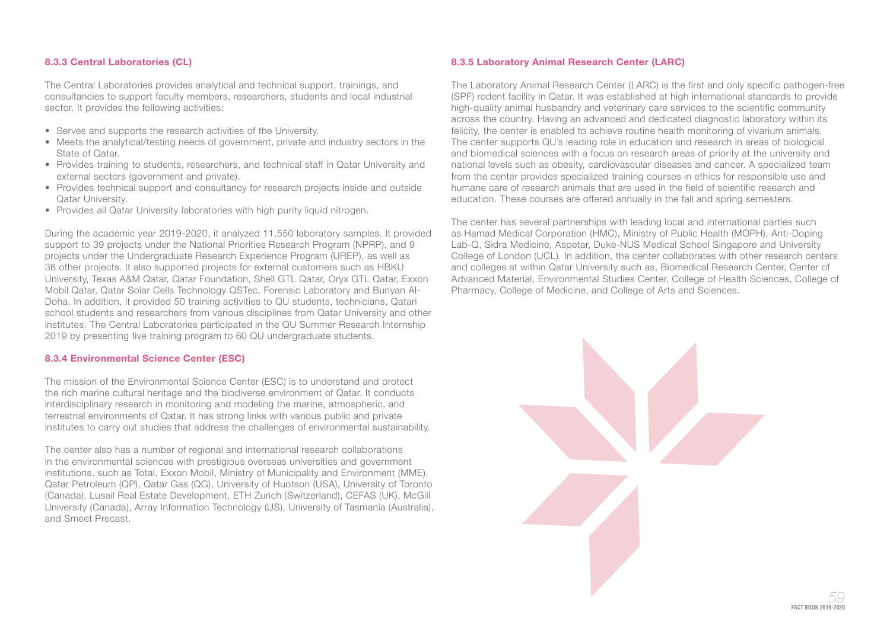### 8.3.3 Central Laboratories (CL)

The Central Laboratories provides analytical and technical support, trainings, and consultancies to support faculty members, researchers, students and local industrial sector. It provides the following activities:

- Serves and supports the research activities of the University.
- Meets the analytical/testing needs of government, private and industry sectors in the State of Qatar.
- Provides training to students, researchers, and technical staff in Qatar University and external sectors (government and private).
- Provides technical support and consultancy for research projects inside and outside Qatar University.
- Provides all Qatar University laboratories with high purity liquid nitrogen.

During the academic year 2019-2020, it analyzed 11,550 laboratory samples. It provided support to 39 projects under the National Priorities Research Program (NPRP), and 9 projects under the Undergraduate Research Experience Program (UREP), as well as 36 other projects. It also supported projects for external customers such as HBKU University, Texas A&M Qatar, Qatar Foundation, Shell GTL Qatar, Oryx GTL Qatar, Exxon Mobil Qatar, Qatar Solar Cells Technology QSTec, Forensic Laboratory and Bunyan Al-Doha. In addition, it provided 50 training activities to QU students, technicians, Qatari school students and researchers from various disciplines from Qatar University and other institutes. The Central Laboratories participated in the QU Summer Research Internship 2019 by presenting five training program to 60 QU undergraduate students.

### 8.3.4 Environmental Science Center (ESC)

The mission of the Environmental Science Center (ESC) is to understand and protect the rich marine cultural heritage and the biodiverse environment of Qatar. It conducts interdisciplinary research in monitoring and modeling the marine, atmospheric, and terrestrial environments of Qatar. It has strong links with various public and private institutes to carry out studies that address the challenges of environmental sustainability.

The center also has a number of regional and international research collaborations in the environmental sciences with prestigious overseas universities and government institutions, such as Total, Exxon Mobil, Ministry of Municipality and Environment (MME), Qatar Petroleum (QP), Qatar Gas (QG), University of Huotson (USA), University of Toronto (Canada), Lusail Real Estate Development, ETH Zurich (Switzerland), CEFAS (UK), McGill University (Canada), Array Information Technology (US), University of Tasmania (Australia), and Smeet Precast.

### 8.3.5 Laboratory Animal Research Center (LARC)

The Laboratory Animal Research Center (LARC) is the first and only specific pathogen-free (SPF) rodent facility in Qatar. It was established at high international standards to provide high-quality animal husbandry and veterinary care services to the scientific community across the country. Having an advanced and dedicated diagnostic laboratory within its felicity, the center is enabled to achieve routine health monitoring of vivarium animals. The center supports QU's leading role in education and research in areas of biological and biomedical sciences with a focus on research areas of priority at the university and national levels such as obesity, cardiovascular diseases and cancer. A specialized team from the center provides specialized training courses in ethics for responsible use and humane care of research animals that are used in the field of scientific research and education. These courses are offered annually in the fall and spring semesters.

The center has several partnerships with leading local and international parties such as Hamad Medical Corporation (HMC), Ministry of Public Health (MOPH), Anti-Doping Lab-Q, Sidra Medicine, Aspetar, Duke-NUS Medical School Singapore and University College of London (UCL). In addition, the center collaborates with other research centers and colleges at within Qatar University such as, Biomedical Research Center, Center of Advanced Material, Environmental Studies Center, College of Health Sciences, College of Pharmacy, College of Medicine, and College of Arts and Sciences.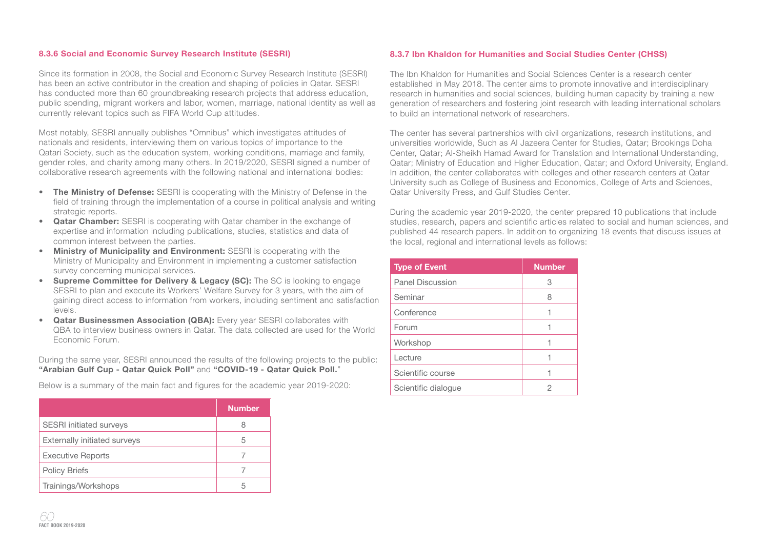### 8.3.6 Social and Economic Survey Research Institute (SESRI)

Since its formation in 2008, the Social and Economic Survey Research Institute (SESRI) has been an active contributor in the creation and shaping of policies in Qatar. SESRI has conducted more than 60 groundbreaking research projects that address education, public spending, migrant workers and labor, women, marriage, national identity as well as currently relevant topics such as FIFA World Cup attitudes.

Most notably, SESRI annually publishes "Omnibus" which investigates attitudes of nationals and residents, interviewing them on various topics of importance to the Qatari Society, such as the education system, working conditions, marriage and family, gender roles, and charity among many others. In 2019/2020, SESRI signed a number of collaborative research agreements with the following national and international bodies:

- **The Ministry of Defense:** SESRI is cooperating with the Ministry of Defense in the field of training through the implementation of a course in political analysis and writing strategic reports.
- **Qatar Chamber:** SESRI is cooperating with Qatar chamber in the exchange of expertise and information including publications, studies, statistics and data of common interest between the parties.
- **Ministry of Municipality and Environment:** SESRI is cooperating with the Ministry of Municipality and Environment in implementing a customer satisfaction survey concerning municipal services.
- **Supreme Committee for Delivery & Legacy (SC):** The SC is looking to engage SESRI to plan and execute its Workers' Welfare Survey for 3 years, with the aim of gaining direct access to information from workers, including sentiment and satisfaction levels.
- **Qatar Businessmen Association (QBA):** Every year SESRI collaborates with QBA to interview business owners in Qatar. The data collected are used for the World Economic Forum.

During the same year, SESRI announced the results of the following projects to the public: **"Arabian Gulf Cup - Qatar Quick Poll"** and **"COVID-19 - Qatar Quick Poll.**"

Below is a summary of the main fact and figures for the academic year 2019-2020:

| | Number |
|---|---|
| SESRI initiated surveys | 8 |
| Externally initiated surveys | 5 |
| Executive Reports | 7 |
| Policy Briefs | 7 |
| Trainings/Workshops | 5 |

### 8.3.7 Ibn Khaldon for Humanities and Social Studies Center (CHSS)

The Ibn Khaldon for Humanities and Social Sciences Center is a research center established in May 2018. The center aims to promote innovative and interdisciplinary research in humanities and social sciences, building human capacity by training a new generation of researchers and fostering joint research with leading international scholars to build an international network of researchers.

The center has several partnerships with civil organizations, research institutions, and universities worldwide, Such as Al Jazeera Center for Studies, Qatar; Brookings Doha Center, Qatar; Al-Sheikh Hamad Award for Translation and International Understanding, Qatar; Ministry of Education and Higher Education, Qatar; and Oxford University, England. In addition, the center collaborates with colleges and other research centers at Qatar University such as College of Business and Economics, College of Arts and Sciences, Qatar University Press, and Gulf Studies Center.

During the academic year 2019-2020, the center prepared 10 publications that include studies, research, papers and scientific articles related to social and human sciences, and published 44 research papers. In addition to organizing 18 events that discuss issues at the local, regional and international levels as follows:

| Type of Event | Number |
|---|---|
| Panel Discussion | 3 |
| Seminar | 8 |
| Conference | 1 |
| Forum | 1 |
| Workshop | 1 |
| Lecture | 1 |
| Scientific course | 1 |
| Scientific dialogue | 2 |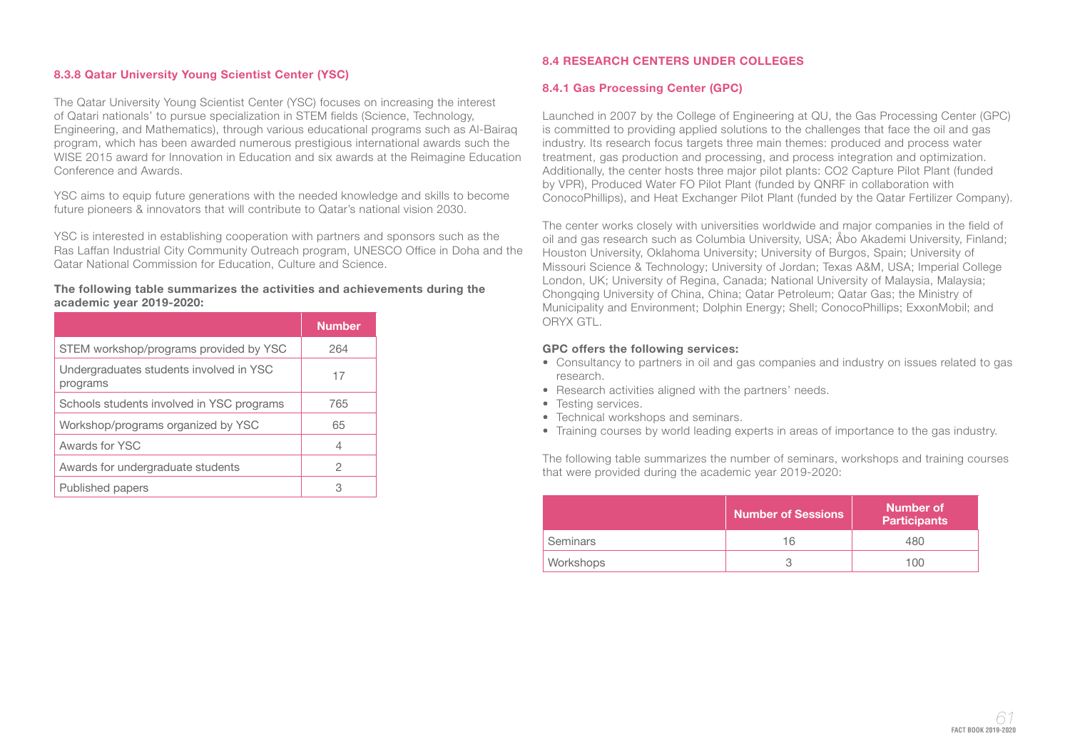#### 8.3.8 Qatar University Young Scientist Center (YSC)

The Qatar University Young Scientist Center (YSC) focuses on increasing the interest of Qatari nationals' to pursue specialization in STEM fields (Science, Technology, Engineering, and Mathematics), through various educational programs such as Al-Bairaq program, which has been awarded numerous prestigious international awards such the WISE 2015 award for Innovation in Education and six awards at the Reimagine Education Conference and Awards.

YSC aims to equip future generations with the needed knowledge and skills to become future pioneers & innovators that will contribute to Qatar's national vision 2030.

YSC is interested in establishing cooperation with partners and sponsors such as the Ras Laffan Industrial City Community Outreach program, UNESCO Office in Doha and the Qatar National Commission for Education, Culture and Science.

**The following table summarizes the activities and achievements during the academic year 2019-2020:**

| | Number |
|---|---|
| STEM workshop/programs provided by YSC | 264 |
| Undergraduates students involved in YSC programs | 17 |
| Schools students involved in YSC programs | 765 |
| Workshop/programs organized by YSC | 65 |
| Awards for YSC | 4 |
| Awards for undergraduate students | 2 |
| Published papers | 3 |

### 8.4 RESEARCH CENTERS UNDER COLLEGES

#### 8.4.1 Gas Processing Center (GPC)

Launched in 2007 by the College of Engineering at QU, the Gas Processing Center (GPC) is committed to providing applied solutions to the challenges that face the oil and gas industry. Its research focus targets three main themes: produced and process water treatment, gas production and processing, and process integration and optimization. Additionally, the center hosts three major pilot plants: $CO_2$ Capture Pilot Plant (funded by VPR), Produced Water FO Pilot Plant (funded by QNRF in collaboration with ConocoPhillips), and Heat Exchanger Pilot Plant (funded by the Qatar Fertilizer Company).

The center works closely with universities worldwide and major companies in the field of oil and gas research such as Columbia University, USA; Åbo Akademi University, Finland; Houston University, Oklahoma University; University of Burgos, Spain; University of Missouri Science & Technology; University of Jordan; Texas A&M, USA; Imperial College London, UK; University of Regina, Canada; National University of Malaysia, Malaysia; Chongqing University of China, China; Qatar Petroleum; Qatar Gas; the Ministry of Municipality and Environment; Dolphin Energy; Shell; ConocoPhillips; ExxonMobil; and ORYX GTL.

**GPC offers the following services:**

- Consultancy to partners in oil and gas companies and industry on issues related to gas research.
- Research activities aligned with the partners' needs.
- Testing services.
- Technical workshops and seminars.
- Training courses by world leading experts in areas of importance to the gas industry.

The following table summarizes the number of seminars, workshops and training courses that were provided during the academic year 2019-2020:

| | Number of Sessions | Number of Participants |
|---|---|---|
| Seminars | 16 | 480 |
| Workshops | 3 | 100 |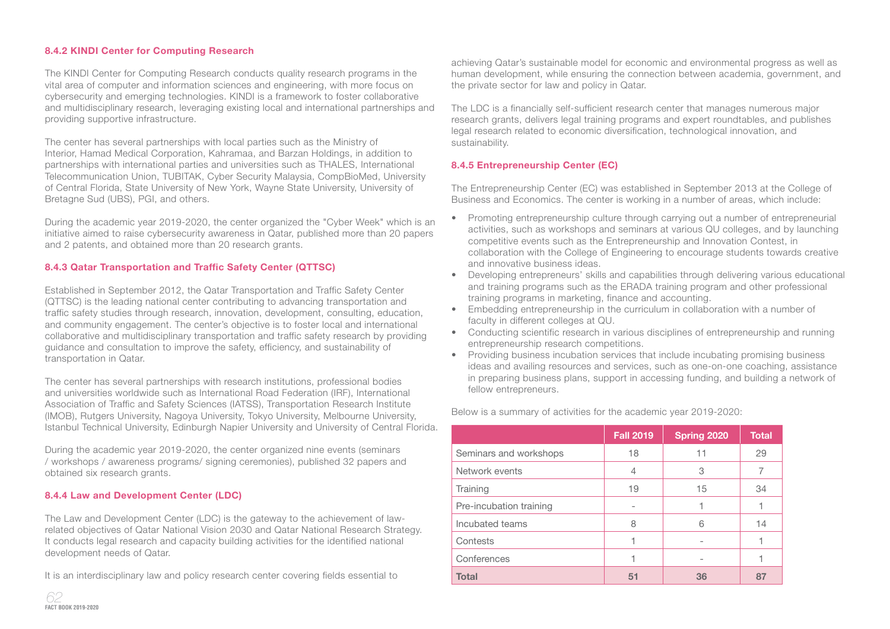#### 8.4.2 KINDI Center for Computing Research

The KINDI Center for Computing Research conducts quality research programs in the vital area of computer and information sciences and engineering, with more focus on cybersecurity and emerging technologies. KINDI is a framework to foster collaborative and multidisciplinary research, leveraging existing local and international partnerships and providing supportive infrastructure.

The center has several partnerships with local parties such as the Ministry of Interior, Hamad Medical Corporation, Kahramaa, and Barzan Holdings, in addition to partnerships with international parties and universities such as THALES, International Telecommunication Union, TUBITAK, Cyber Security Malaysia, CompBioMed, University of Central Florida, State University of New York, Wayne State University, University of Bretagne Sud (UBS), PGI, and others.

During the academic year 2019-2020, the center organized the "Cyber Week" which is an initiative aimed to raise cybersecurity awareness in Qatar, published more than 20 papers and 2 patents, and obtained more than 20 research grants.

#### 8.4.3 Qatar Transportation and Traffic Safety Center (QTTSC)

Established in September 2012, the Qatar Transportation and Traffic Safety Center (QTTSC) is the leading national center contributing to advancing transportation and traffic safety studies through research, innovation, development, consulting, education, and community engagement. The center's objective is to foster local and international collaborative and multidisciplinary transportation and traffic safety research by providing guidance and consultation to improve the safety, efficiency, and sustainability of transportation in Qatar.

The center has several partnerships with research institutions, professional bodies and universities worldwide such as International Road Federation (IRF), International Association of Traffic and Safety Sciences (IATSS), Transportation Research Institute (IMOB), Rutgers University, Nagoya University, Tokyo University, Melbourne University, Istanbul Technical University, Edinburgh Napier University and University of Central Florida.

During the academic year 2019-2020, the center organized nine events (seminars / workshops / awareness programs/ signing ceremonies), published 32 papers and obtained six research grants.

#### 8.4.4 Law and Development Center (LDC)

The Law and Development Center (LDC) is the gateway to the achievement of law-related objectives of Qatar National Vision 2030 and Qatar National Research Strategy. It conducts legal research and capacity building activities for the identified national development needs of Qatar.

It is an interdisciplinary law and policy research center covering fields essential to achieving Qatar's sustainable model for economic and environmental progress as well as human development, while ensuring the connection between academia, government, and the private sector for law and policy in Qatar.

The LDC is a financially self-sufficient research center that manages numerous major research grants, delivers legal training programs and expert roundtables, and publishes legal research related to economic diversification, technological innovation, and sustainability.

#### 8.4.5 Entrepreneurship Center (EC)

The Entrepreneurship Center (EC) was established in September 2013 at the College of Business and Economics. The center is working in a number of areas, which include:

- Promoting entrepreneurship culture through carrying out a number of entrepreneurial activities, such as workshops and seminars at various QU colleges, and by launching competitive events such as the Entrepreneurship and Innovation Contest, in collaboration with the College of Engineering to encourage students towards creative and innovative business ideas.
- Developing entrepreneurs' skills and capabilities through delivering various educational and training programs such as the ERADA training program and other professional training programs in marketing, finance and accounting.
- Embedding entrepreneurship in the curriculum in collaboration with a number of faculty in different colleges at QU.
- Conducting scientific research in various disciplines of entrepreneurship and running entrepreneurship research competitions.
- Providing business incubation services that include incubating promising business ideas and availing resources and services, such as one-on-one coaching, assistance in preparing business plans, support in accessing funding, and building a network of fellow entrepreneurs.

Below is a summary of activities for the academic year 2019-2020:

| | Fall 2019 | Spring 2020 | Total |
|---|---|---|---|
| Seminars and workshops | 18 | 11 | 29 |
| Network events | 4 | 3 | 7 |
| Training | 19 | 15 | 34 |
| Pre-incubation training | - | 1 | 1 |
| Incubated teams | 8 | 6 | 14 |
| Contests | 1 | - | 1 |
| Conferences | 1 | - | 1 |
| **Total** | **51** | **36** | **87** |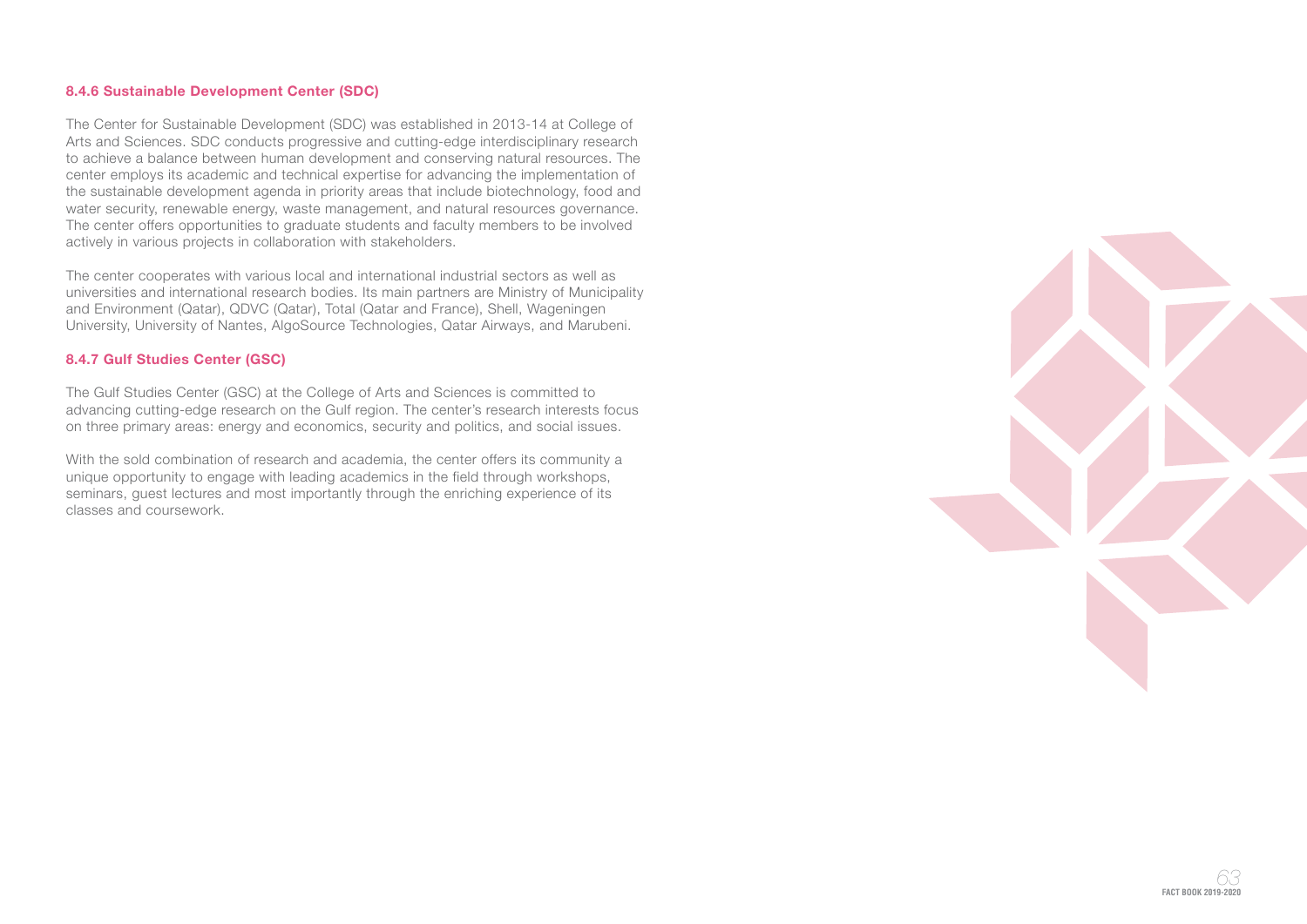### 8.4.6 Sustainable Development Center (SDC)

The Center for Sustainable Development (SDC) was established in 2013-14 at College of Arts and Sciences. SDC conducts progressive and cutting-edge interdisciplinary research to achieve a balance between human development and conserving natural resources. The center employs its academic and technical expertise for advancing the implementation of the sustainable development agenda in priority areas that include biotechnology, food and water security, renewable energy, waste management, and natural resources governance. The center offers opportunities to graduate students and faculty members to be involved actively in various projects in collaboration with stakeholders.

The center cooperates with various local and international industrial sectors as well as universities and international research bodies. Its main partners are Ministry of Municipality and Environment (Qatar), QDVC (Qatar), Total (Qatar and France), Shell, Wageningen University, University of Nantes, AlgoSource Technologies, Qatar Airways, and Marubeni.

### 8.4.7 Gulf Studies Center (GSC)

The Gulf Studies Center (GSC) at the College of Arts and Sciences is committed to advancing cutting-edge research on the Gulf region. The center's research interests focus on three primary areas: energy and economics, security and politics, and social issues.

With the sold combination of research and academia, the center offers its community a unique opportunity to engage with leading academics in the field through workshops, seminars, guest lectures and most importantly through the enriching experience of its classes and coursework.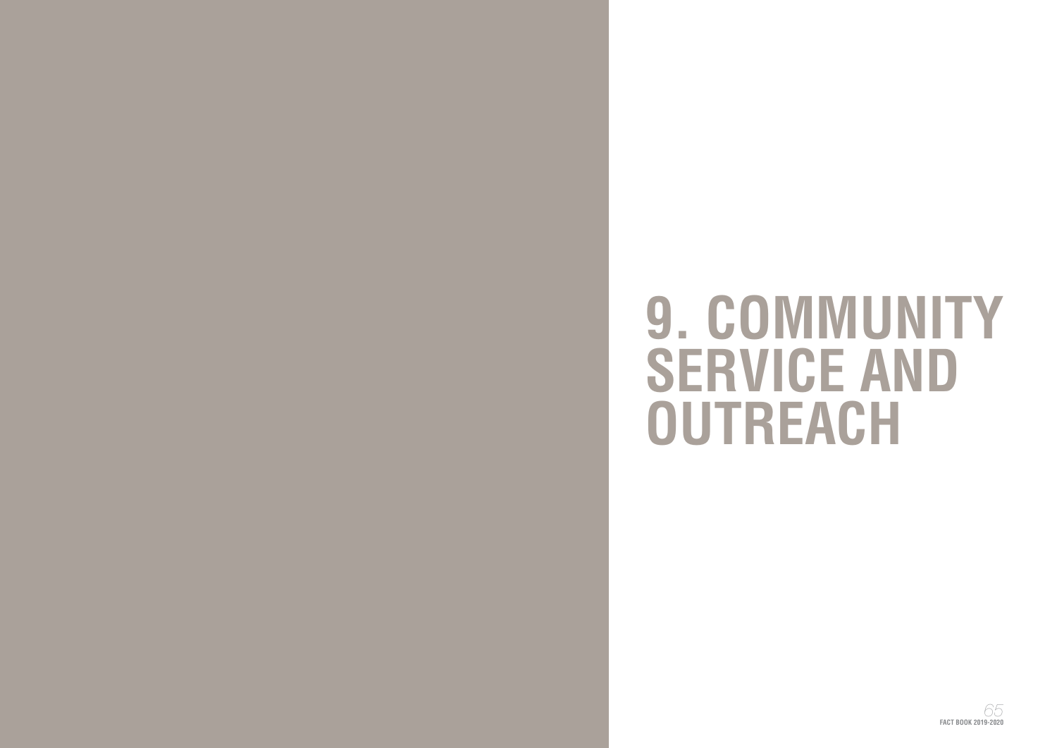# 9. COMMUNITY SERVICE AND OUTREACH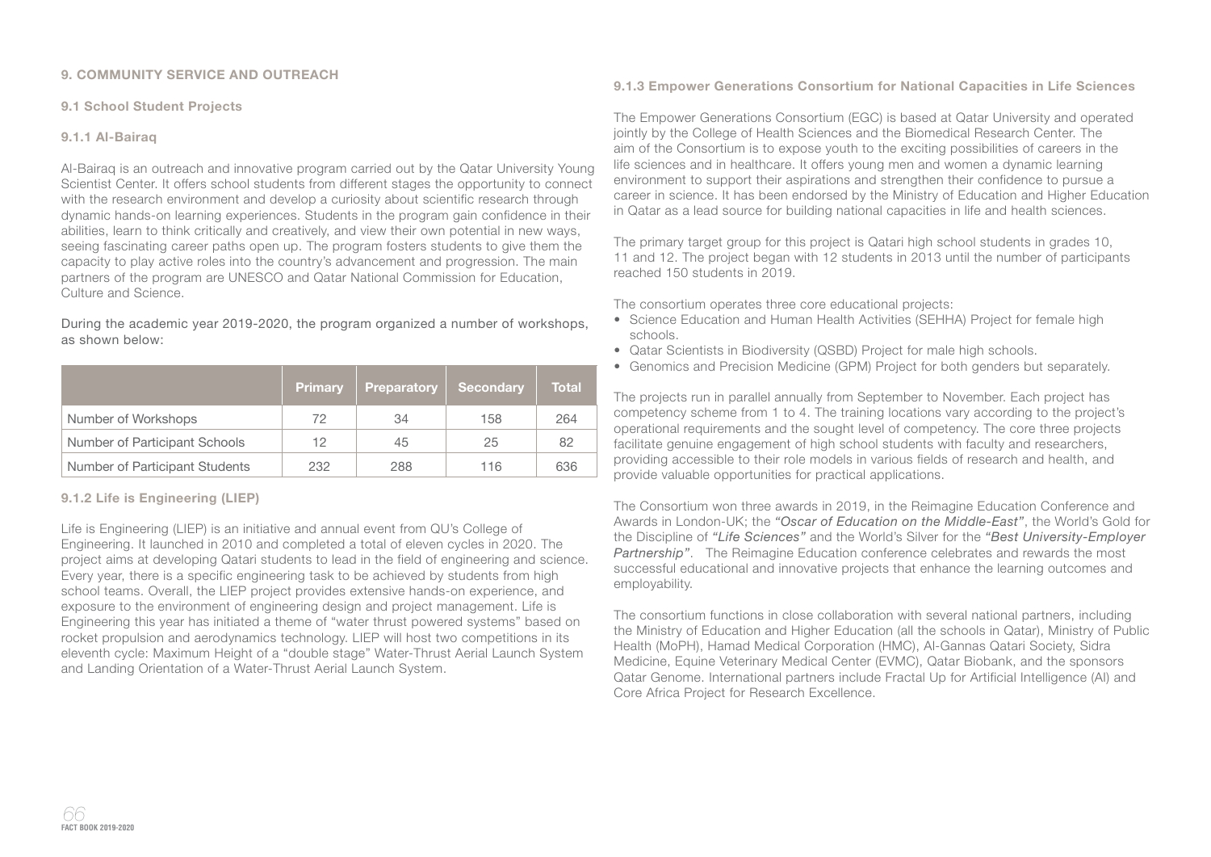# 9. COMMUNITY SERVICE AND OUTREACH

## 9.1 School Student Projects

### 9.1.1 Al-Bairaq

Al-Bairaq is an outreach and innovative program carried out by the Qatar University Young Scientist Center. It offers school students from different stages the opportunity to connect with the research environment and develop a curiosity about scientific research through dynamic hands-on learning experiences. Students in the program gain confidence in their abilities, learn to think critically and creatively, and view their own potential in new ways, seeing fascinating career paths open up. The program fosters students to give them the capacity to play active roles into the country's advancement and progression. The main partners of the program are UNESCO and Qatar National Commission for Education, Culture and Science.

During the academic year 2019-2020, the program organized a number of workshops, as shown below:

| | Primary | Preparatory | Secondary | Total |
|---|---|---|---|---|
| Number of Workshops | 72 | 34 | 158 | 264 |
| Number of Participant Schools | 12 | 45 | 25 | 82 |
| Number of Participant Students | 232 | 288 | 116 | 636 |

### 9.1.2 Life is Engineering (LIEP)

Life is Engineering (LIEP) is an initiative and annual event from QU's College of Engineering. It launched in 2010 and completed a total of eleven cycles in 2020. The project aims at developing Qatari students to lead in the field of engineering and science. Every year, there is a specific engineering task to be achieved by students from high school teams. Overall, the LIEP project provides extensive hands-on experience, and exposure to the environment of engineering design and project management. Life is Engineering this year has initiated a theme of "water thrust powered systems" based on rocket propulsion and aerodynamics technology. LIEP will host two competitions in its eleventh cycle: Maximum Height of a "double stage" Water-Thrust Aerial Launch System and Landing Orientation of a Water-Thrust Aerial Launch System.

### 9.1.3 Empower Generations Consortium for National Capacities in Life Sciences

The Empower Generations Consortium (EGC) is based at Qatar University and operated jointly by the College of Health Sciences and the Biomedical Research Center. The aim of the Consortium is to expose youth to the exciting possibilities of careers in the life sciences and in healthcare. It offers young men and women a dynamic learning environment to support their aspirations and strengthen their confidence to pursue a career in science. It has been endorsed by the Ministry of Education and Higher Education in Qatar as a lead source for building national capacities in life and health sciences.

The primary target group for this project is Qatari high school students in grades 10, 11 and 12. The project began with 12 students in 2013 until the number of participants reached 150 students in 2019.

The consortium operates three core educational projects:

- Science Education and Human Health Activities (SEHHA) Project for female high schools.
- Qatar Scientists in Biodiversity (QSBD) Project for male high schools.
- Genomics and Precision Medicine (GPM) Project for both genders but separately.

The projects run in parallel annually from September to November. Each project has competency scheme from 1 to 4. The training locations vary according to the project's operational requirements and the sought level of competency. The core three projects facilitate genuine engagement of high school students with faculty and researchers, providing accessible to their role models in various fields of research and health, and provide valuable opportunities for practical applications.

The Consortium won three awards in 2019, in the Reimagine Education Conference and Awards in London-UK; the *"Oscar of Education on the Middle-East"*, the World's Gold for the Discipline of *"Life Sciences"* and the World's Silver for the *"Best University-Employer Partnership"*. The Reimagine Education conference celebrates and rewards the most successful educational and innovative projects that enhance the learning outcomes and employability.

The consortium functions in close collaboration with several national partners, including the Ministry of Education and Higher Education (all the schools in Qatar), Ministry of Public Health (MoPH), Hamad Medical Corporation (HMC), Al-Gannas Qatari Society, Sidra Medicine, Equine Veterinary Medical Center (EVMC), Qatar Biobank, and the sponsors Qatar Genome. International partners include Fractal Up for Artificial Intelligence (AI) and Core Africa Project for Research Excellence.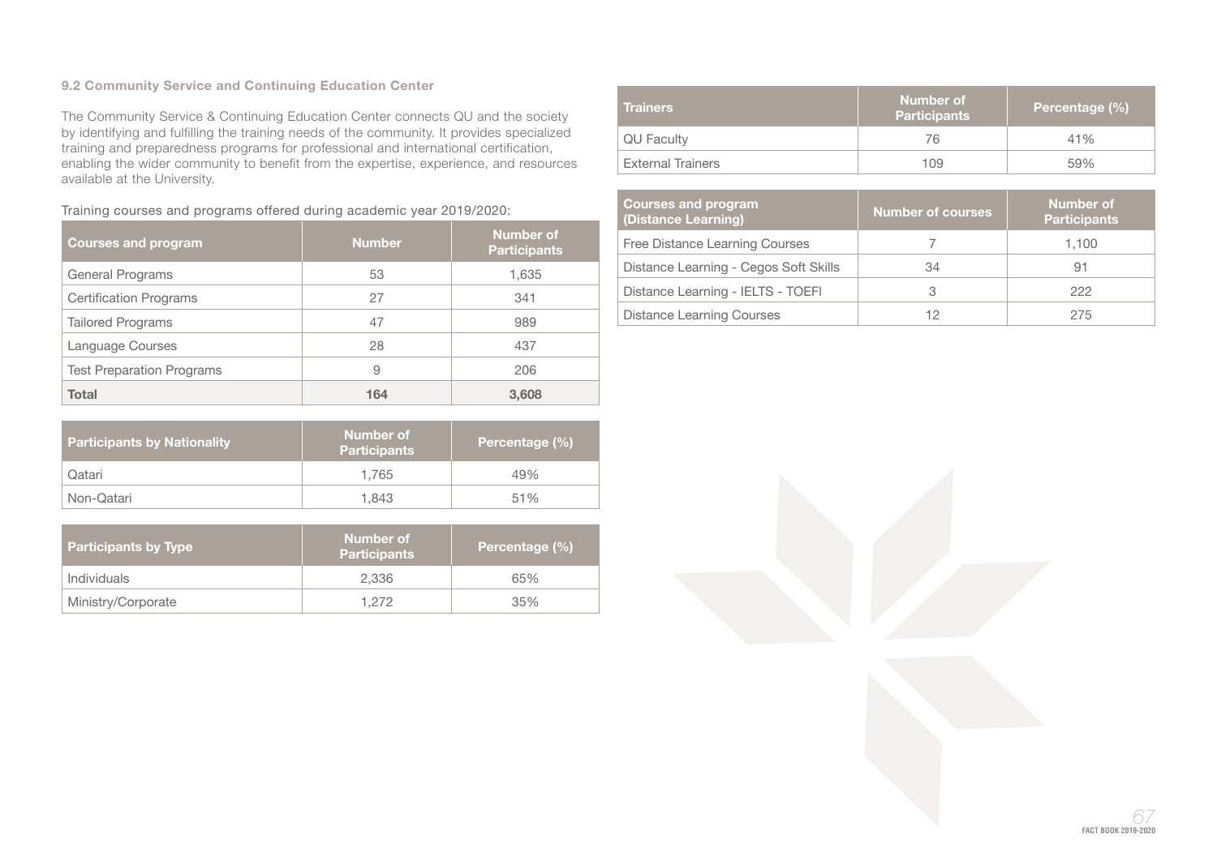### 9.2 Community Service and Continuing Education Center

The Community Service & Continuing Education Center connects QU and the society by identifying and fulfilling the training needs of the community. It provides specialized training and preparedness programs for professional and international certification, enabling the wider community to benefit from the expertise, experience, and resources available at the University.

Training courses and programs offered during academic year 2019/2020:

| Courses and program | Number | Number of Participants |
|---|---|---|
| General Programs | 53 | 1,635 |
| Certification Programs | 27 | 341 |
| Tailored Programs | 47 | 989 |
| Language Courses | 28 | 437 |
| Test Preparation Programs | 9 | 206 |
| **Total** | **164** | **3,608** |

| Participants by Nationality | Number of Participants | Percentage (%) |
|---|---|---|
| Qatari | 1,765 | 49% |
| Non-Qatari | 1,843 | 51% |

| Participants by Type | Number of Participants | Percentage (%) |
|---|---|---|
| Individuals | 2,336 | 65% |
| Ministry/Corporate | 1,272 | 35% |

| Trainers | Number of Participants | Percentage (%) |
|---|---|---|
| QU Faculty | 76 | 41% |
| External Trainers | 109 | 59% |

| Courses and program (Distance Learning) | Number of courses | Number of Participants |
|---|---|---|
| Free Distance Learning Courses | 7 | 1,100 |
| Distance Learning - Cegos Soft Skills | 34 | 91 |
| Distance Learning - IELTS - TOEFl | 3 | 222 |
| Distance Learning Courses | 12 | 275 |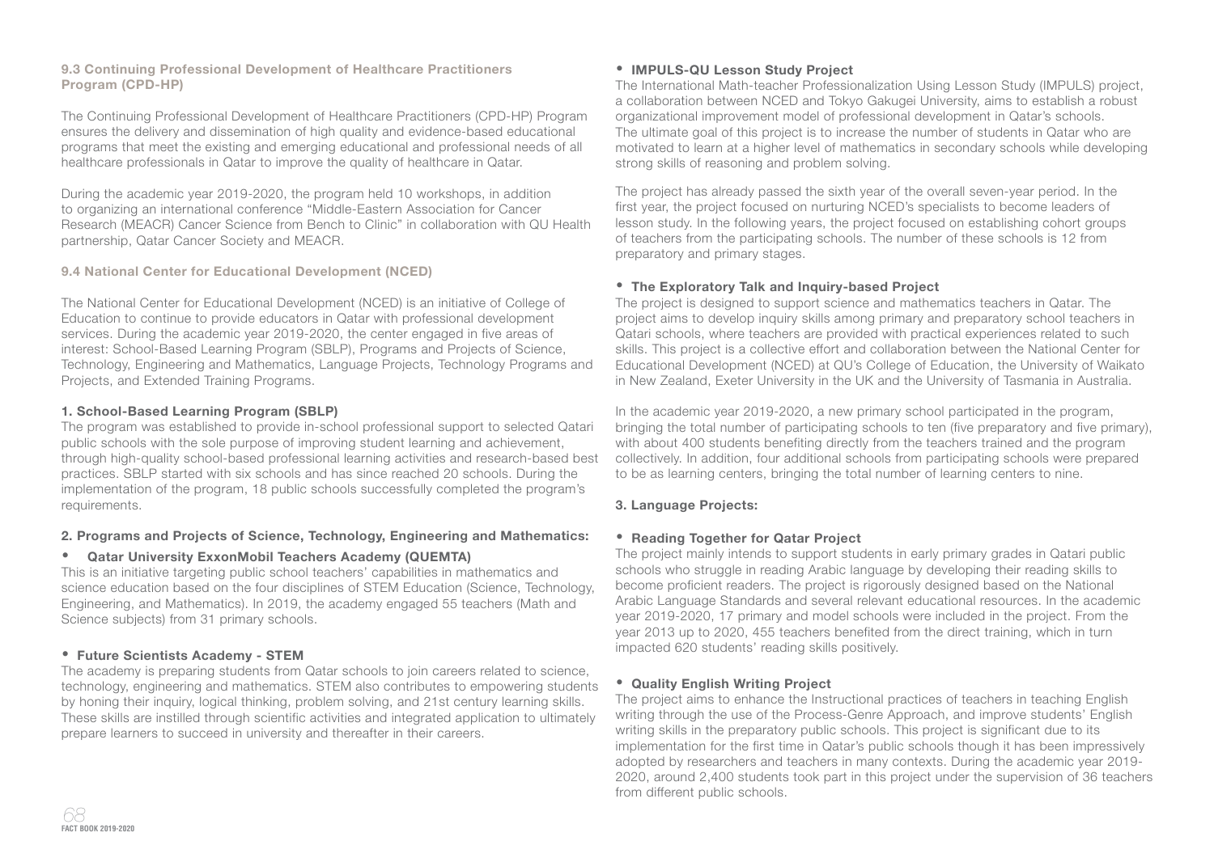### 9.3 Continuing Professional Development of Healthcare Practitioners Program (CPD-HP)

The Continuing Professional Development of Healthcare Practitioners (CPD-HP) Program ensures the delivery and dissemination of high quality and evidence-based educational programs that meet the existing and emerging educational and professional needs of all healthcare professionals in Qatar to improve the quality of healthcare in Qatar.

During the academic year 2019-2020, the program held 10 workshops, in addition to organizing an international conference "Middle-Eastern Association for Cancer Research (MEACR) Cancer Science from Bench to Clinic" in collaboration with QU Health partnership, Qatar Cancer Society and MEACR.

### 9.4 National Center for Educational Development (NCED)

The National Center for Educational Development (NCED) is an initiative of College of Education to continue to provide educators in Qatar with professional development services. During the academic year 2019-2020, the center engaged in five areas of interest: School-Based Learning Program (SBLP), Programs and Projects of Science, Technology, Engineering and Mathematics, Language Projects, Technology Programs and Projects, and Extended Training Programs.

#### 1. School-Based Learning Program (SBLP)

The program was established to provide in-school professional support to selected Qatari public schools with the sole purpose of improving student learning and achievement, through high-quality school-based professional learning activities and research-based best practices. SBLP started with six schools and has since reached 20 schools. During the implementation of the program, 18 public schools successfully completed the program's requirements.

#### 2. Programs and Projects of Science, Technology, Engineering and Mathematics:

- **Qatar University ExxonMobil Teachers Academy (QUEMTA)**

This is an initiative targeting public school teachers' capabilities in mathematics and science education based on the four disciplines of STEM Education (Science, Technology, Engineering, and Mathematics). In 2019, the academy engaged 55 teachers (Math and Science subjects) from 31 primary schools.

- **Future Scientists Academy - STEM**

The academy is preparing students from Qatar schools to join careers related to science, technology, engineering and mathematics. STEM also contributes to empowering students by honing their inquiry, logical thinking, problem solving, and 21st century learning skills. These skills are instilled through scientific activities and integrated application to ultimately prepare learners to succeed in university and thereafter in their careers.

- **IMPULS-QU Lesson Study Project**

The International Math-teacher Professionalization Using Lesson Study (IMPULS) project, a collaboration between NCED and Tokyo Gakugei University, aims to establish a robust organizational improvement model of professional development in Qatar's schools. The ultimate goal of this project is to increase the number of students in Qatar who are motivated to learn at a higher level of mathematics in secondary schools while developing strong skills of reasoning and problem solving.

The project has already passed the sixth year of the overall seven-year period. In the first year, the project focused on nurturing NCED's specialists to become leaders of lesson study. In the following years, the project focused on establishing cohort groups of teachers from the participating schools. The number of these schools is 12 from preparatory and primary stages.

- **The Exploratory Talk and Inquiry-based Project**

The project is designed to support science and mathematics teachers in Qatar. The project aims to develop inquiry skills among primary and preparatory school teachers in Qatari schools, where teachers are provided with practical experiences related to such skills. This project is a collective effort and collaboration between the National Center for Educational Development (NCED) at QU's College of Education, the University of Waikato in New Zealand, Exeter University in the UK and the University of Tasmania in Australia.

In the academic year 2019-2020, a new primary school participated in the program, bringing the total number of participating schools to ten (five preparatory and five primary), with about 400 students benefiting directly from the teachers trained and the program collectively. In addition, four additional schools from participating schools were prepared to be as learning centers, bringing the total number of learning centers to nine.

#### 3. Language Projects:

- **Reading Together for Qatar Project**

The project mainly intends to support students in early primary grades in Qatari public schools who struggle in reading Arabic language by developing their reading skills to become proficient readers. The project is rigorously designed based on the National Arabic Language Standards and several relevant educational resources. In the academic year 2019-2020, 17 primary and model schools were included in the project. From the year 2013 up to 2020, 455 teachers benefited from the direct training, which in turn impacted 620 students' reading skills positively.

- **Quality English Writing Project**

The project aims to enhance the Instructional practices of teachers in teaching English writing through the use of the Process-Genre Approach, and improve students' English writing skills in the preparatory public schools. This project is significant due to its implementation for the first time in Qatar's public schools though it has been impressively adopted by researchers and teachers in many contexts. During the academic year 2019-2020, around 2,400 students took part in this project under the supervision of 36 teachers from different public schools.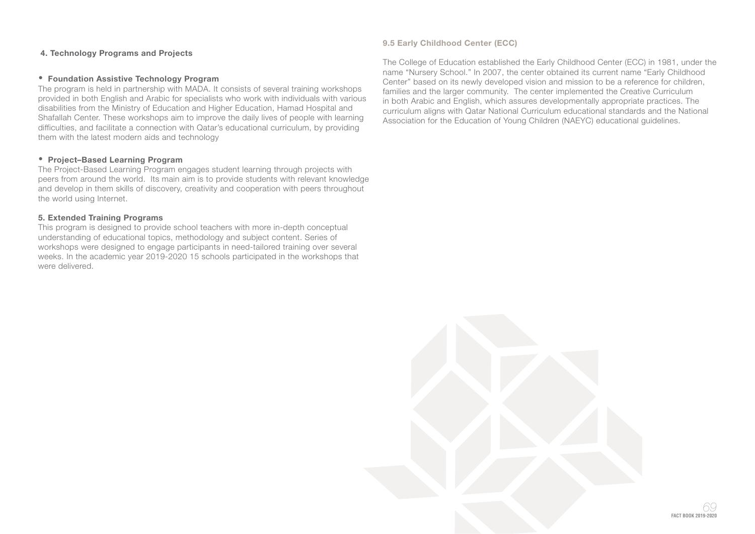### 4. Technology Programs and Projects

- **Foundation Assistive Technology Program**

The program is held in partnership with MADA. It consists of several training workshops provided in both English and Arabic for specialists who work with individuals with various disabilities from the Ministry of Education and Higher Education, Hamad Hospital and Shafallah Center. These workshops aim to improve the daily lives of people with learning difficulties, and facilitate a connection with Qatar's educational curriculum, by providing them with the latest modern aids and technology

- **Project–Based Learning Program**

The Project-Based Learning Program engages student learning through projects with peers from around the world. Its main aim is to provide students with relevant knowledge and develop in them skills of discovery, creativity and cooperation with peers throughout the world using Internet.

### 5. Extended Training Programs

This program is designed to provide school teachers with more in-depth conceptual understanding of educational topics, methodology and subject content. Series of workshops were designed to engage participants in need-tailored training over several weeks. In the academic year 2019-2020 15 schools participated in the workshops that were delivered.

## 9.5 Early Childhood Center (ECC)

The College of Education established the Early Childhood Center (ECC) in 1981, under the name "Nursery School." In 2007, the center obtained its current name "Early Childhood Center" based on its newly developed vision and mission to be a reference for children, families and the larger community. The center implemented the Creative Curriculum in both Arabic and English, which assures developmentally appropriate practices. The curriculum aligns with Qatar National Curriculum educational standards and the National Association for the Education of Young Children (NAEYC) educational guidelines.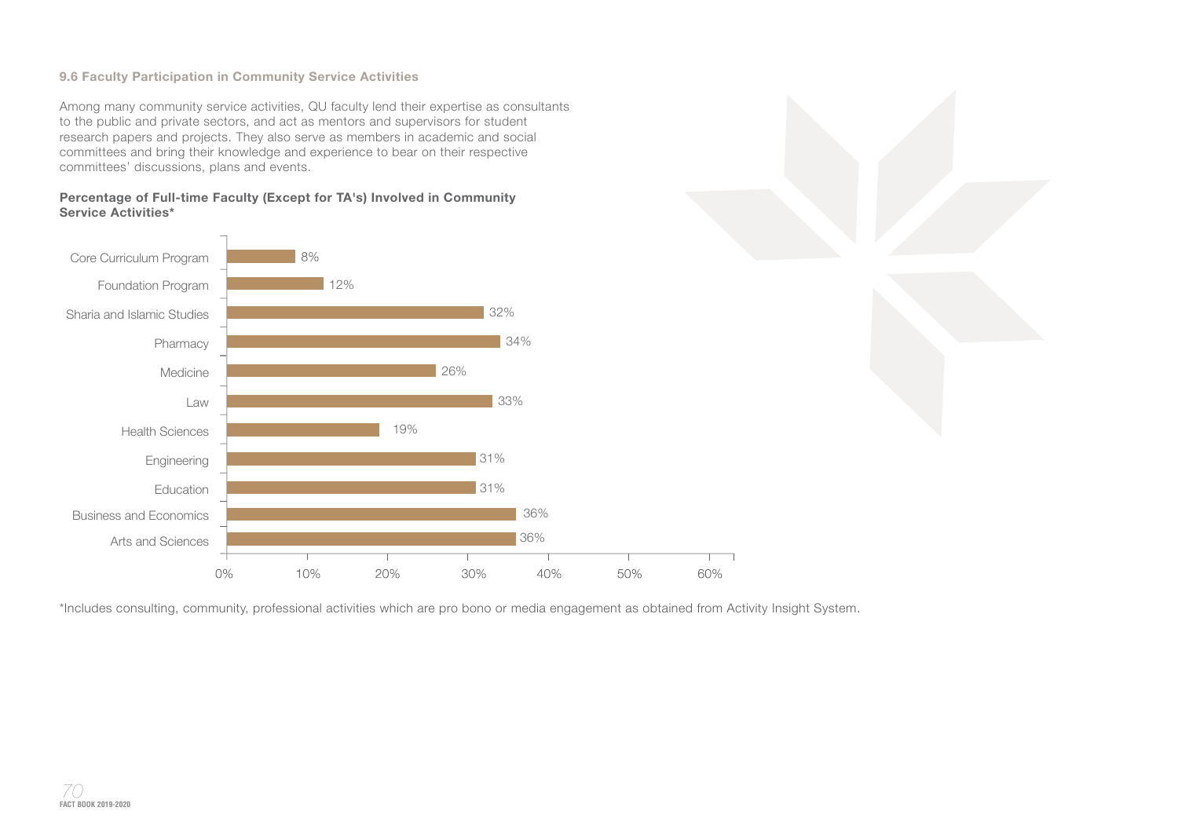### 9.6 Faculty Participation in Community Service Activities

Among many community service activities, QU faculty lend their expertise as consultants to the public and private sectors, and act as mentors and supervisors for student research papers and projects. They also serve as members in academic and social committees and bring their knowledge and experience to bear on their respective committees' discussions, plans and events.

**Percentage of Full-time Faculty (Except for TA's) Involved in Community Service Activities***

| College/Program | Percentage |
| --- | --- |
| Core Curriculum Program | 8% |
| Foundation Program | 12% |
| Sharia and Islamic Studies | 32% |
| Pharmacy | 34% |
| Medicine | 26% |
| Law | 33% |
| Health Sciences | 19% |
| Engineering | 31% |
| Education | 31% |
| Business and Economics | 36% |
| Arts and Sciences | 36% |

*Includes consulting, community, professional activities which are pro bono or media engagement as obtained from Activity Insight System.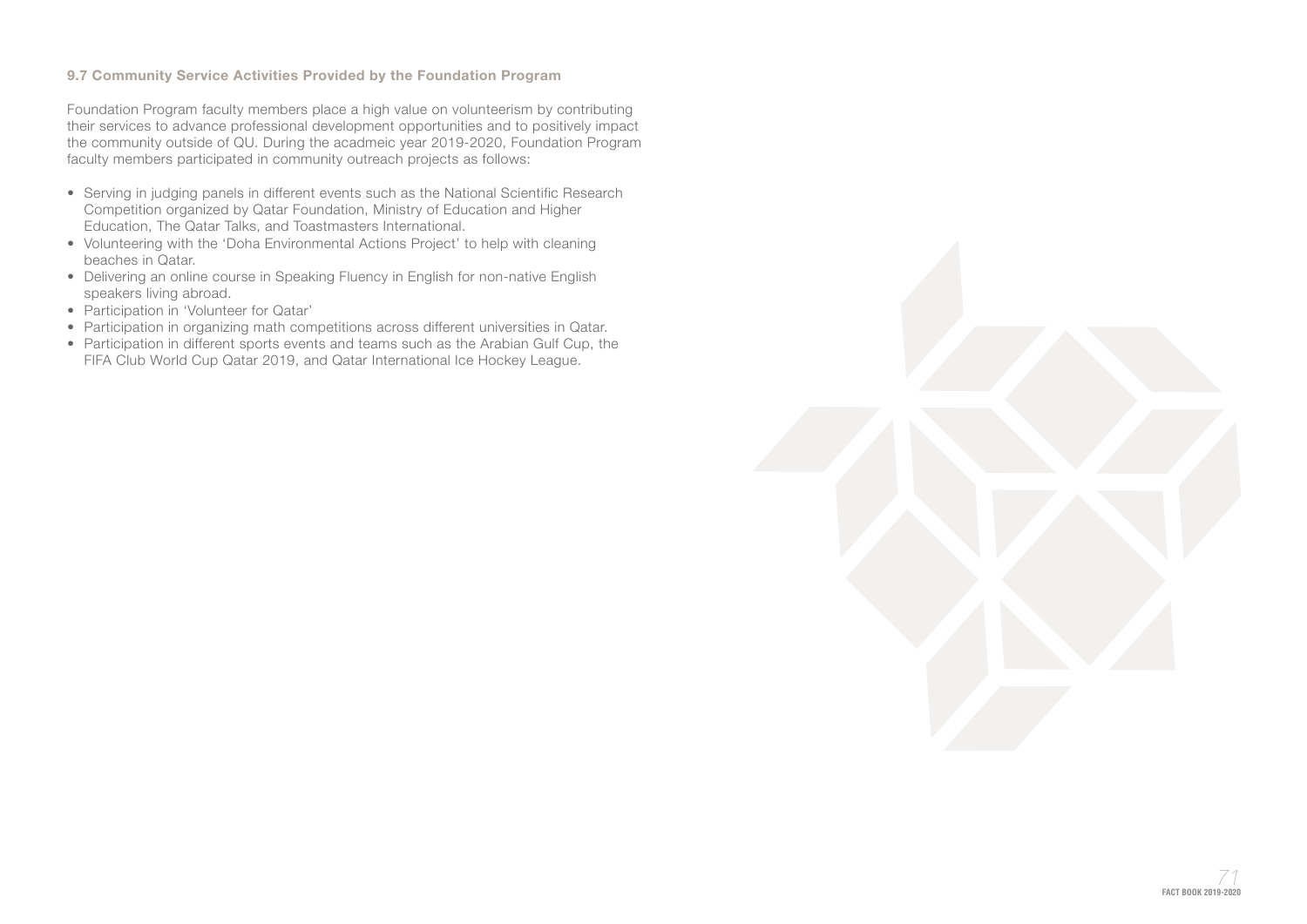### 9.7 Community Service Activities Provided by the Foundation Program

Foundation Program faculty members place a high value on volunteerism by contributing their services to advance professional development opportunities and to positively impact the community outside of QU. During the acadmeic year 2019-2020, Foundation Program faculty members participated in community outreach projects as follows:

- Serving in judging panels in different events such as the National Scientific Research Competition organized by Qatar Foundation, Ministry of Education and Higher Education, The Qatar Talks, and Toastmasters International.
- Volunteering with the 'Doha Environmental Actions Project' to help with cleaning beaches in Qatar.
- Delivering an online course in Speaking Fluency in English for non-native English speakers living abroad.
- Participation in 'Volunteer for Qatar'
- Participation in organizing math competitions across different universities in Qatar.
- Participation in different sports events and teams such as the Arabian Gulf Cup, the FIFA Club World Cup Qatar 2019, and Qatar International Ice Hockey League.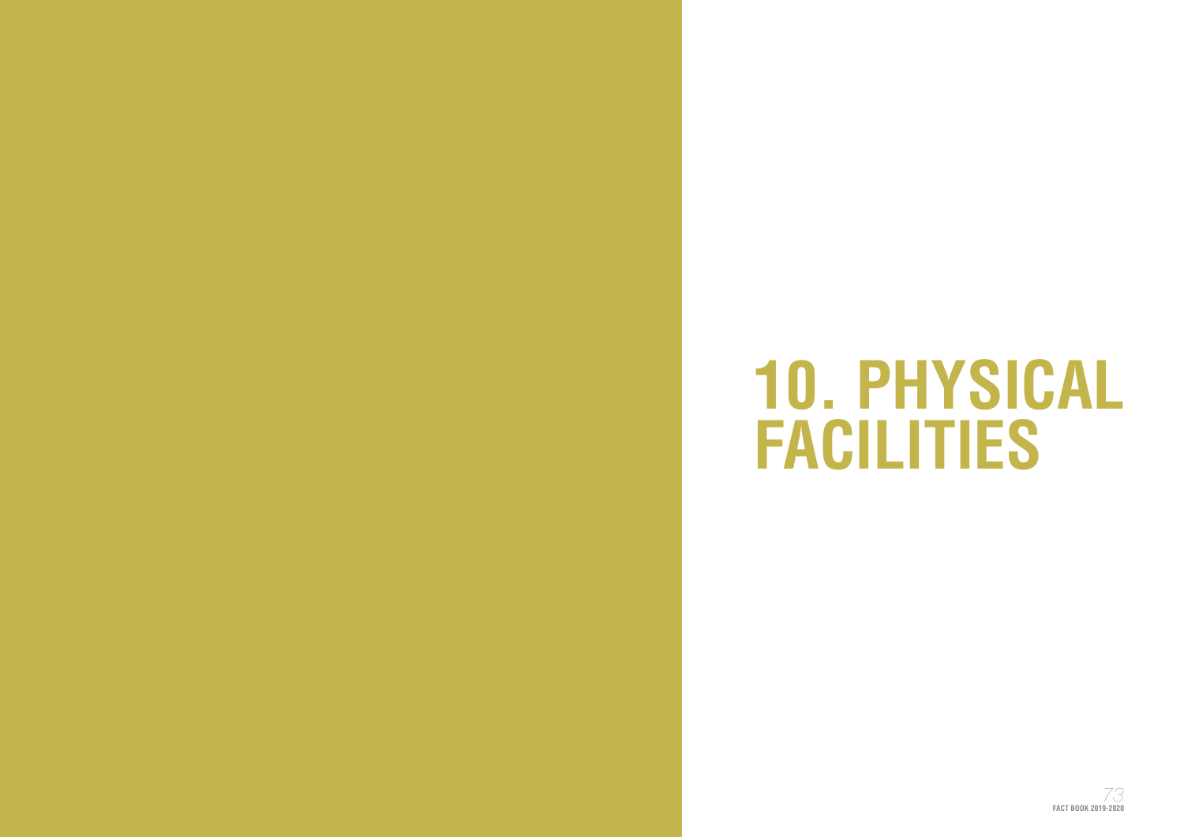# 10. PHYSICAL FACILITIES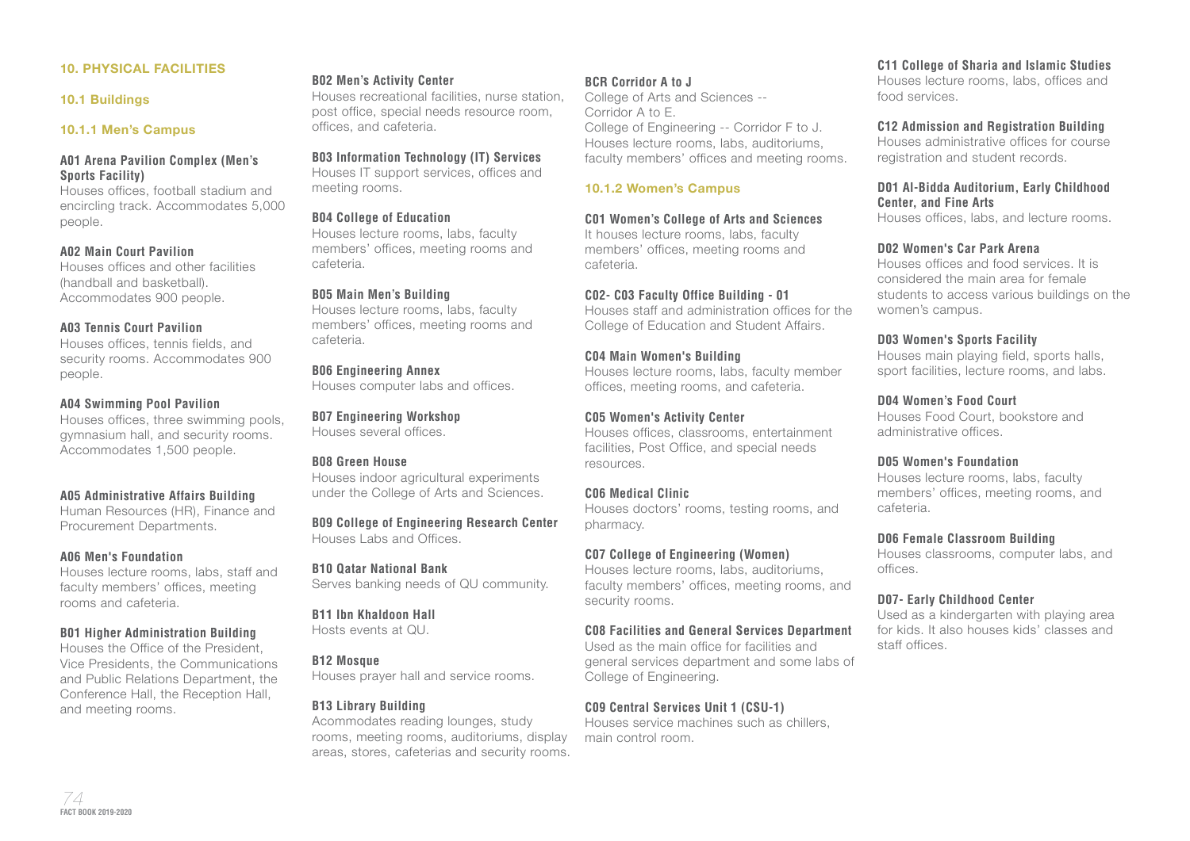## 10. PHYSICAL FACILITIES

### 10.1 Buildings

#### 10.1.1 Men's Campus

**A01 Arena Pavilion Complex (Men's Sports Facility)**
Houses offices, football stadium and encircling track. Accommodates 5,000 people.

**A02 Main Court Pavilion**
Houses offices and other facilities (handball and basketball). Accommodates 900 people.

**A03 Tennis Court Pavilion**
Houses offices, tennis fields, and security rooms. Accommodates 900 people.

**A04 Swimming Pool Pavilion**
Houses offices, three swimming pools, gymnasium hall, and security rooms. Accommodates 1,500 people.

**A05 Administrative Affairs Building**
Human Resources (HR), Finance and Procurement Departments.

**A06 Men's Foundation**
Houses lecture rooms, labs, staff and faculty members' offices, meeting rooms and cafeteria.

**B01 Higher Administration Building**
Houses the Office of the President, Vice Presidents, the Communications and Public Relations Department, the Conference Hall, the Reception Hall, and meeting rooms.

**B02 Men's Activity Center**
Houses recreational facilities, nurse station, post office, special needs resource room, offices, and cafeteria.

**B03 Information Technology (IT) Services**
Houses IT support services, offices and meeting rooms.

**B04 College of Education**
Houses lecture rooms, labs, faculty members' offices, meeting rooms and cafeteria.

**B05 Main Men's Building**
Houses lecture rooms, labs, faculty members' offices, meeting rooms and cafeteria.

**B06 Engineering Annex**
Houses computer labs and offices.

**B07 Engineering Workshop**
Houses several offices.

**B08 Green House**
Houses indoor agricultural experiments under the College of Arts and Sciences.

**B09 College of Engineering Research Center**
Houses Labs and Offices.

**B10 Qatar National Bank**
Serves banking needs of QU community.

**B11 Ibn Khaldoon Hall**
Hosts events at QU.

**B12 Mosque**
Houses prayer hall and service rooms.

**B13 Library Building**
Acommodates reading lounges, study rooms, meeting rooms, auditoriums, display areas, stores, cafeterias and security rooms.

**BCR Corridor A to J**
College of Arts and Sciences -- Corridor A to E.
College of Engineering -- Corridor F to J.
Houses lecture rooms, labs, auditoriums, faculty members' offices and meeting rooms.

#### 10.1.2 Women's Campus

**C01 Women's College of Arts and Sciences**
It houses lecture rooms, labs, faculty members' offices, meeting rooms and cafeteria.

**C02- C03 Faculty Office Building - 01**
Houses staff and administration offices for the College of Education and Student Affairs.

**C04 Main Women's Building**
Houses lecture rooms, labs, faculty member offices, meeting rooms, and cafeteria.

**C05 Women's Activity Center**
Houses offices, classrooms, entertainment facilities, Post Office, and special needs resources.

**C06 Medical Clinic**
Houses doctors' rooms, testing rooms, and pharmacy.

**C07 College of Engineering (Women)**
Houses lecture rooms, labs, auditoriums, faculty members' offices, meeting rooms, and security rooms.

**C08 Facilities and General Services Department**
Used as the main office for facilities and general services department and some labs of College of Engineering.

**C09 Central Services Unit 1 (CSU-1)**
Houses service machines such as chillers, main control room.

**C11 College of Sharia and Islamic Studies**
Houses lecture rooms, labs, offices and food services.

**C12 Admission and Registration Building**
Houses administrative offices for course registration and student records.

**D01 Al-Bidda Auditorium, Early Childhood Center, and Fine Arts**
Houses offices, labs, and lecture rooms.

**D02 Women's Car Park Arena**
Houses offices and food services. It is considered the main area for female students to access various buildings on the women's campus.

**D03 Women's Sports Facility**
Houses main playing field, sports halls, sport facilities, lecture rooms, and labs.

**D04 Women's Food Court**
Houses Food Court, bookstore and administrative offices.

**D05 Women's Foundation**
Houses lecture rooms, labs, faculty members' offices, meeting rooms, and cafeteria.

**D06 Female Classroom Building**
Houses classrooms, computer labs, and offices.

**D07- Early Childhood Center**
Used as a kindergarten with playing area for kids. It also houses kids' classes and staff offices.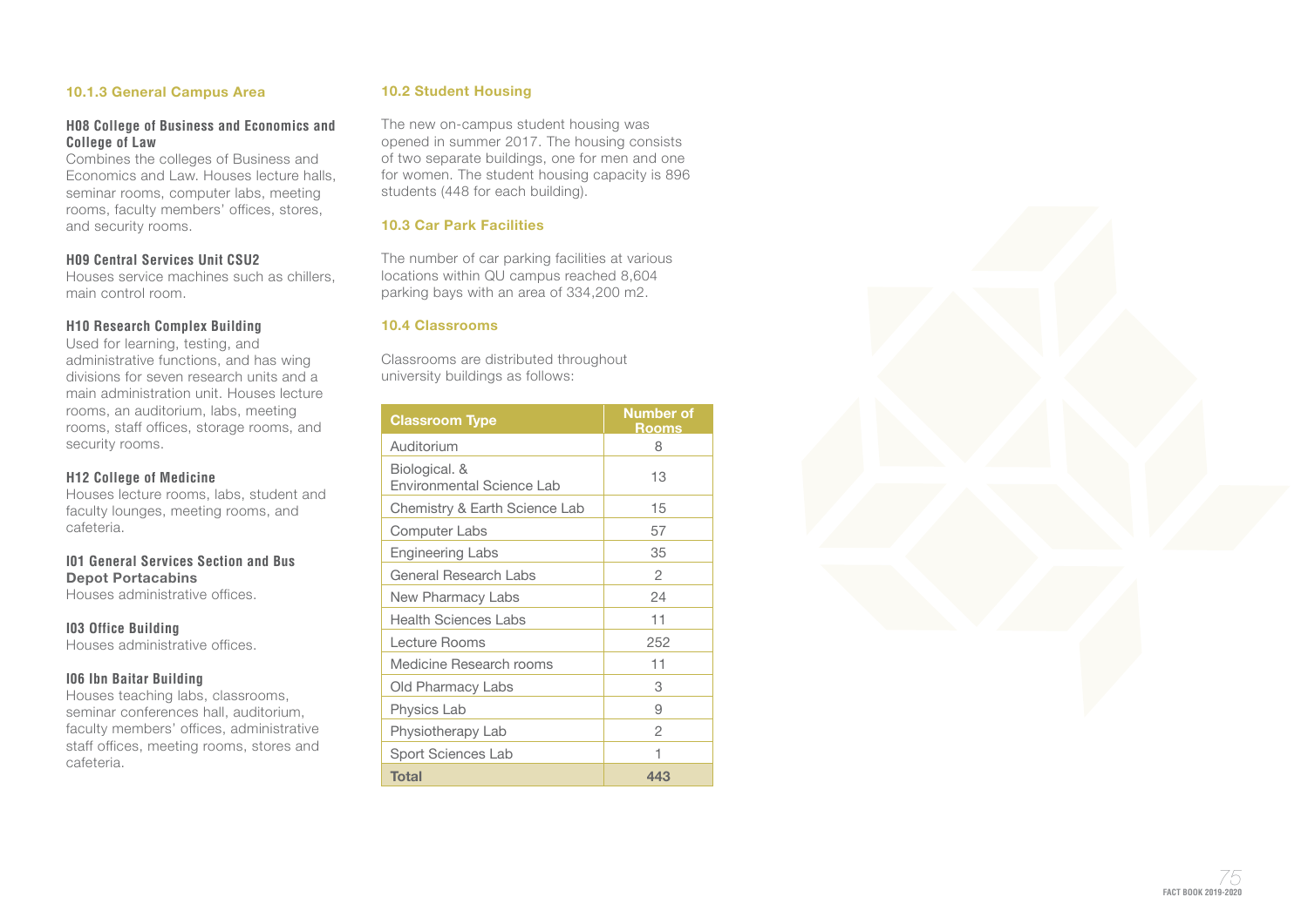### 10.1.3 General Campus Area

**H08 College of Business and Economics and College of Law**
Combines the colleges of Business and Economics and Law. Houses lecture halls, seminar rooms, computer labs, meeting rooms, faculty members' offices, stores, and security rooms.

**H09 Central Services Unit CSU2**
Houses service machines such as chillers, main control room.

**H10 Research Complex Building**
Used for learning, testing, and administrative functions, and has wing divisions for seven research units and a main administration unit. Houses lecture rooms, an auditorium, labs, meeting rooms, staff offices, storage rooms, and security rooms.

**H12 College of Medicine**
Houses lecture rooms, labs, student and faculty lounges, meeting rooms, and cafeteria.

**I01 General Services Section and Bus Depot Portacabins**
Houses administrative offices.

**I03 Office Building**
Houses administrative offices.

**I06 Ibn Baitar Building**
Houses teaching labs, classrooms, seminar conferences hall, auditorium, faculty members' offices, administrative staff offices, meeting rooms, stores and cafeteria.

## 10.2 Student Housing

The new on-campus student housing was opened in summer 2017. The housing consists of two separate buildings, one for men and one for women. The student housing capacity is 896 students (448 for each building).

## 10.3 Car Park Facilities

The number of car parking facilities at various locations within QU campus reached 8,604 parking bays with an area of 334,200 m2.

## 10.4 Classrooms

Classrooms are distributed throughout university buildings as follows:

| Classroom Type | Number of Rooms |
|---|---|
| Auditorium | 8 |
| Biological. & Environmental Science Lab | 13 |
| Chemistry & Earth Science Lab | 15 |
| Computer Labs | 57 |
| Engineering Labs | 35 |
| General Research Labs | 2 |
| New Pharmacy Labs | 24 |
| Health Sciences Labs | 11 |
| Lecture Rooms | 252 |
| Medicine Research rooms | 11 |
| Old Pharmacy Labs | 3 |
| Physics Lab | 9 |
| Physiotherapy Lab | 2 |
| Sport Sciences Lab | 1 |
| **Total** | **443** |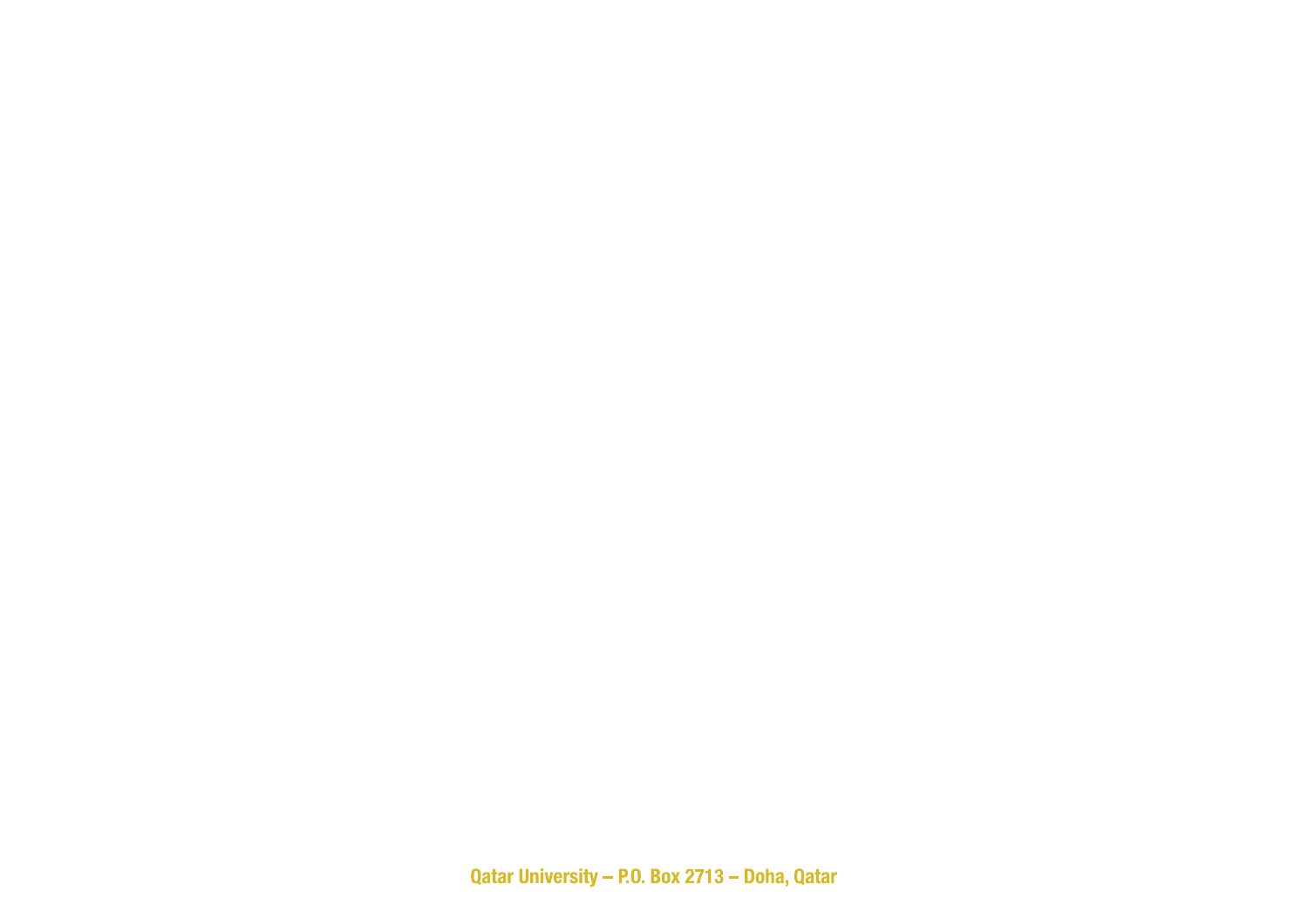Qatar University – P.O. Box 2713 – Doha, Qatar